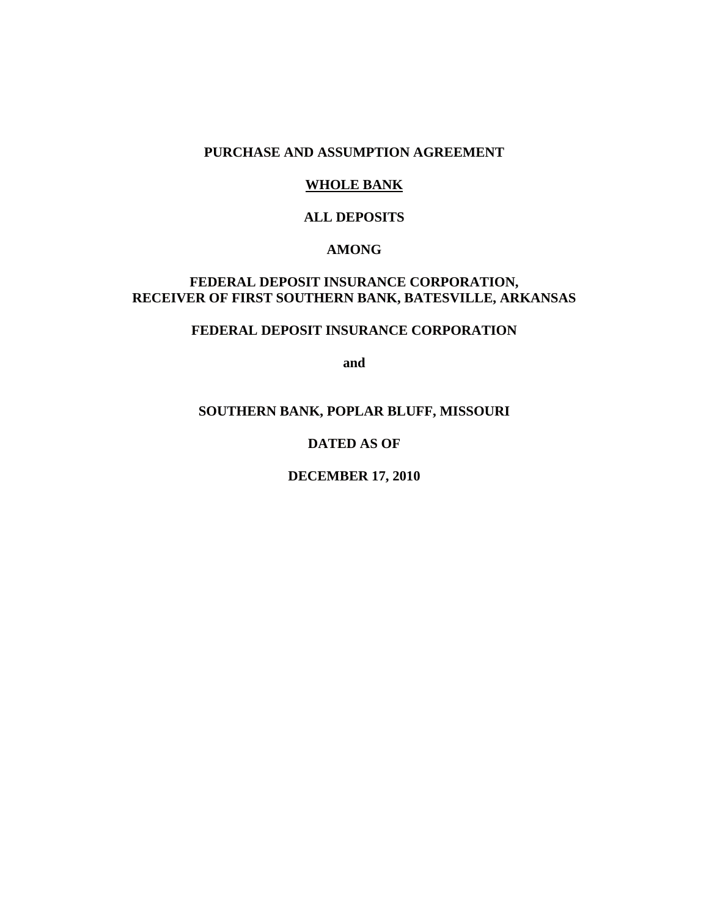**PURCHASE AND ASSUMPTION AGREEMENT**

**WHOLE BANK**

**ALL DEPOSITS**

**AMONG**

**FEDERAL DEPOSIT INSURANCE CORPORATION,
RECEIVER OF FIRST SOUTHERN BANK, BATESVILLE, ARKANSAS**

**FEDERAL DEPOSIT INSURANCE CORPORATION**

**and**

**SOUTHERN BANK, POPLAR BLUFF, MISSOURI**

**DATED AS OF**

**DECEMBER 17, 2010**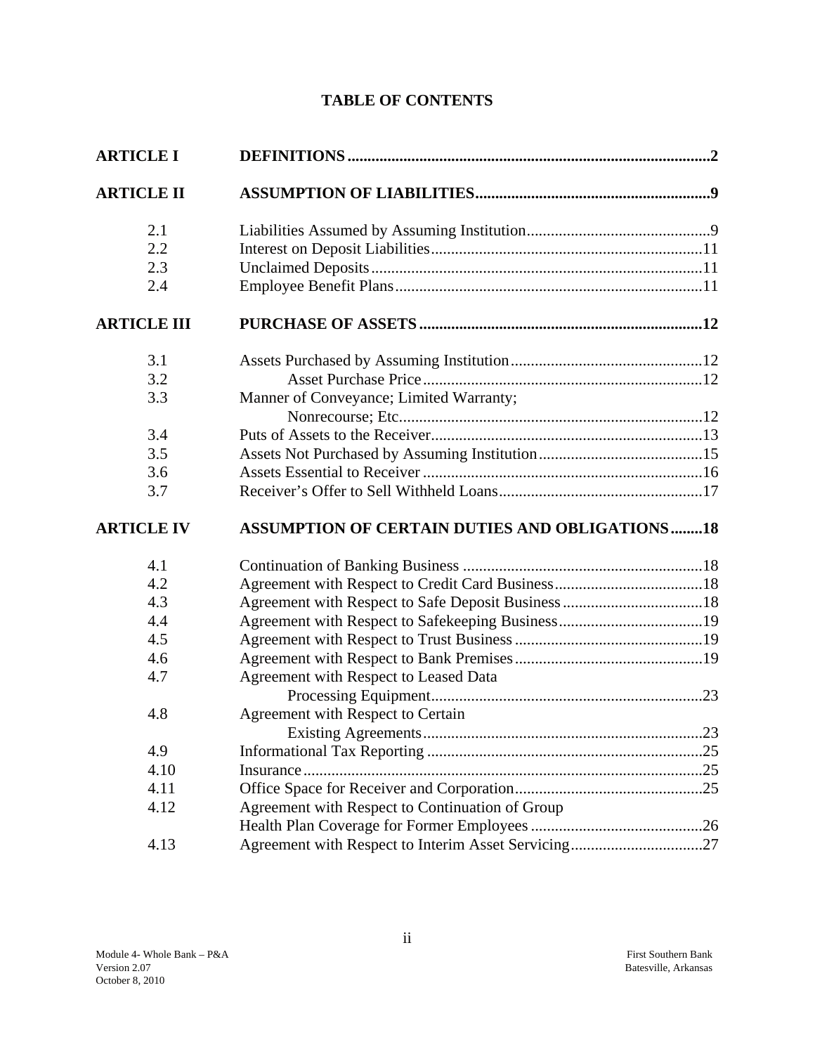# TABLE OF CONTENTS

| | | |
|---|---|---|
| **ARTICLE I** | **DEFINITIONS** | **2** |
| **ARTICLE II** | **ASSUMPTION OF LIABILITIES** | **9** |
| 2.1 | Liabilities Assumed by Assuming Institution | 9 |
| 2.2 | Interest on Deposit Liabilities | 11 |
| 2.3 | Unclaimed Deposits | 11 |
| 2.4 | Employee Benefit Plans | 11 |
| **ARTICLE III** | **PURCHASE OF ASSETS** | **12** |
| 3.1 | Assets Purchased by Assuming Institution | 12 |
| 3.2 | Asset Purchase Price | 12 |
| 3.3 | Manner of Conveyance; Limited Warranty; Nonrecourse; Etc. | 12 |
| 3.4 | Puts of Assets to the Receiver | 13 |
| 3.5 | Assets Not Purchased by Assuming Institution | 15 |
| 3.6 | Assets Essential to Receiver | 16 |
| 3.7 | Receiver's Offer to Sell Withheld Loans | 17 |
| **ARTICLE IV** | **ASSUMPTION OF CERTAIN DUTIES AND OBLIGATIONS** | **18** |
| 4.1 | Continuation of Banking Business | 18 |
| 4.2 | Agreement with Respect to Credit Card Business | 18 |
| 4.3 | Agreement with Respect to Safe Deposit Business | 18 |
| 4.4 | Agreement with Respect to Safekeeping Business | 19 |
| 4.5 | Agreement with Respect to Trust Business | 19 |
| 4.6 | Agreement with Respect to Bank Premises | 19 |
| 4.7 | Agreement with Respect to Leased Data Processing Equipment | 23 |
| 4.8 | Agreement with Respect to Certain Existing Agreements | 23 |
| 4.9 | Informational Tax Reporting | 25 |
| 4.10 | Insurance | 25 |
| 4.11 | Office Space for Receiver and Corporation | 25 |
| 4.12 | Agreement with Respect to Continuation of Group Health Plan Coverage for Former Employees | 26 |
| 4.13 | Agreement with Respect to Interim Asset Servicing | 27 |

Module 4- Whole Bank – P&A
Version 2.07
October 8, 2010

First Southern Bank
Batesville, Arkansas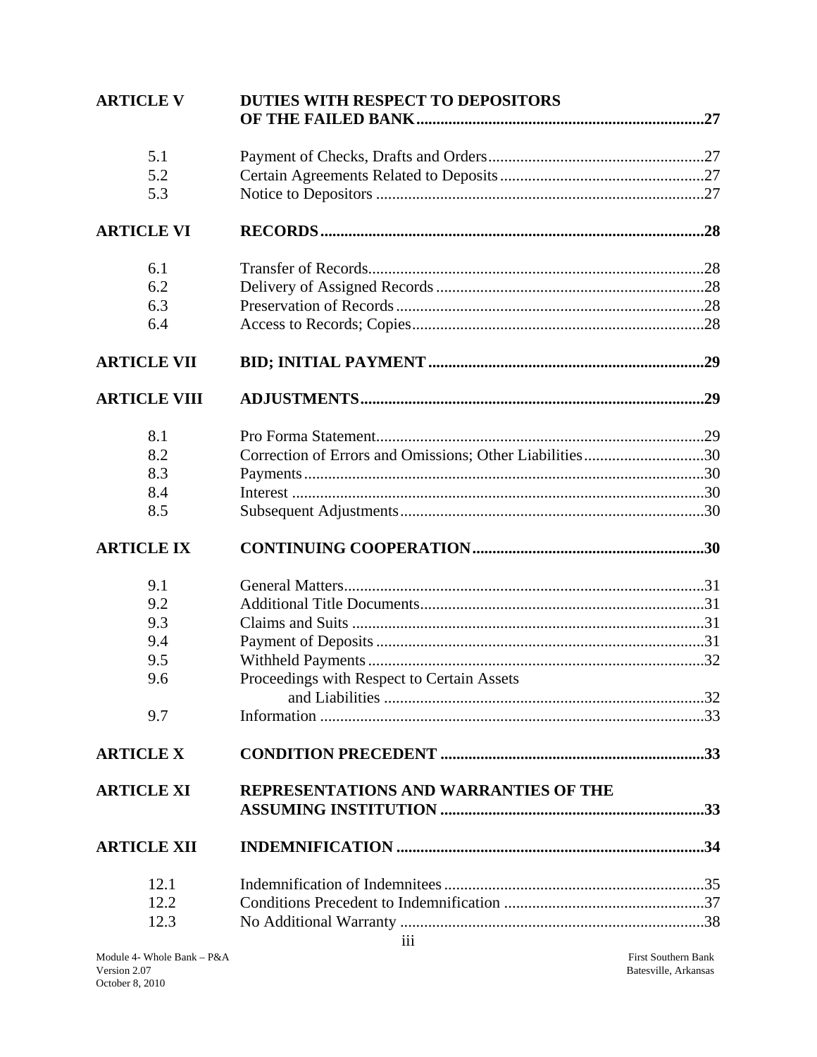| | | |
|---|---|---|
| **ARTICLE V** | **DUTIES WITH RESPECT TO DEPOSITORS OF THE FAILED BANK** | **27** |
| 5.1 | Payment of Checks, Drafts and Orders | 27 |
| 5.2 | Certain Agreements Related to Deposits | 27 |
| 5.3 | Notice to Depositors | 27 |
| **ARTICLE VI** | **RECORDS** | **28** |
| 6.1 | Transfer of Records | 28 |
| 6.2 | Delivery of Assigned Records | 28 |
| 6.3 | Preservation of Records | 28 |
| 6.4 | Access to Records; Copies | 28 |
| **ARTICLE VII** | **BID; INITIAL PAYMENT** | **29** |
| **ARTICLE VIII** | **ADJUSTMENTS** | **29** |
| 8.1 | Pro Forma Statement | 29 |
| 8.2 | Correction of Errors and Omissions; Other Liabilities | 30 |
| 8.3 | Payments | 30 |
| 8.4 | Interest | 30 |
| 8.5 | Subsequent Adjustments | 30 |
| **ARTICLE IX** | **CONTINUING COOPERATION** | **30** |
| 9.1 | General Matters | 31 |
| 9.2 | Additional Title Documents | 31 |
| 9.3 | Claims and Suits | 31 |
| 9.4 | Payment of Deposits | 31 |
| 9.5 | Withheld Payments | 32 |
| 9.6 | Proceedings with Respect to Certain Assets and Liabilities | 32 |
| 9.7 | Information | 33 |
| **ARTICLE X** | **CONDITION PRECEDENT** | **33** |
| **ARTICLE XI** | **REPRESENTATIONS AND WARRANTIES OF THE ASSUMING INSTITUTION** | **33** |
| **ARTICLE XII** | **INDEMNIFICATION** | **34** |
| 12.1 | Indemnification of Indemnitees | 35 |
| 12.2 | Conditions Precedent to Indemnification | 37 |
| 12.3 | No Additional Warranty | 38 |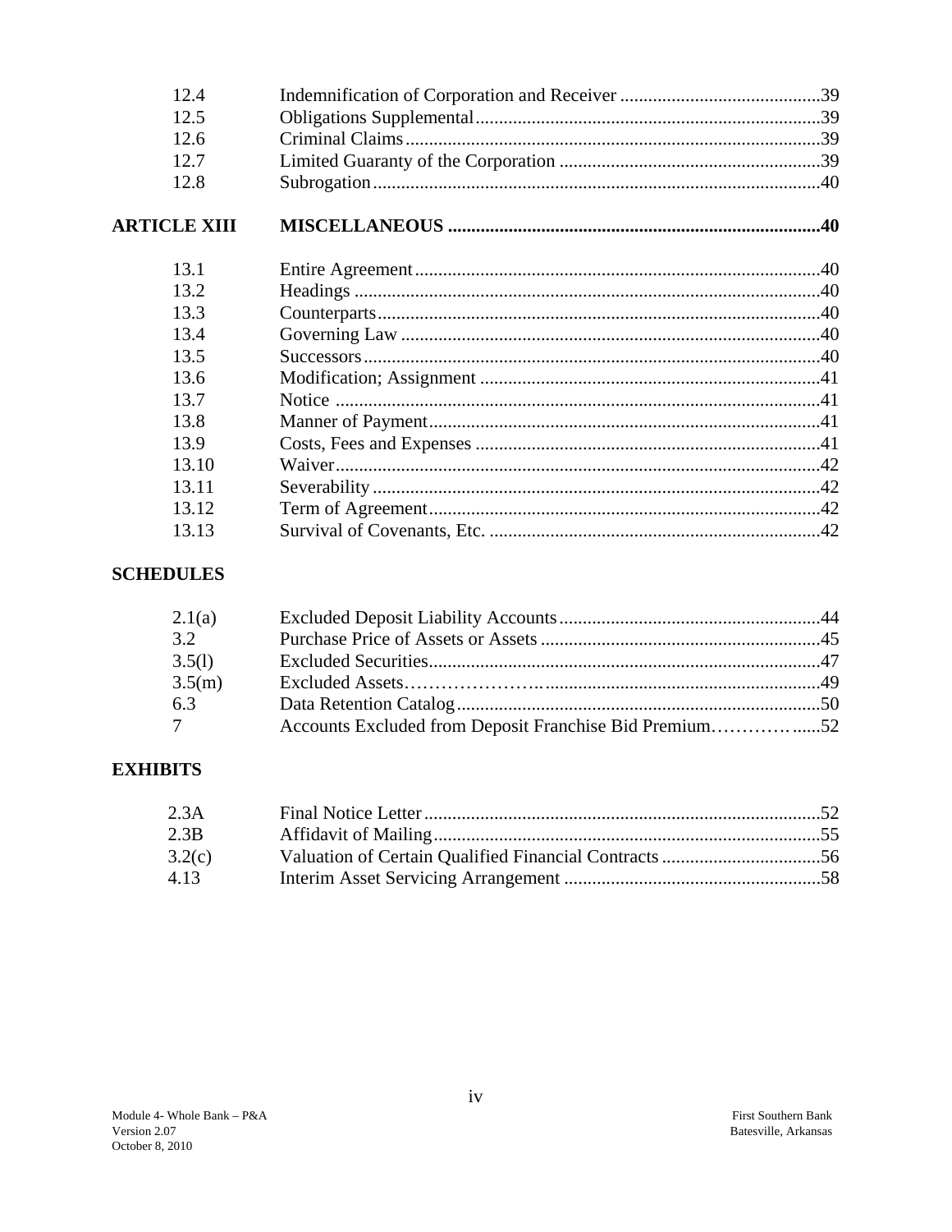| | | |
|---|---|---|
| 12.4 | Indemnification of Corporation and Receiver | 39 |
| 12.5 | Obligations Supplemental | 39 |
| 12.6 | Criminal Claims | 39 |
| 12.7 | Limited Guaranty of the Corporation | 39 |
| 12.8 | Subrogation | 40 |
| **ARTICLE XIII** | **MISCELLANEOUS** | **40** |
| 13.1 | Entire Agreement | 40 |
| 13.2 | Headings | 40 |
| 13.3 | Counterparts | 40 |
| 13.4 | Governing Law | 40 |
| 13.5 | Successors | 40 |
| 13.6 | Modification; Assignment | 41 |
| 13.7 | Notice | 41 |
| 13.8 | Manner of Payment | 41 |
| 13.9 | Costs, Fees and Expenses | 41 |
| 13.10 | Waiver | 42 |
| 13.11 | Severability | 42 |
| 13.12 | Term of Agreement | 42 |
| 13.13 | Survival of Covenants, Etc. | 42 |

**SCHEDULES**

| | | |
|---|---|---|
| 2.1(a) | Excluded Deposit Liability Accounts | 44 |
| 3.2 | Purchase Price of Assets or Assets | 45 |
| 3.5(l) | Excluded Securities | 47 |
| 3.5(m) | Excluded Assets | 49 |
| 6.3 | Data Retention Catalog | 50 |
| 7 | Accounts Excluded from Deposit Franchise Bid Premium | 52 |

**EXHIBITS**

| | | |
|---|---|---|
| 2.3A | Final Notice Letter | 52 |
| 2.3B | Affidavit of Mailing | 55 |
| 3.2(c) | Valuation of Certain Qualified Financial Contracts | 56 |
| 4.13 | Interim Asset Servicing Arrangement | 58 |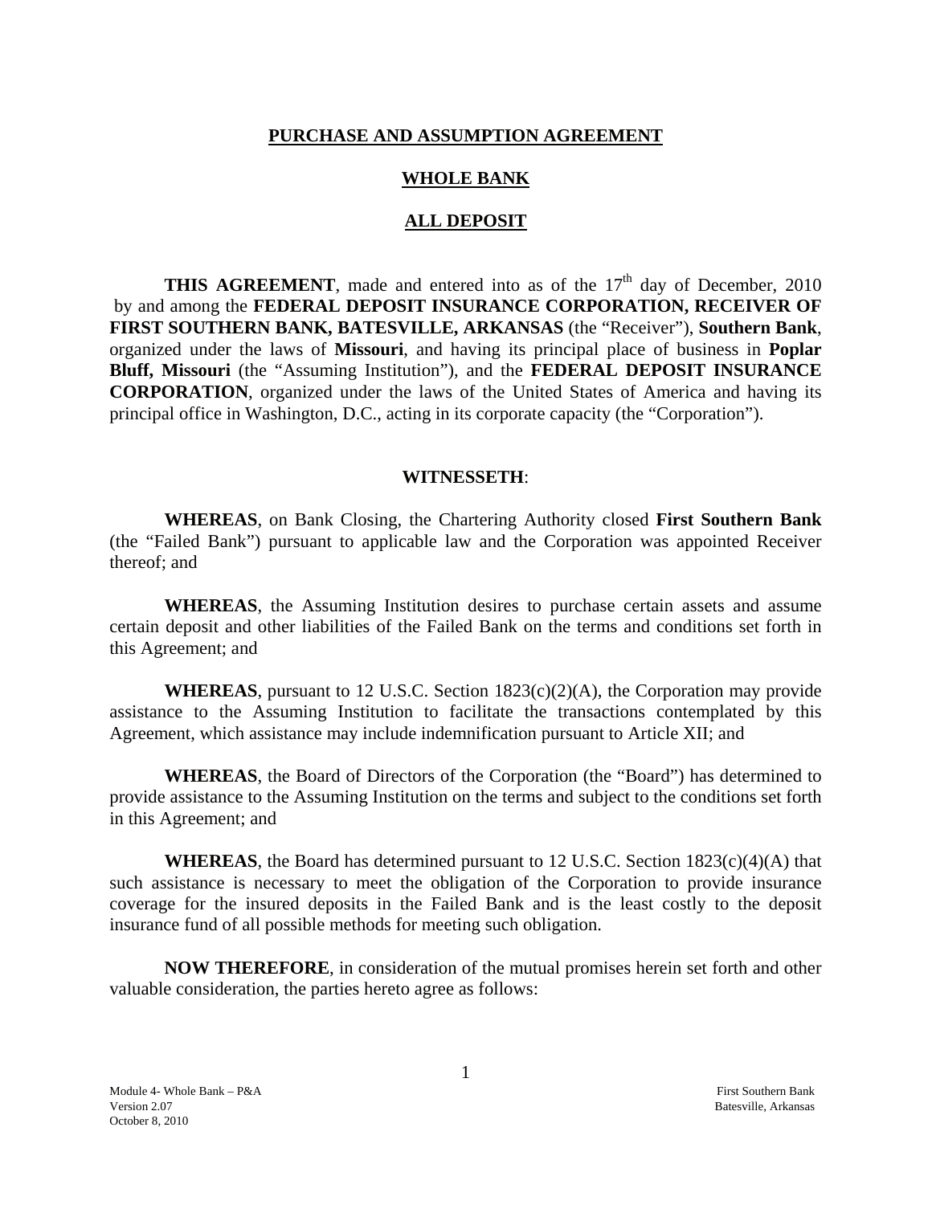**PURCHASE AND ASSUMPTION AGREEMENT**

**WHOLE BANK**

**ALL DEPOSIT**

**THIS AGREEMENT**, made and entered into as of the 17th day of December, 2010 by and among the **FEDERAL DEPOSIT INSURANCE CORPORATION, RECEIVER OF FIRST SOUTHERN BANK, BATESVILLE, ARKANSAS** (the "Receiver"), **Southern Bank**, organized under the laws of **Missouri**, and having its principal place of business in **Poplar Bluff, Missouri** (the "Assuming Institution"), and the **FEDERAL DEPOSIT INSURANCE CORPORATION**, organized under the laws of the United States of America and having its principal office in Washington, D.C., acting in its corporate capacity (the "Corporation").

**WITNESSETH**:

**WHEREAS**, on Bank Closing, the Chartering Authority closed **First Southern Bank** (the "Failed Bank") pursuant to applicable law and the Corporation was appointed Receiver thereof; and

**WHEREAS**, the Assuming Institution desires to purchase certain assets and assume certain deposit and other liabilities of the Failed Bank on the terms and conditions set forth in this Agreement; and

**WHEREAS**, pursuant to 12 U.S.C. Section 1823(c)(2)(A), the Corporation may provide assistance to the Assuming Institution to facilitate the transactions contemplated by this Agreement, which assistance may include indemnification pursuant to Article XII; and

**WHEREAS**, the Board of Directors of the Corporation (the "Board") has determined to provide assistance to the Assuming Institution on the terms and subject to the conditions set forth in this Agreement; and

**WHEREAS**, the Board has determined pursuant to 12 U.S.C. Section 1823(c)(4)(A) that such assistance is necessary to meet the obligation of the Corporation to provide insurance coverage for the insured deposits in the Failed Bank and is the least costly to the deposit insurance fund of all possible methods for meeting such obligation.

**NOW THEREFORE**, in consideration of the mutual promises herein set forth and other valuable consideration, the parties hereto agree as follows: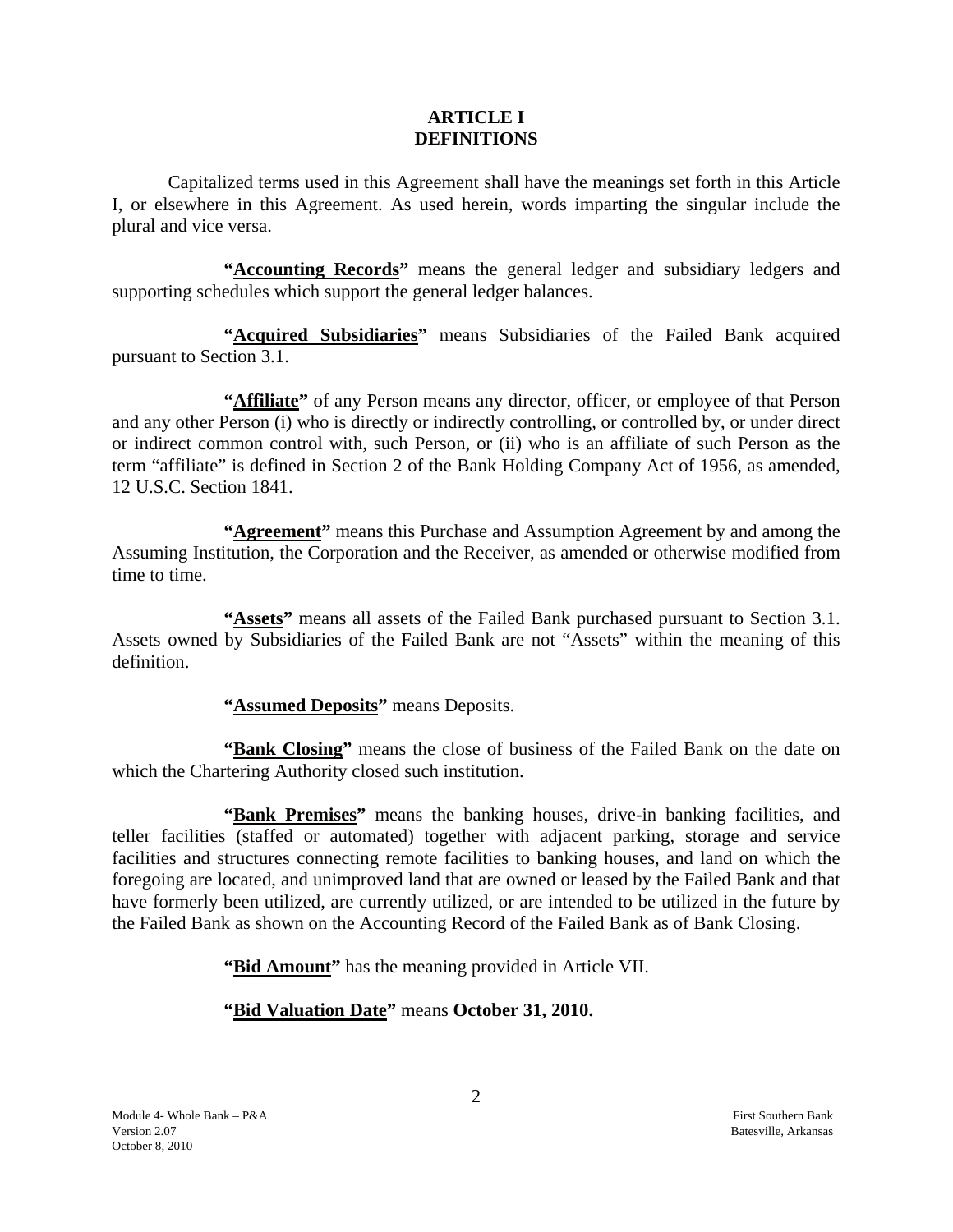# ARTICLE I
# DEFINITIONS

Capitalized terms used in this Agreement shall have the meanings set forth in this Article I, or elsewhere in this Agreement. As used herein, words imparting the singular include the plural and vice versa.

**"Accounting Records"** means the general ledger and subsidiary ledgers and supporting schedules which support the general ledger balances.

**"Acquired Subsidiaries"** means Subsidiaries of the Failed Bank acquired pursuant to Section 3.1.

**"Affiliate"** of any Person means any director, officer, or employee of that Person and any other Person (i) who is directly or indirectly controlling, or controlled by, or under direct or indirect common control with, such Person, or (ii) who is an affiliate of such Person as the term "affiliate" is defined in Section 2 of the Bank Holding Company Act of 1956, as amended, 12 U.S.C. Section 1841.

**"Agreement"** means this Purchase and Assumption Agreement by and among the Assuming Institution, the Corporation and the Receiver, as amended or otherwise modified from time to time.

**"Assets"** means all assets of the Failed Bank purchased pursuant to Section 3.1. Assets owned by Subsidiaries of the Failed Bank are not "Assets" within the meaning of this definition.

**"Assumed Deposits"** means Deposits.

**"Bank Closing"** means the close of business of the Failed Bank on the date on which the Chartering Authority closed such institution.

**"Bank Premises"** means the banking houses, drive-in banking facilities, and teller facilities (staffed or automated) together with adjacent parking, storage and service facilities and structures connecting remote facilities to banking houses, and land on which the foregoing are located, and unimproved land that are owned or leased by the Failed Bank and that have formerly been utilized, are currently utilized, or are intended to be utilized in the future by the Failed Bank as shown on the Accounting Record of the Failed Bank as of Bank Closing.

**"Bid Amount"** has the meaning provided in Article VII.

**"Bid Valuation Date"** means **October 31, 2010.**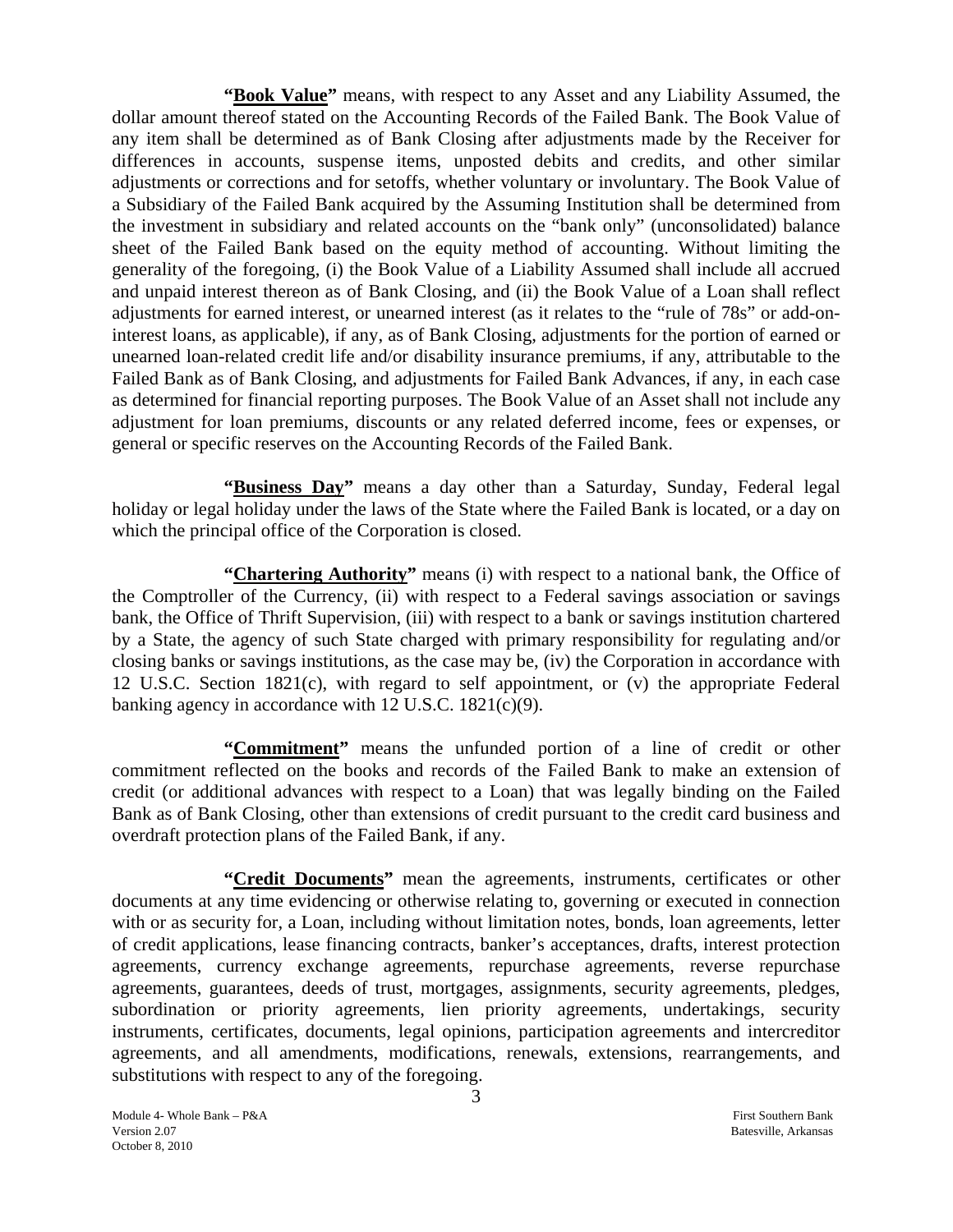"**<u>Book Value</u>**" means, with respect to any Asset and any Liability Assumed, the dollar amount thereof stated on the Accounting Records of the Failed Bank. The Book Value of any item shall be determined as of Bank Closing after adjustments made by the Receiver for differences in accounts, suspense items, unposted debits and credits, and other similar adjustments or corrections and for setoffs, whether voluntary or involuntary. The Book Value of a Subsidiary of the Failed Bank acquired by the Assuming Institution shall be determined from the investment in subsidiary and related accounts on the "bank only" (unconsolidated) balance sheet of the Failed Bank based on the equity method of accounting. Without limiting the generality of the foregoing, (i) the Book Value of a Liability Assumed shall include all accrued and unpaid interest thereon as of Bank Closing, and (ii) the Book Value of a Loan shall reflect adjustments for earned interest, or unearned interest (as it relates to the "rule of 78s" or add-on-interest loans, as applicable), if any, as of Bank Closing, adjustments for the portion of earned or unearned loan-related credit life and/or disability insurance premiums, if any, attributable to the Failed Bank as of Bank Closing, and adjustments for Failed Bank Advances, if any, in each case as determined for financial reporting purposes. The Book Value of an Asset shall not include any adjustment for loan premiums, discounts or any related deferred income, fees or expenses, or general or specific reserves on the Accounting Records of the Failed Bank.

"**<u>Business Day</u>**" means a day other than a Saturday, Sunday, Federal legal holiday or legal holiday under the laws of the State where the Failed Bank is located, or a day on which the principal office of the Corporation is closed.

"**<u>Chartering Authority</u>**" means (i) with respect to a national bank, the Office of the Comptroller of the Currency, (ii) with respect to a Federal savings association or savings bank, the Office of Thrift Supervision, (iii) with respect to a bank or savings institution chartered by a State, the agency of such State charged with primary responsibility for regulating and/or closing banks or savings institutions, as the case may be, (iv) the Corporation in accordance with 12 U.S.C. Section 1821(c), with regard to self appointment, or (v) the appropriate Federal banking agency in accordance with 12 U.S.C. 1821(c)(9).

"**<u>Commitment</u>**" means the unfunded portion of a line of credit or other commitment reflected on the books and records of the Failed Bank to make an extension of credit (or additional advances with respect to a Loan) that was legally binding on the Failed Bank as of Bank Closing, other than extensions of credit pursuant to the credit card business and overdraft protection plans of the Failed Bank, if any.

"**<u>Credit Documents</u>**" mean the agreements, instruments, certificates or other documents at any time evidencing or otherwise relating to, governing or executed in connection with or as security for, a Loan, including without limitation notes, bonds, loan agreements, letter of credit applications, lease financing contracts, banker's acceptances, drafts, interest protection agreements, currency exchange agreements, repurchase agreements, reverse repurchase agreements, guarantees, deeds of trust, mortgages, assignments, security agreements, pledges, subordination or priority agreements, lien priority agreements, undertakings, security instruments, certificates, documents, legal opinions, participation agreements and intercreditor agreements, and all amendments, modifications, renewals, extensions, rearrangements, and substitutions with respect to any of the foregoing.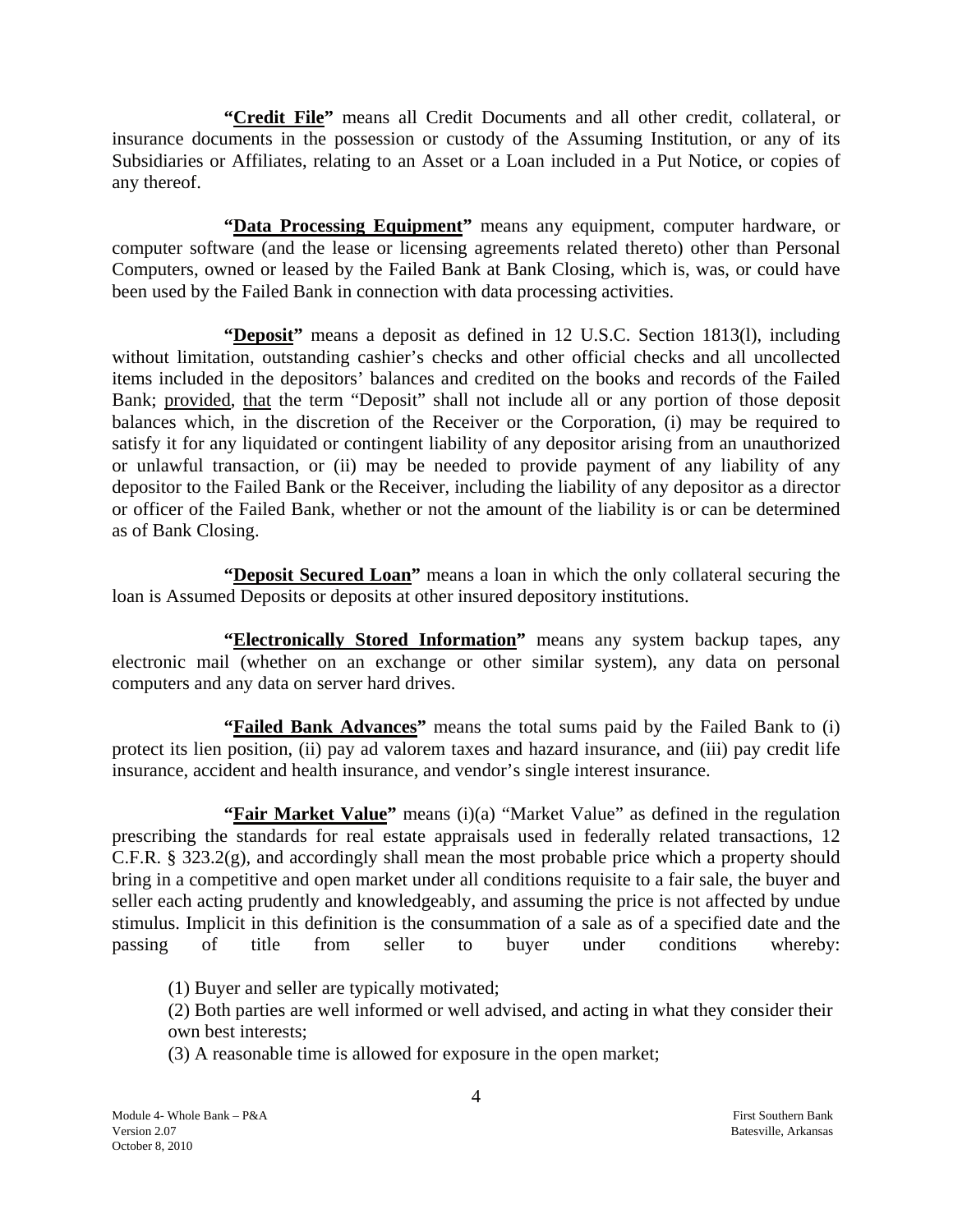**"<u>Credit File</u>"** means all Credit Documents and all other credit, collateral, or insurance documents in the possession or custody of the Assuming Institution, or any of its Subsidiaries or Affiliates, relating to an Asset or a Loan included in a Put Notice, or copies of any thereof.

**"<u>Data Processing Equipment</u>"** means any equipment, computer hardware, or computer software (and the lease or licensing agreements related thereto) other than Personal Computers, owned or leased by the Failed Bank at Bank Closing, which is, was, or could have been used by the Failed Bank in connection with data processing activities.

**"<u>Deposit</u>"** means a deposit as defined in 12 U.S.C. Section 1813(l), including without limitation, outstanding cashier's checks and other official checks and all uncollected items included in the depositors' balances and credited on the books and records of the Failed Bank; <u>provided</u>, <u>that</u> the term "Deposit" shall not include all or any portion of those deposit balances which, in the discretion of the Receiver or the Corporation, (i) may be required to satisfy it for any liquidated or contingent liability of any depositor arising from an unauthorized or unlawful transaction, or (ii) may be needed to provide payment of any liability of any depositor to the Failed Bank or the Receiver, including the liability of any depositor as a director or officer of the Failed Bank, whether or not the amount of the liability is or can be determined as of Bank Closing.

**"<u>Deposit Secured Loan</u>"** means a loan in which the only collateral securing the loan is Assumed Deposits or deposits at other insured depository institutions.

**"<u>Electronically Stored Information</u>"** means any system backup tapes, any electronic mail (whether on an exchange or other similar system), any data on personal computers and any data on server hard drives.

**"<u>Failed Bank Advances</u>"** means the total sums paid by the Failed Bank to (i) protect its lien position, (ii) pay ad valorem taxes and hazard insurance, and (iii) pay credit life insurance, accident and health insurance, and vendor's single interest insurance.

**"<u>Fair Market Value</u>"** means (i)(a) "Market Value" as defined in the regulation prescribing the standards for real estate appraisals used in federally related transactions, 12 C.F.R. § 323.2(g), and accordingly shall mean the most probable price which a property should bring in a competitive and open market under all conditions requisite to a fair sale, the buyer and seller each acting prudently and knowledgeably, and assuming the price is not affected by undue stimulus. Implicit in this definition is the consummation of a sale as of a specified date and the passing of title from seller to buyer under conditions whereby:

(1) Buyer and seller are typically motivated;
(2) Both parties are well informed or well advised, and acting in what they consider their own best interests;
(3) A reasonable time is allowed for exposure in the open market;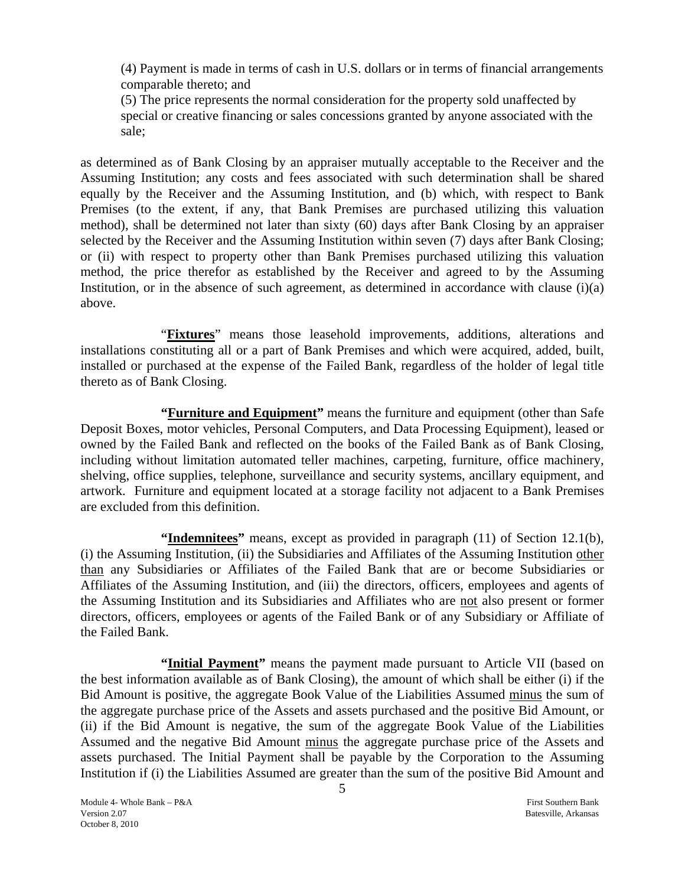(4) Payment is made in terms of cash in U.S. dollars or in terms of financial arrangements comparable thereto; and

(5) The price represents the normal consideration for the property sold unaffected by special or creative financing or sales concessions granted by anyone associated with the sale;

as determined as of Bank Closing by an appraiser mutually acceptable to the Receiver and the Assuming Institution; any costs and fees associated with such determination shall be shared equally by the Receiver and the Assuming Institution, and (b) which, with respect to Bank Premises (to the extent, if any, that Bank Premises are purchased utilizing this valuation method), shall be determined not later than sixty (60) days after Bank Closing by an appraiser selected by the Receiver and the Assuming Institution within seven (7) days after Bank Closing; or (ii) with respect to property other than Bank Premises purchased utilizing this valuation method, the price therefor as established by the Receiver and agreed to by the Assuming Institution, or in the absence of such agreement, as determined in accordance with clause (i)(a) above.

"**Fixtures**" means those leasehold improvements, additions, alterations and installations constituting all or a part of Bank Premises and which were acquired, added, built, installed or purchased at the expense of the Failed Bank, regardless of the holder of legal title thereto as of Bank Closing.

**"Furniture and Equipment"** means the furniture and equipment (other than Safe Deposit Boxes, motor vehicles, Personal Computers, and Data Processing Equipment), leased or owned by the Failed Bank and reflected on the books of the Failed Bank as of Bank Closing, including without limitation automated teller machines, carpeting, furniture, office machinery, shelving, office supplies, telephone, surveillance and security systems, ancillary equipment, and artwork. Furniture and equipment located at a storage facility not adjacent to a Bank Premises are excluded from this definition.

**"Indemnitees"** means, except as provided in paragraph (11) of Section 12.1(b), (i) the Assuming Institution, (ii) the Subsidiaries and Affiliates of the Assuming Institution other than any Subsidiaries or Affiliates of the Failed Bank that are or become Subsidiaries or Affiliates of the Assuming Institution, and (iii) the directors, officers, employees and agents of the Assuming Institution and its Subsidiaries and Affiliates who are not also present or former directors, officers, employees or agents of the Failed Bank or of any Subsidiary or Affiliate of the Failed Bank.

**"Initial Payment"** means the payment made pursuant to Article VII (based on the best information available as of Bank Closing), the amount of which shall be either (i) if the Bid Amount is positive, the aggregate Book Value of the Liabilities Assumed minus the sum of the aggregate purchase price of the Assets and assets purchased and the positive Bid Amount, or (ii) if the Bid Amount is negative, the sum of the aggregate Book Value of the Liabilities Assumed and the negative Bid Amount minus the aggregate purchase price of the Assets and assets purchased. The Initial Payment shall be payable by the Corporation to the Assuming Institution if (i) the Liabilities Assumed are greater than the sum of the positive Bid Amount and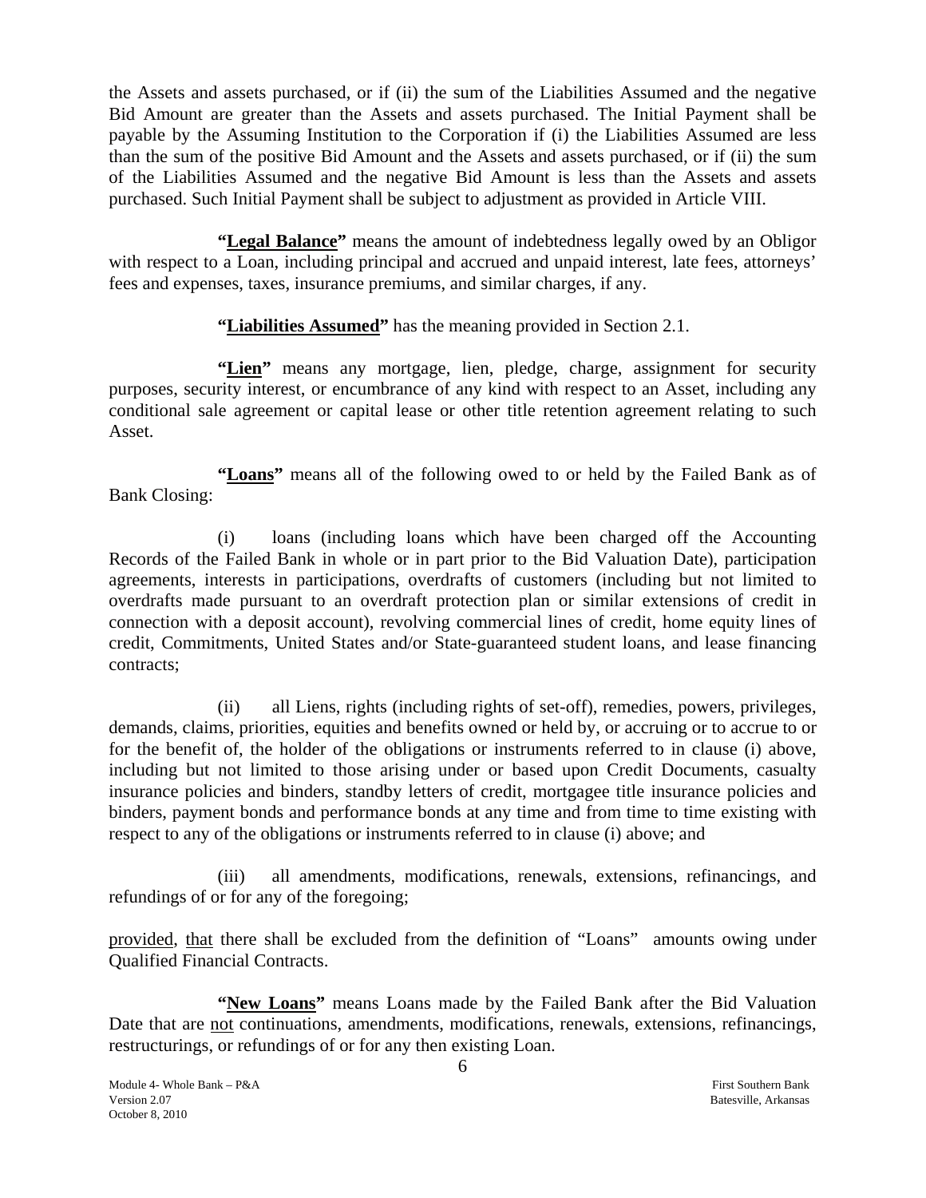the Assets and assets purchased, or if (ii) the sum of the Liabilities Assumed and the negative Bid Amount are greater than the Assets and assets purchased. The Initial Payment shall be payable by the Assuming Institution to the Corporation if (i) the Liabilities Assumed are less than the sum of the positive Bid Amount and the Assets and assets purchased, or if (ii) the sum of the Liabilities Assumed and the negative Bid Amount is less than the Assets and assets purchased. Such Initial Payment shall be subject to adjustment as provided in Article VIII.

**"<u>Legal Balance</u>"** means the amount of indebtedness legally owed by an Obligor with respect to a Loan, including principal and accrued and unpaid interest, late fees, attorneys' fees and expenses, taxes, insurance premiums, and similar charges, if any.

**"<u>Liabilities Assumed</u>"** has the meaning provided in Section 2.1.

**"<u>Lien</u>"** means any mortgage, lien, pledge, charge, assignment for security purposes, security interest, or encumbrance of any kind with respect to an Asset, including any conditional sale agreement or capital lease or other title retention agreement relating to such Asset.

**"<u>Loans</u>"** means all of the following owed to or held by the Failed Bank as of Bank Closing:

(i) loans (including loans which have been charged off the Accounting Records of the Failed Bank in whole or in part prior to the Bid Valuation Date), participation agreements, interests in participations, overdrafts of customers (including but not limited to overdrafts made pursuant to an overdraft protection plan or similar extensions of credit in connection with a deposit account), revolving commercial lines of credit, home equity lines of credit, Commitments, United States and/or State-guaranteed student loans, and lease financing contracts;

(ii) all Liens, rights (including rights of set-off), remedies, powers, privileges, demands, claims, priorities, equities and benefits owned or held by, or accruing or to accrue to or for the benefit of, the holder of the obligations or instruments referred to in clause (i) above, including but not limited to those arising under or based upon Credit Documents, casualty insurance policies and binders, standby letters of credit, mortgagee title insurance policies and binders, payment bonds and performance bonds at any time and from time to time existing with respect to any of the obligations or instruments referred to in clause (i) above; and

(iii) all amendments, modifications, renewals, extensions, refinancings, and refundings of or for any of the foregoing;

<u>provided</u>, <u>that</u> there shall be excluded from the definition of "Loans" amounts owing under Qualified Financial Contracts.

**"<u>New Loans</u>"** means Loans made by the Failed Bank after the Bid Valuation Date that are <u>not</u> continuations, amendments, modifications, renewals, extensions, refinancings, restructurings, or refundings of or for any then existing Loan.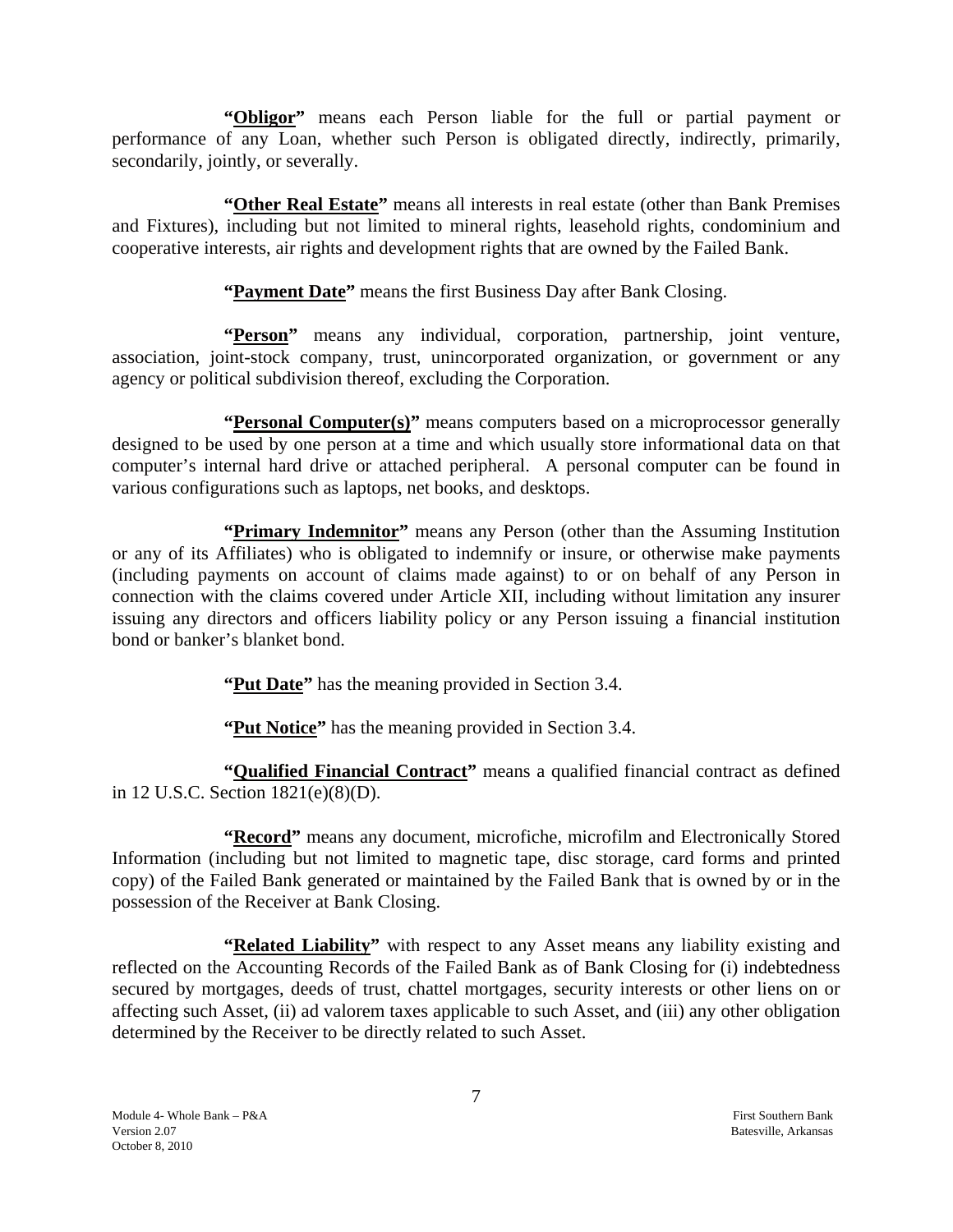**"Obligor"** means each Person liable for the full or partial payment or performance of any Loan, whether such Person is obligated directly, indirectly, primarily, secondarily, jointly, or severally.

**"Other Real Estate"** means all interests in real estate (other than Bank Premises and Fixtures), including but not limited to mineral rights, leasehold rights, condominium and cooperative interests, air rights and development rights that are owned by the Failed Bank.

**"Payment Date"** means the first Business Day after Bank Closing.

**"Person"** means any individual, corporation, partnership, joint venture, association, joint-stock company, trust, unincorporated organization, or government or any agency or political subdivision thereof, excluding the Corporation.

**"Personal Computer(s)"** means computers based on a microprocessor generally designed to be used by one person at a time and which usually store informational data on that computer's internal hard drive or attached peripheral. A personal computer can be found in various configurations such as laptops, net books, and desktops.

**"Primary Indemnitor"** means any Person (other than the Assuming Institution or any of its Affiliates) who is obligated to indemnify or insure, or otherwise make payments (including payments on account of claims made against) to or on behalf of any Person in connection with the claims covered under Article XII, including without limitation any insurer issuing any directors and officers liability policy or any Person issuing a financial institution bond or banker's blanket bond.

**"Put Date"** has the meaning provided in Section 3.4.

**"Put Notice"** has the meaning provided in Section 3.4.

**"Qualified Financial Contract"** means a qualified financial contract as defined in 12 U.S.C. Section 1821(e)(8)(D).

**"Record"** means any document, microfiche, microfilm and Electronically Stored Information (including but not limited to magnetic tape, disc storage, card forms and printed copy) of the Failed Bank generated or maintained by the Failed Bank that is owned by or in the possession of the Receiver at Bank Closing.

**"Related Liability"** with respect to any Asset means any liability existing and reflected on the Accounting Records of the Failed Bank as of Bank Closing for (i) indebtedness secured by mortgages, deeds of trust, chattel mortgages, security interests or other liens on or affecting such Asset, (ii) ad valorem taxes applicable to such Asset, and (iii) any other obligation determined by the Receiver to be directly related to such Asset.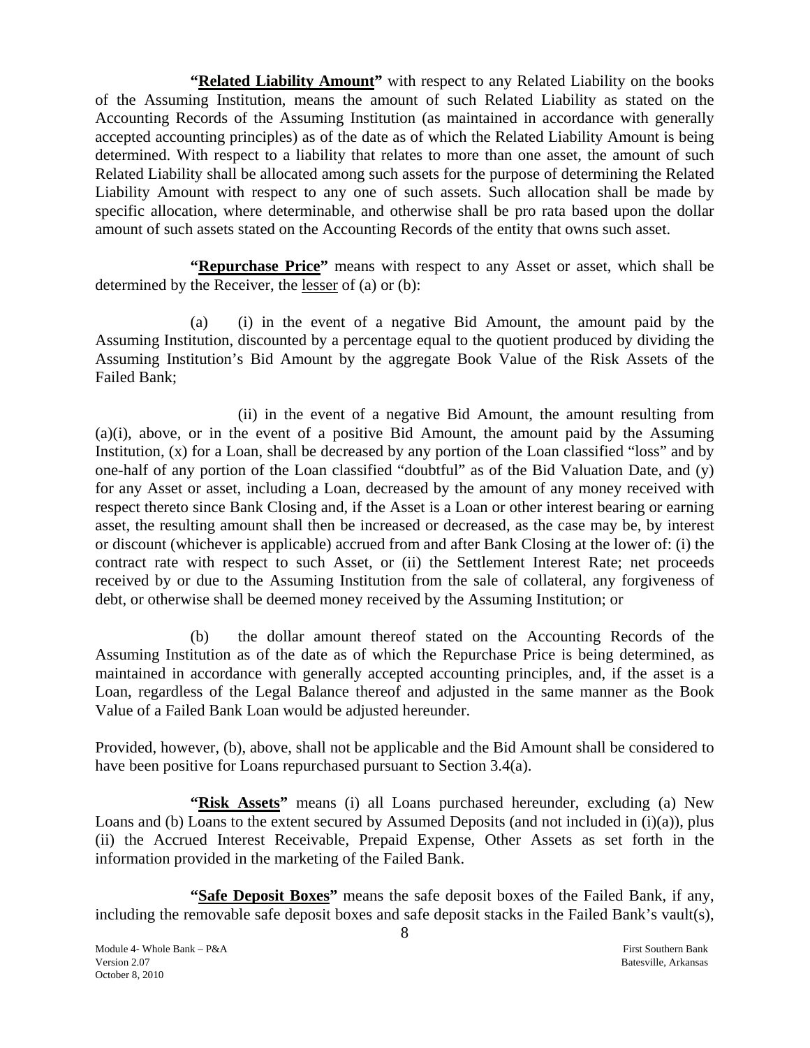**"Related Liability Amount"** with respect to any Related Liability on the books of the Assuming Institution, means the amount of such Related Liability as stated on the Accounting Records of the Assuming Institution (as maintained in accordance with generally accepted accounting principles) as of the date as of which the Related Liability Amount is being determined. With respect to a liability that relates to more than one asset, the amount of such Related Liability shall be allocated among such assets for the purpose of determining the Related Liability Amount with respect to any one of such assets. Such allocation shall be made by specific allocation, where determinable, and otherwise shall be pro rata based upon the dollar amount of such assets stated on the Accounting Records of the entity that owns such asset.

**"Repurchase Price"** means with respect to any Asset or asset, which shall be determined by the Receiver, the lesser of (a) or (b):

(a) (i) in the event of a negative Bid Amount, the amount paid by the Assuming Institution, discounted by a percentage equal to the quotient produced by dividing the Assuming Institution's Bid Amount by the aggregate Book Value of the Risk Assets of the Failed Bank;

(ii) in the event of a negative Bid Amount, the amount resulting from (a)(i), above, or in the event of a positive Bid Amount, the amount paid by the Assuming Institution, (x) for a Loan, shall be decreased by any portion of the Loan classified "loss" and by one-half of any portion of the Loan classified "doubtful" as of the Bid Valuation Date, and (y) for any Asset or asset, including a Loan, decreased by the amount of any money received with respect thereto since Bank Closing and, if the Asset is a Loan or other interest bearing or earning asset, the resulting amount shall then be increased or decreased, as the case may be, by interest or discount (whichever is applicable) accrued from and after Bank Closing at the lower of: (i) the contract rate with respect to such Asset, or (ii) the Settlement Interest Rate; net proceeds received by or due to the Assuming Institution from the sale of collateral, any forgiveness of debt, or otherwise shall be deemed money received by the Assuming Institution; or

(b) the dollar amount thereof stated on the Accounting Records of the Assuming Institution as of the date as of which the Repurchase Price is being determined, as maintained in accordance with generally accepted accounting principles, and, if the asset is a Loan, regardless of the Legal Balance thereof and adjusted in the same manner as the Book Value of a Failed Bank Loan would be adjusted hereunder.

Provided, however, (b), above, shall not be applicable and the Bid Amount shall be considered to have been positive for Loans repurchased pursuant to Section 3.4(a).

**"Risk Assets"** means (i) all Loans purchased hereunder, excluding (a) New Loans and (b) Loans to the extent secured by Assumed Deposits (and not included in (i)(a)), plus (ii) the Accrued Interest Receivable, Prepaid Expense, Other Assets as set forth in the information provided in the marketing of the Failed Bank.

**"Safe Deposit Boxes"** means the safe deposit boxes of the Failed Bank, if any, including the removable safe deposit boxes and safe deposit stacks in the Failed Bank's vault(s),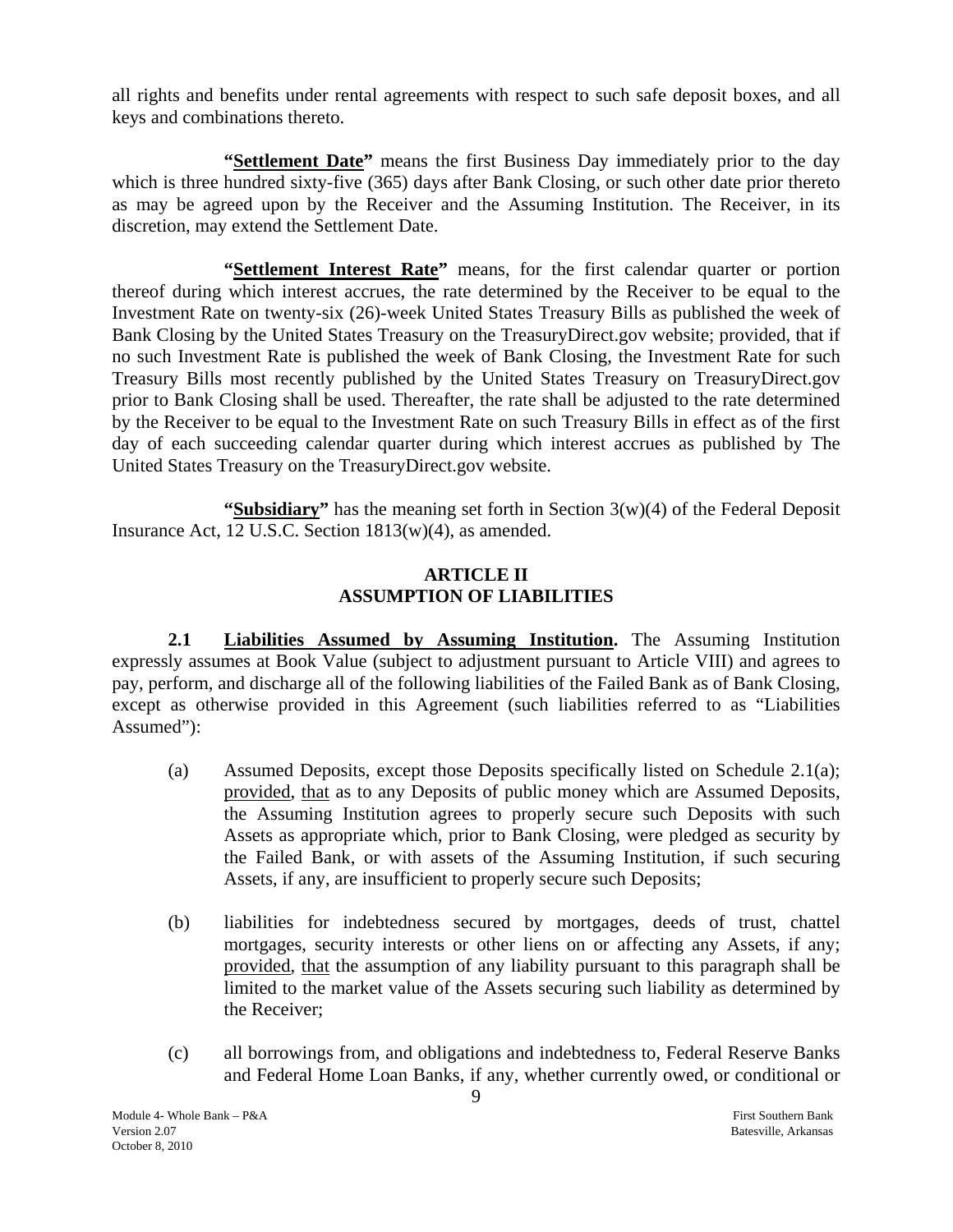all rights and benefits under rental agreements with respect to such safe deposit boxes, and all keys and combinations thereto.

**"Settlement Date"** means the first Business Day immediately prior to the day which is three hundred sixty-five (365) days after Bank Closing, or such other date prior thereto as may be agreed upon by the Receiver and the Assuming Institution. The Receiver, in its discretion, may extend the Settlement Date.

**"Settlement Interest Rate"** means, for the first calendar quarter or portion thereof during which interest accrues, the rate determined by the Receiver to be equal to the Investment Rate on twenty-six (26)-week United States Treasury Bills as published the week of Bank Closing by the United States Treasury on the TreasuryDirect.gov website; provided, that if no such Investment Rate is published the week of Bank Closing, the Investment Rate for such Treasury Bills most recently published by the United States Treasury on TreasuryDirect.gov prior to Bank Closing shall be used. Thereafter, the rate shall be adjusted to the rate determined by the Receiver to be equal to the Investment Rate on such Treasury Bills in effect as of the first day of each succeeding calendar quarter during which interest accrues as published by The United States Treasury on the TreasuryDirect.gov website.

**"Subsidiary"** has the meaning set forth in Section 3(w)(4) of the Federal Deposit Insurance Act, 12 U.S.C. Section 1813(w)(4), as amended.

## ARTICLE II
## ASSUMPTION OF LIABILITIES

**2.1 Liabilities Assumed by Assuming Institution.** The Assuming Institution expressly assumes at Book Value (subject to adjustment pursuant to Article VIII) and agrees to pay, perform, and discharge all of the following liabilities of the Failed Bank as of Bank Closing, except as otherwise provided in this Agreement (such liabilities referred to as "Liabilities Assumed"):

(a) Assumed Deposits, except those Deposits specifically listed on Schedule 2.1(a); provided, that as to any Deposits of public money which are Assumed Deposits, the Assuming Institution agrees to properly secure such Deposits with such Assets as appropriate which, prior to Bank Closing, were pledged as security by the Failed Bank, or with assets of the Assuming Institution, if such securing Assets, if any, are insufficient to properly secure such Deposits;

(b) liabilities for indebtedness secured by mortgages, deeds of trust, chattel mortgages, security interests or other liens on or affecting any Assets, if any; provided, that the assumption of any liability pursuant to this paragraph shall be limited to the market value of the Assets securing such liability as determined by the Receiver;

(c) all borrowings from, and obligations and indebtedness to, Federal Reserve Banks and Federal Home Loan Banks, if any, whether currently owed, or conditional or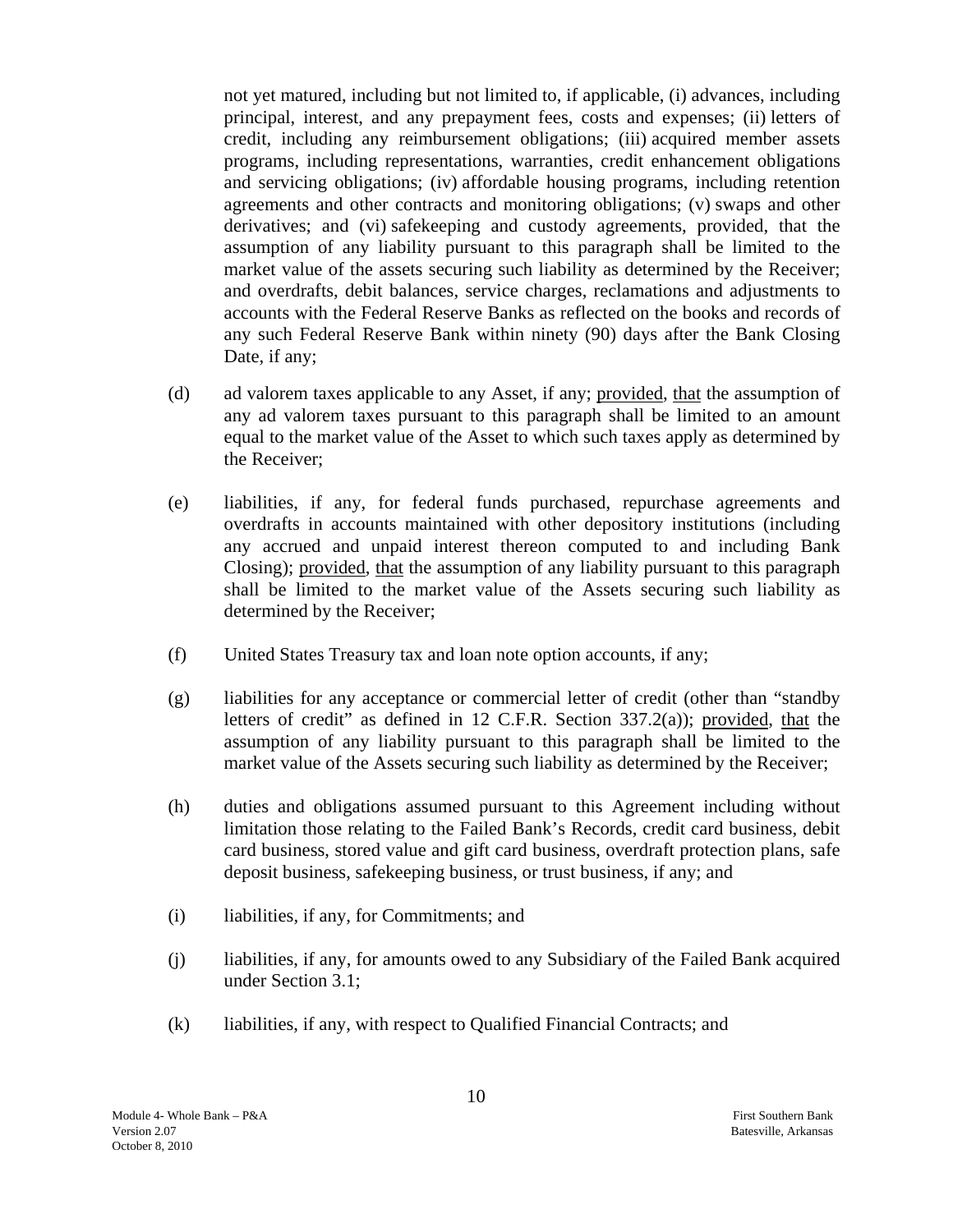not yet matured, including but not limited to, if applicable, (i) advances, including principal, interest, and any prepayment fees, costs and expenses; (ii) letters of credit, including any reimbursement obligations; (iii) acquired member assets programs, including representations, warranties, credit enhancement obligations and servicing obligations; (iv) affordable housing programs, including retention agreements and other contracts and monitoring obligations; (v) swaps and other derivatives; and (vi) safekeeping and custody agreements, provided, that the assumption of any liability pursuant to this paragraph shall be limited to the market value of the assets securing such liability as determined by the Receiver; and overdrafts, debit balances, service charges, reclamations and adjustments to accounts with the Federal Reserve Banks as reflected on the books and records of any such Federal Reserve Bank within ninety (90) days after the Bank Closing Date, if any;

(d) ad valorem taxes applicable to any Asset, if any; provided, that the assumption of any ad valorem taxes pursuant to this paragraph shall be limited to an amount equal to the market value of the Asset to which such taxes apply as determined by the Receiver;

(e) liabilities, if any, for federal funds purchased, repurchase agreements and overdrafts in accounts maintained with other depository institutions (including any accrued and unpaid interest thereon computed to and including Bank Closing); provided, that the assumption of any liability pursuant to this paragraph shall be limited to the market value of the Assets securing such liability as determined by the Receiver;

(f) United States Treasury tax and loan note option accounts, if any;

(g) liabilities for any acceptance or commercial letter of credit (other than "standby letters of credit" as defined in 12 C.F.R. Section 337.2(a)); provided, that the assumption of any liability pursuant to this paragraph shall be limited to the market value of the Assets securing such liability as determined by the Receiver;

(h) duties and obligations assumed pursuant to this Agreement including without limitation those relating to the Failed Bank's Records, credit card business, debit card business, stored value and gift card business, overdraft protection plans, safe deposit business, safekeeping business, or trust business, if any; and

(i) liabilities, if any, for Commitments; and

(j) liabilities, if any, for amounts owed to any Subsidiary of the Failed Bank acquired under Section 3.1;

(k) liabilities, if any, with respect to Qualified Financial Contracts; and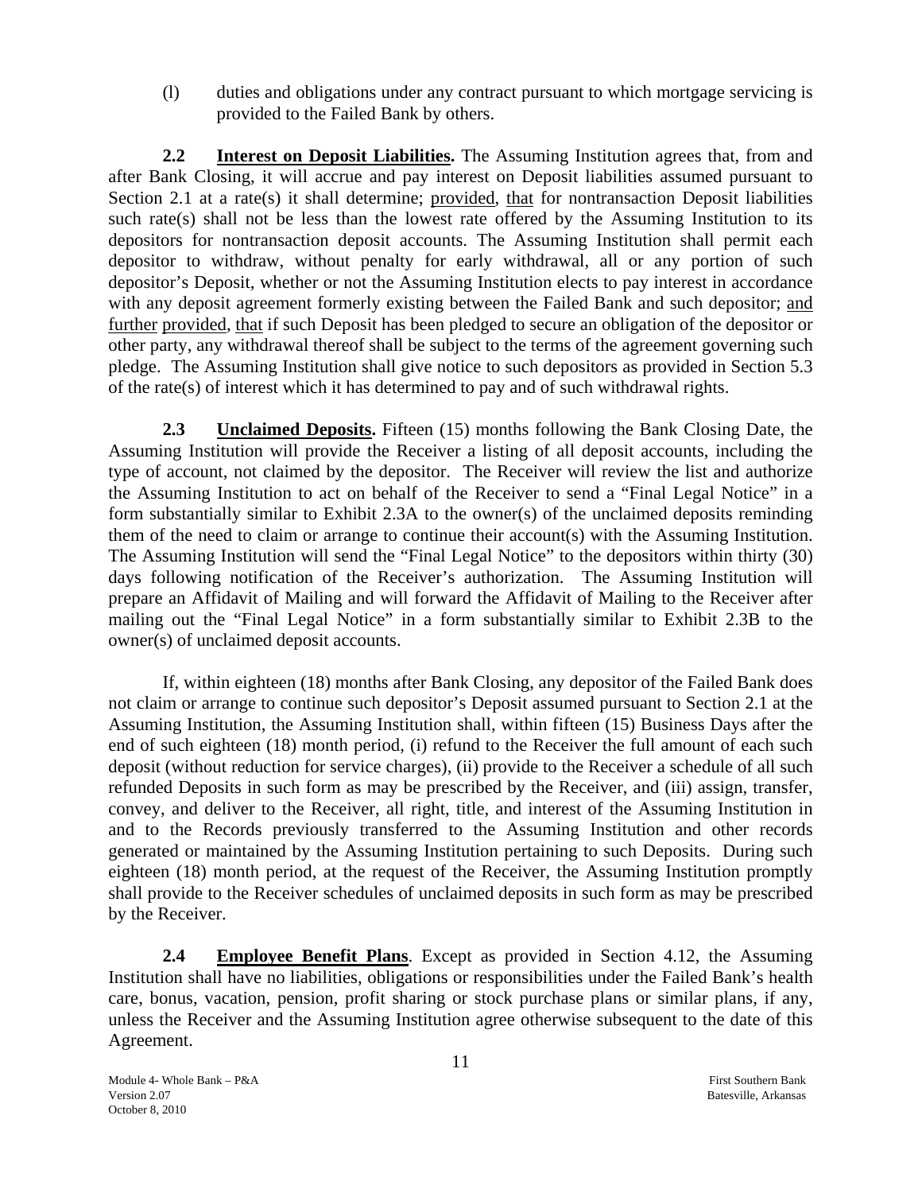(l) duties and obligations under any contract pursuant to which mortgage servicing is provided to the Failed Bank by others.

**2.2 Interest on Deposit Liabilities.** The Assuming Institution agrees that, from and after Bank Closing, it will accrue and pay interest on Deposit liabilities assumed pursuant to Section 2.1 at a rate(s) it shall determine; provided, that for nontransaction Deposit liabilities such rate(s) shall not be less than the lowest rate offered by the Assuming Institution to its depositors for nontransaction deposit accounts. The Assuming Institution shall permit each depositor to withdraw, without penalty for early withdrawal, all or any portion of such depositor's Deposit, whether or not the Assuming Institution elects to pay interest in accordance with any deposit agreement formerly existing between the Failed Bank and such depositor; and further provided, that if such Deposit has been pledged to secure an obligation of the depositor or other party, any withdrawal thereof shall be subject to the terms of the agreement governing such pledge. The Assuming Institution shall give notice to such depositors as provided in Section 5.3 of the rate(s) of interest which it has determined to pay and of such withdrawal rights.

**2.3 Unclaimed Deposits.** Fifteen (15) months following the Bank Closing Date, the Assuming Institution will provide the Receiver a listing of all deposit accounts, including the type of account, not claimed by the depositor. The Receiver will review the list and authorize the Assuming Institution to act on behalf of the Receiver to send a "Final Legal Notice" in a form substantially similar to Exhibit 2.3A to the owner(s) of the unclaimed deposits reminding them of the need to claim or arrange to continue their account(s) with the Assuming Institution. The Assuming Institution will send the "Final Legal Notice" to the depositors within thirty (30) days following notification of the Receiver's authorization. The Assuming Institution will prepare an Affidavit of Mailing and will forward the Affidavit of Mailing to the Receiver after mailing out the "Final Legal Notice" in a form substantially similar to Exhibit 2.3B to the owner(s) of unclaimed deposit accounts.

If, within eighteen (18) months after Bank Closing, any depositor of the Failed Bank does not claim or arrange to continue such depositor's Deposit assumed pursuant to Section 2.1 at the Assuming Institution, the Assuming Institution shall, within fifteen (15) Business Days after the end of such eighteen (18) month period, (i) refund to the Receiver the full amount of each such deposit (without reduction for service charges), (ii) provide to the Receiver a schedule of all such refunded Deposits in such form as may be prescribed by the Receiver, and (iii) assign, transfer, convey, and deliver to the Receiver, all right, title, and interest of the Assuming Institution in and to the Records previously transferred to the Assuming Institution and other records generated or maintained by the Assuming Institution pertaining to such Deposits. During such eighteen (18) month period, at the request of the Receiver, the Assuming Institution promptly shall provide to the Receiver schedules of unclaimed deposits in such form as may be prescribed by the Receiver.

**2.4 Employee Benefit Plans**. Except as provided in Section 4.12, the Assuming Institution shall have no liabilities, obligations or responsibilities under the Failed Bank's health care, bonus, vacation, pension, profit sharing or stock purchase plans or similar plans, if any, unless the Receiver and the Assuming Institution agree otherwise subsequent to the date of this Agreement.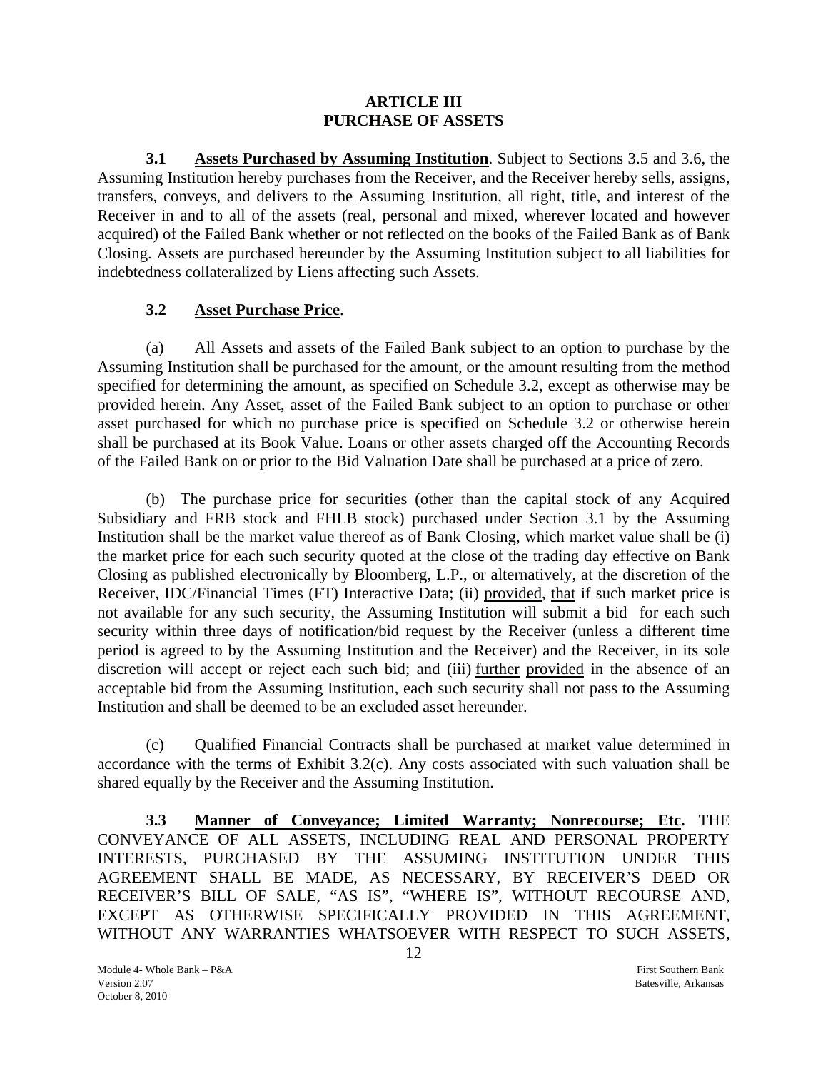## ARTICLE III
## PURCHASE OF ASSETS

**3.1 Assets Purchased by Assuming Institution**. Subject to Sections 3.5 and 3.6, the Assuming Institution hereby purchases from the Receiver, and the Receiver hereby sells, assigns, transfers, conveys, and delivers to the Assuming Institution, all right, title, and interest of the Receiver in and to all of the assets (real, personal and mixed, wherever located and however acquired) of the Failed Bank whether or not reflected on the books of the Failed Bank as of Bank Closing. Assets are purchased hereunder by the Assuming Institution subject to all liabilities for indebtedness collateralized by Liens affecting such Assets.

**3.2 Asset Purchase Price**.

(a) All Assets and assets of the Failed Bank subject to an option to purchase by the Assuming Institution shall be purchased for the amount, or the amount resulting from the method specified for determining the amount, as specified on Schedule 3.2, except as otherwise may be provided herein. Any Asset, asset of the Failed Bank subject to an option to purchase or other asset purchased for which no purchase price is specified on Schedule 3.2 or otherwise herein shall be purchased at its Book Value. Loans or other assets charged off the Accounting Records of the Failed Bank on or prior to the Bid Valuation Date shall be purchased at a price of zero.

(b) The purchase price for securities (other than the capital stock of any Acquired Subsidiary and FRB stock and FHLB stock) purchased under Section 3.1 by the Assuming Institution shall be the market value thereof as of Bank Closing, which market value shall be (i) the market price for each such security quoted at the close of the trading day effective on Bank Closing as published electronically by Bloomberg, L.P., or alternatively, at the discretion of the Receiver, IDC/Financial Times (FT) Interactive Data; (ii) provided, that if such market price is not available for any such security, the Assuming Institution will submit a bid for each such security within three days of notification/bid request by the Receiver (unless a different time period is agreed to by the Assuming Institution and the Receiver) and the Receiver, in its sole discretion will accept or reject each such bid; and (iii) further provided in the absence of an acceptable bid from the Assuming Institution, each such security shall not pass to the Assuming Institution and shall be deemed to be an excluded asset hereunder.

(c) Qualified Financial Contracts shall be purchased at market value determined in accordance with the terms of Exhibit 3.2(c). Any costs associated with such valuation shall be shared equally by the Receiver and the Assuming Institution.

**3.3 Manner of Conveyance; Limited Warranty; Nonrecourse; Etc.** THE CONVEYANCE OF ALL ASSETS, INCLUDING REAL AND PERSONAL PROPERTY INTERESTS, PURCHASED BY THE ASSUMING INSTITUTION UNDER THIS AGREEMENT SHALL BE MADE, AS NECESSARY, BY RECEIVER'S DEED OR RECEIVER'S BILL OF SALE, "AS IS", "WHERE IS", WITHOUT RECOURSE AND, EXCEPT AS OTHERWISE SPECIFICALLY PROVIDED IN THIS AGREEMENT, WITHOUT ANY WARRANTIES WHATSOEVER WITH RESPECT TO SUCH ASSETS,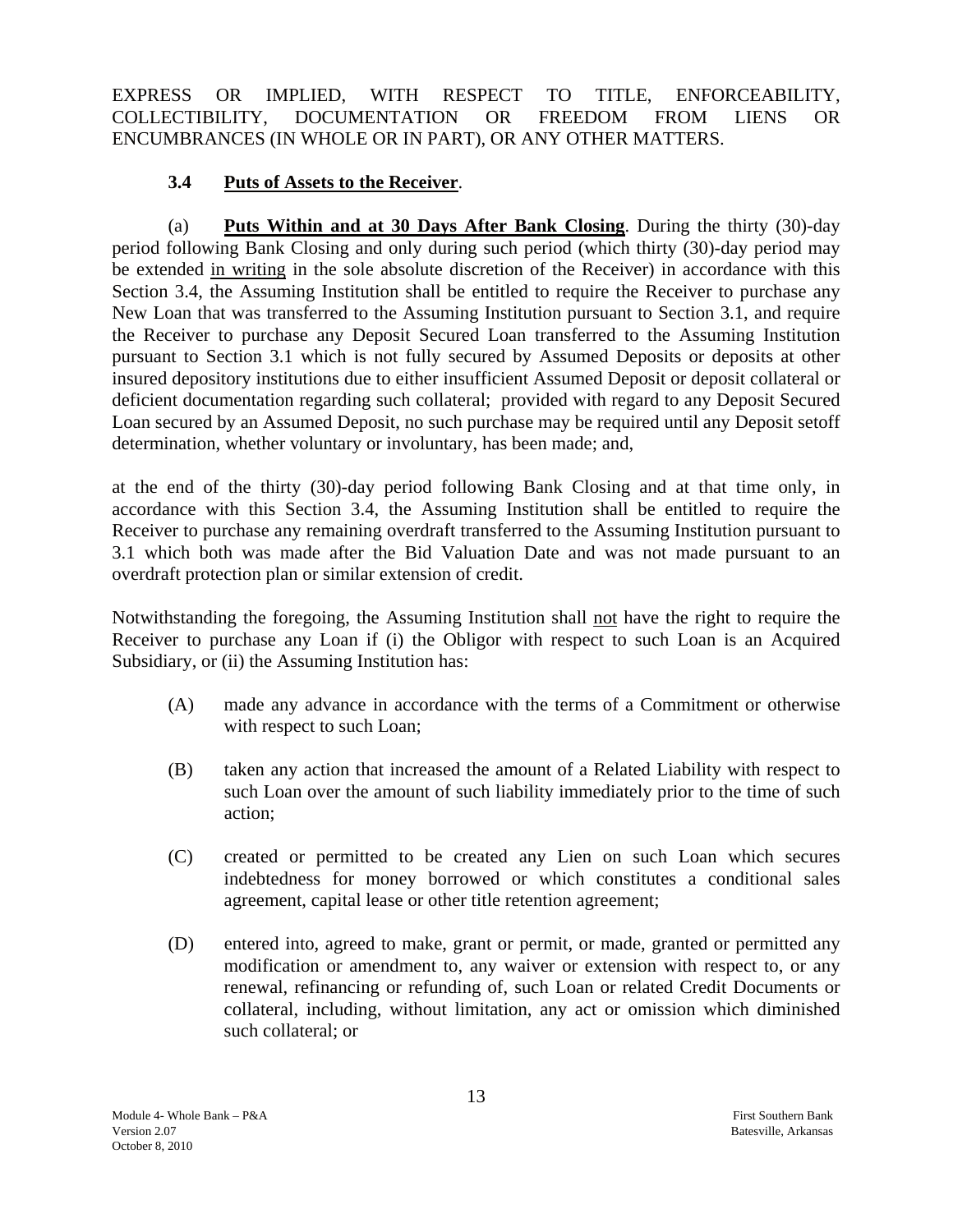EXPRESS OR IMPLIED, WITH RESPECT TO TITLE, ENFORCEABILITY, COLLECTIBILITY, DOCUMENTATION OR FREEDOM FROM LIENS OR ENCUMBRANCES (IN WHOLE OR IN PART), OR ANY OTHER MATTERS.

**3.4 Puts of Assets to the Receiver**.

(a) **Puts Within and at 30 Days After Bank Closing**. During the thirty (30)-day period following Bank Closing and only during such period (which thirty (30)-day period may be extended in writing in the sole absolute discretion of the Receiver) in accordance with this Section 3.4, the Assuming Institution shall be entitled to require the Receiver to purchase any New Loan that was transferred to the Assuming Institution pursuant to Section 3.1, and require the Receiver to purchase any Deposit Secured Loan transferred to the Assuming Institution pursuant to Section 3.1 which is not fully secured by Assumed Deposits or deposits at other insured depository institutions due to either insufficient Assumed Deposit or deposit collateral or deficient documentation regarding such collateral; provided with regard to any Deposit Secured Loan secured by an Assumed Deposit, no such purchase may be required until any Deposit setoff determination, whether voluntary or involuntary, has been made; and,

at the end of the thirty (30)-day period following Bank Closing and at that time only, in accordance with this Section 3.4, the Assuming Institution shall be entitled to require the Receiver to purchase any remaining overdraft transferred to the Assuming Institution pursuant to 3.1 which both was made after the Bid Valuation Date and was not made pursuant to an overdraft protection plan or similar extension of credit.

Notwithstanding the foregoing, the Assuming Institution shall not have the right to require the Receiver to purchase any Loan if (i) the Obligor with respect to such Loan is an Acquired Subsidiary, or (ii) the Assuming Institution has:

(A) made any advance in accordance with the terms of a Commitment or otherwise with respect to such Loan;

(B) taken any action that increased the amount of a Related Liability with respect to such Loan over the amount of such liability immediately prior to the time of such action;

(C) created or permitted to be created any Lien on such Loan which secures indebtedness for money borrowed or which constitutes a conditional sales agreement, capital lease or other title retention agreement;

(D) entered into, agreed to make, grant or permit, or made, granted or permitted any modification or amendment to, any waiver or extension with respect to, or any renewal, refinancing or refunding of, such Loan or related Credit Documents or collateral, including, without limitation, any act or omission which diminished such collateral; or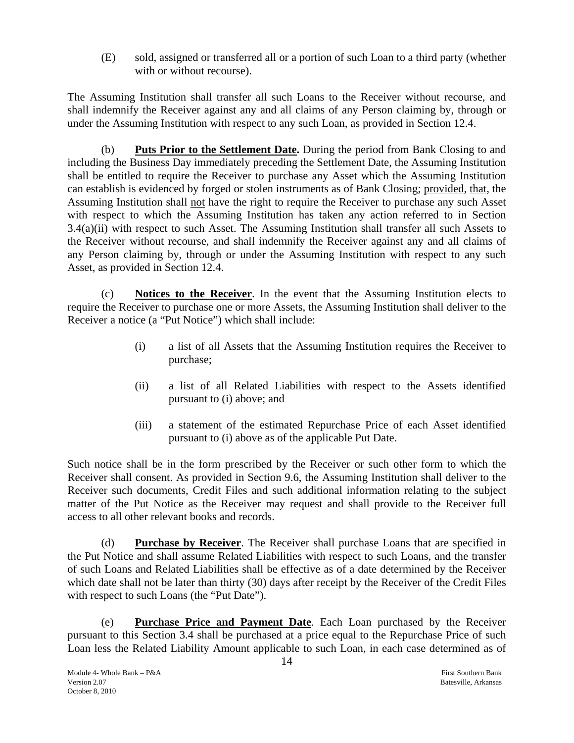(E) sold, assigned or transferred all or a portion of such Loan to a third party (whether with or without recourse).

The Assuming Institution shall transfer all such Loans to the Receiver without recourse, and shall indemnify the Receiver against any and all claims of any Person claiming by, through or under the Assuming Institution with respect to any such Loan, as provided in Section 12.4.

(b) **Puts Prior to the Settlement Date.** During the period from Bank Closing to and including the Business Day immediately preceding the Settlement Date, the Assuming Institution shall be entitled to require the Receiver to purchase any Asset which the Assuming Institution can establish is evidenced by forged or stolen instruments as of Bank Closing; provided, that, the Assuming Institution shall not have the right to require the Receiver to purchase any such Asset with respect to which the Assuming Institution has taken any action referred to in Section 3.4(a)(ii) with respect to such Asset. The Assuming Institution shall transfer all such Assets to the Receiver without recourse, and shall indemnify the Receiver against any and all claims of any Person claiming by, through or under the Assuming Institution with respect to any such Asset, as provided in Section 12.4.

(c) **Notices to the Receiver**. In the event that the Assuming Institution elects to require the Receiver to purchase one or more Assets, the Assuming Institution shall deliver to the Receiver a notice (a "Put Notice") which shall include:

(i) a list of all Assets that the Assuming Institution requires the Receiver to purchase;

(ii) a list of all Related Liabilities with respect to the Assets identified pursuant to (i) above; and

(iii) a statement of the estimated Repurchase Price of each Asset identified pursuant to (i) above as of the applicable Put Date.

Such notice shall be in the form prescribed by the Receiver or such other form to which the Receiver shall consent. As provided in Section 9.6, the Assuming Institution shall deliver to the Receiver such documents, Credit Files and such additional information relating to the subject matter of the Put Notice as the Receiver may request and shall provide to the Receiver full access to all other relevant books and records.

(d) **Purchase by Receiver**. The Receiver shall purchase Loans that are specified in the Put Notice and shall assume Related Liabilities with respect to such Loans, and the transfer of such Loans and Related Liabilities shall be effective as of a date determined by the Receiver which date shall not be later than thirty (30) days after receipt by the Receiver of the Credit Files with respect to such Loans (the "Put Date").

(e) **Purchase Price and Payment Date**. Each Loan purchased by the Receiver pursuant to this Section 3.4 shall be purchased at a price equal to the Repurchase Price of such Loan less the Related Liability Amount applicable to such Loan, in each case determined as of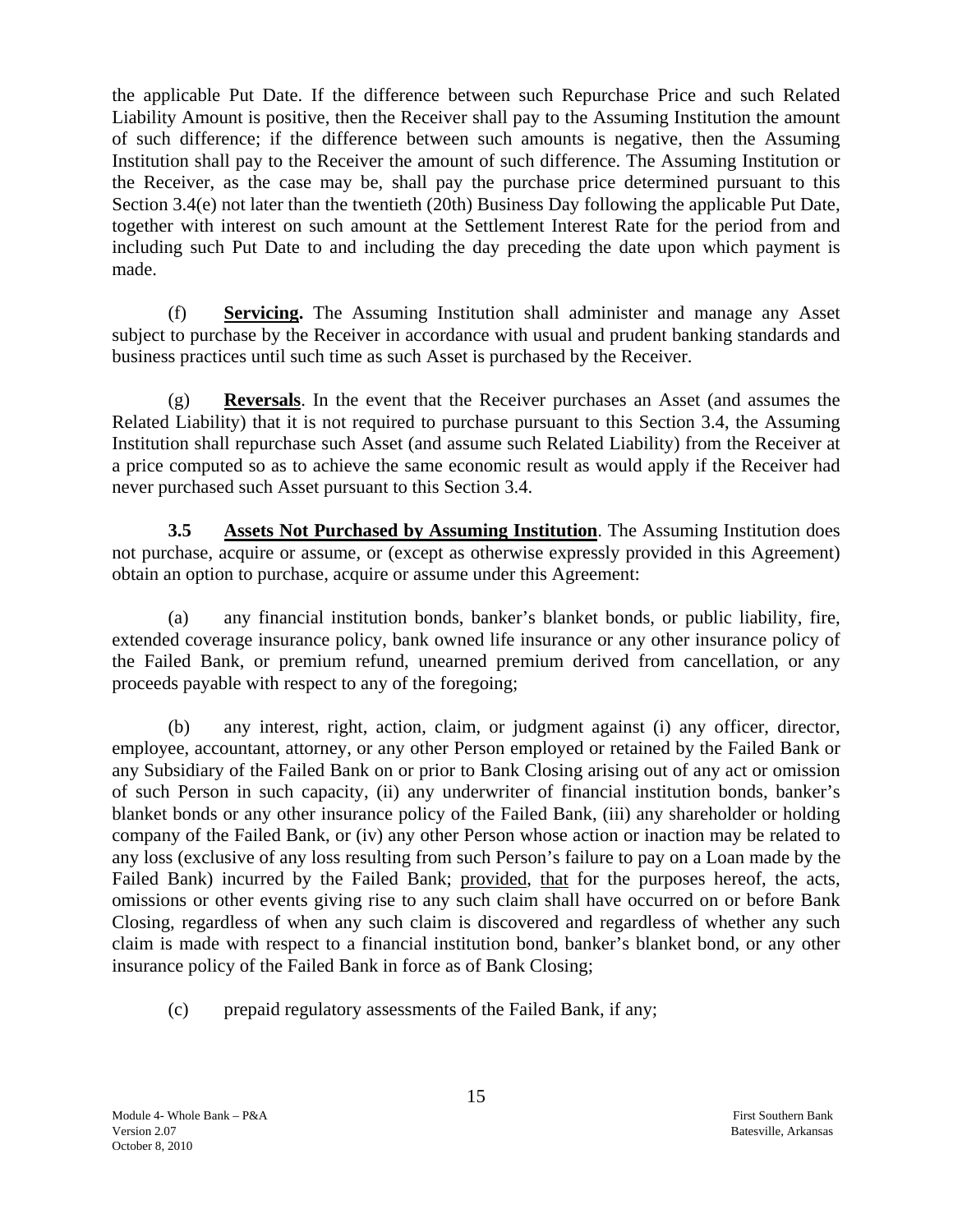the applicable Put Date. If the difference between such Repurchase Price and such Related Liability Amount is positive, then the Receiver shall pay to the Assuming Institution the amount of such difference; if the difference between such amounts is negative, then the Assuming Institution shall pay to the Receiver the amount of such difference. The Assuming Institution or the Receiver, as the case may be, shall pay the purchase price determined pursuant to this Section 3.4(e) not later than the twentieth (20th) Business Day following the applicable Put Date, together with interest on such amount at the Settlement Interest Rate for the period from and including such Put Date to and including the day preceding the date upon which payment is made.

(f) **Servicing.** The Assuming Institution shall administer and manage any Asset subject to purchase by the Receiver in accordance with usual and prudent banking standards and business practices until such time as such Asset is purchased by the Receiver.

(g) **Reversals**. In the event that the Receiver purchases an Asset (and assumes the Related Liability) that it is not required to purchase pursuant to this Section 3.4, the Assuming Institution shall repurchase such Asset (and assume such Related Liability) from the Receiver at a price computed so as to achieve the same economic result as would apply if the Receiver had never purchased such Asset pursuant to this Section 3.4.

**3.5 Assets Not Purchased by Assuming Institution**. The Assuming Institution does not purchase, acquire or assume, or (except as otherwise expressly provided in this Agreement) obtain an option to purchase, acquire or assume under this Agreement:

(a) any financial institution bonds, banker's blanket bonds, or public liability, fire, extended coverage insurance policy, bank owned life insurance or any other insurance policy of the Failed Bank, or premium refund, unearned premium derived from cancellation, or any proceeds payable with respect to any of the foregoing;

(b) any interest, right, action, claim, or judgment against (i) any officer, director, employee, accountant, attorney, or any other Person employed or retained by the Failed Bank or any Subsidiary of the Failed Bank on or prior to Bank Closing arising out of any act or omission of such Person in such capacity, (ii) any underwriter of financial institution bonds, banker's blanket bonds or any other insurance policy of the Failed Bank, (iii) any shareholder or holding company of the Failed Bank, or (iv) any other Person whose action or inaction may be related to any loss (exclusive of any loss resulting from such Person's failure to pay on a Loan made by the Failed Bank) incurred by the Failed Bank; provided, that for the purposes hereof, the acts, omissions or other events giving rise to any such claim shall have occurred on or before Bank Closing, regardless of when any such claim is discovered and regardless of whether any such claim is made with respect to a financial institution bond, banker's blanket bond, or any other insurance policy of the Failed Bank in force as of Bank Closing;

(c) prepaid regulatory assessments of the Failed Bank, if any;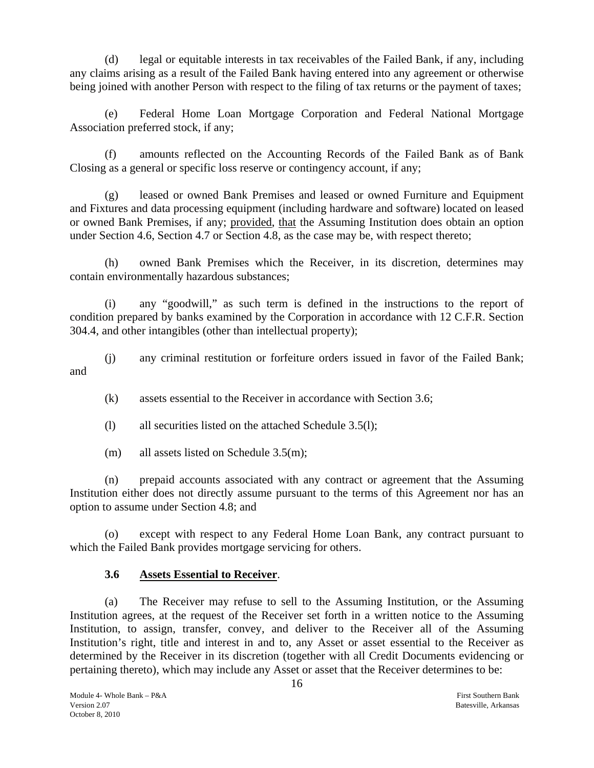(d) legal or equitable interests in tax receivables of the Failed Bank, if any, including any claims arising as a result of the Failed Bank having entered into any agreement or otherwise being joined with another Person with respect to the filing of tax returns or the payment of taxes;

(e) Federal Home Loan Mortgage Corporation and Federal National Mortgage Association preferred stock, if any;

(f) amounts reflected on the Accounting Records of the Failed Bank as of Bank Closing as a general or specific loss reserve or contingency account, if any;

(g) leased or owned Bank Premises and leased or owned Furniture and Equipment and Fixtures and data processing equipment (including hardware and software) located on leased or owned Bank Premises, if any; provided, that the Assuming Institution does obtain an option under Section 4.6, Section 4.7 or Section 4.8, as the case may be, with respect thereto;

(h) owned Bank Premises which the Receiver, in its discretion, determines may contain environmentally hazardous substances;

(i) any "goodwill," as such term is defined in the instructions to the report of condition prepared by banks examined by the Corporation in accordance with 12 C.F.R. Section 304.4, and other intangibles (other than intellectual property);

(j) any criminal restitution or forfeiture orders issued in favor of the Failed Bank; and

(k) assets essential to the Receiver in accordance with Section 3.6;

(l) all securities listed on the attached Schedule 3.5(l);

(m) all assets listed on Schedule 3.5(m);

(n) prepaid accounts associated with any contract or agreement that the Assuming Institution either does not directly assume pursuant to the terms of this Agreement nor has an option to assume under Section 4.8; and

(o) except with respect to any Federal Home Loan Bank, any contract pursuant to which the Failed Bank provides mortgage servicing for others.

### 3.6 Assets Essential to Receiver.

(a) The Receiver may refuse to sell to the Assuming Institution, or the Assuming Institution agrees, at the request of the Receiver set forth in a written notice to the Assuming Institution, to assign, transfer, convey, and deliver to the Receiver all of the Assuming Institution's right, title and interest in and to, any Asset or asset essential to the Receiver as determined by the Receiver in its discretion (together with all Credit Documents evidencing or pertaining thereto), which may include any Asset or asset that the Receiver determines to be: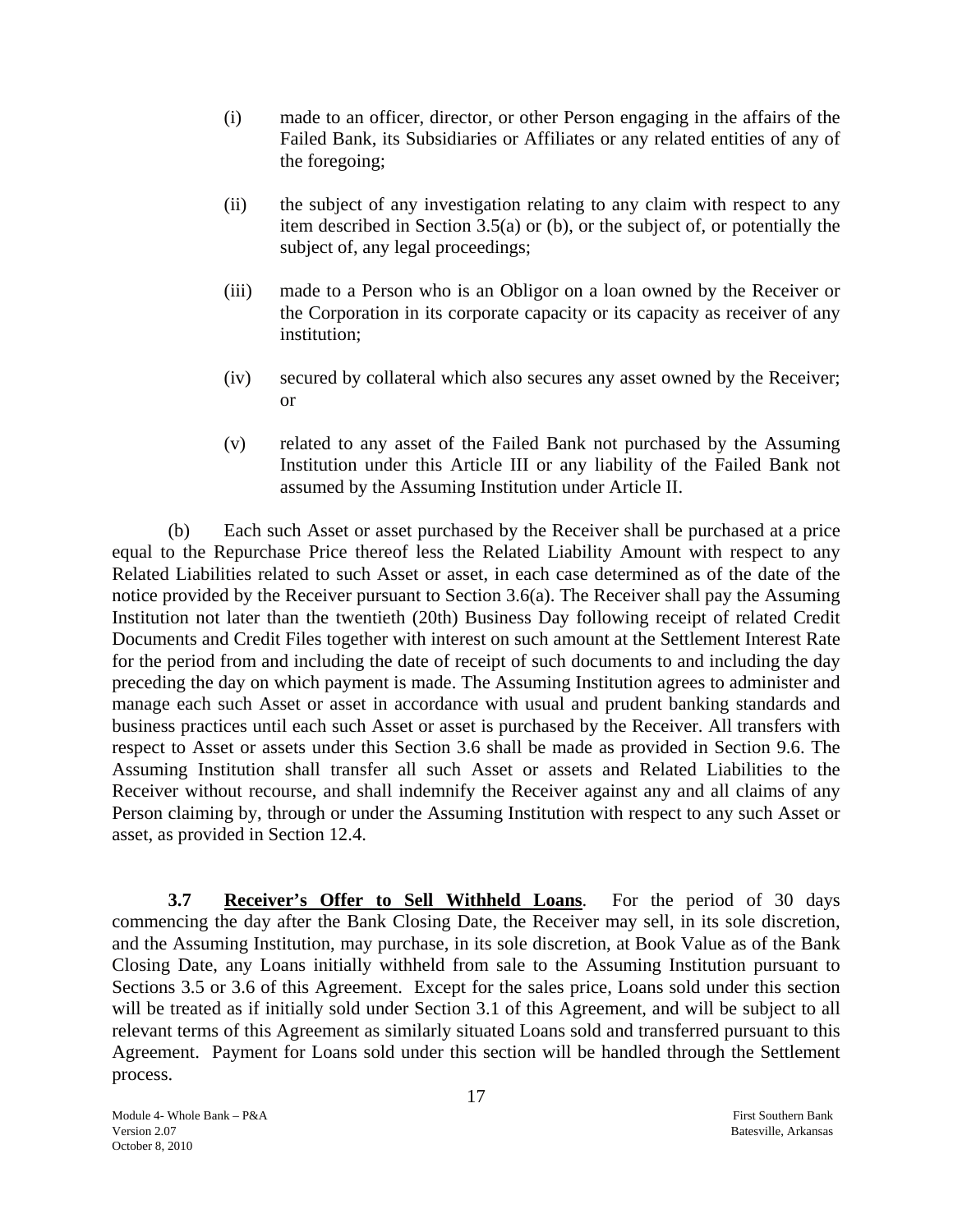(i) made to an officer, director, or other Person engaging in the affairs of the Failed Bank, its Subsidiaries or Affiliates or any related entities of any of the foregoing;

(ii) the subject of any investigation relating to any claim with respect to any item described in Section 3.5(a) or (b), or the subject of, or potentially the subject of, any legal proceedings;

(iii) made to a Person who is an Obligor on a loan owned by the Receiver or the Corporation in its corporate capacity or its capacity as receiver of any institution;

(iv) secured by collateral which also secures any asset owned by the Receiver; or

(v) related to any asset of the Failed Bank not purchased by the Assuming Institution under this Article III or any liability of the Failed Bank not assumed by the Assuming Institution under Article II.

(b) Each such Asset or asset purchased by the Receiver shall be purchased at a price equal to the Repurchase Price thereof less the Related Liability Amount with respect to any Related Liabilities related to such Asset or asset, in each case determined as of the date of the notice provided by the Receiver pursuant to Section 3.6(a). The Receiver shall pay the Assuming Institution not later than the twentieth (20th) Business Day following receipt of related Credit Documents and Credit Files together with interest on such amount at the Settlement Interest Rate for the period from and including the date of receipt of such documents to and including the day preceding the day on which payment is made. The Assuming Institution agrees to administer and manage each such Asset or asset in accordance with usual and prudent banking standards and business practices until each such Asset or asset is purchased by the Receiver. All transfers with respect to Asset or assets under this Section 3.6 shall be made as provided in Section 9.6. The Assuming Institution shall transfer all such Asset or assets and Related Liabilities to the Receiver without recourse, and shall indemnify the Receiver against any and all claims of any Person claiming by, through or under the Assuming Institution with respect to any such Asset or asset, as provided in Section 12.4.

**3.7 <u>Receiver's Offer to Sell Withheld Loans</u>**. For the period of 30 days commencing the day after the Bank Closing Date, the Receiver may sell, in its sole discretion, and the Assuming Institution, may purchase, in its sole discretion, at Book Value as of the Bank Closing Date, any Loans initially withheld from sale to the Assuming Institution pursuant to Sections 3.5 or 3.6 of this Agreement. Except for the sales price, Loans sold under this section will be treated as if initially sold under Section 3.1 of this Agreement, and will be subject to all relevant terms of this Agreement as similarly situated Loans sold and transferred pursuant to this Agreement. Payment for Loans sold under this section will be handled through the Settlement process.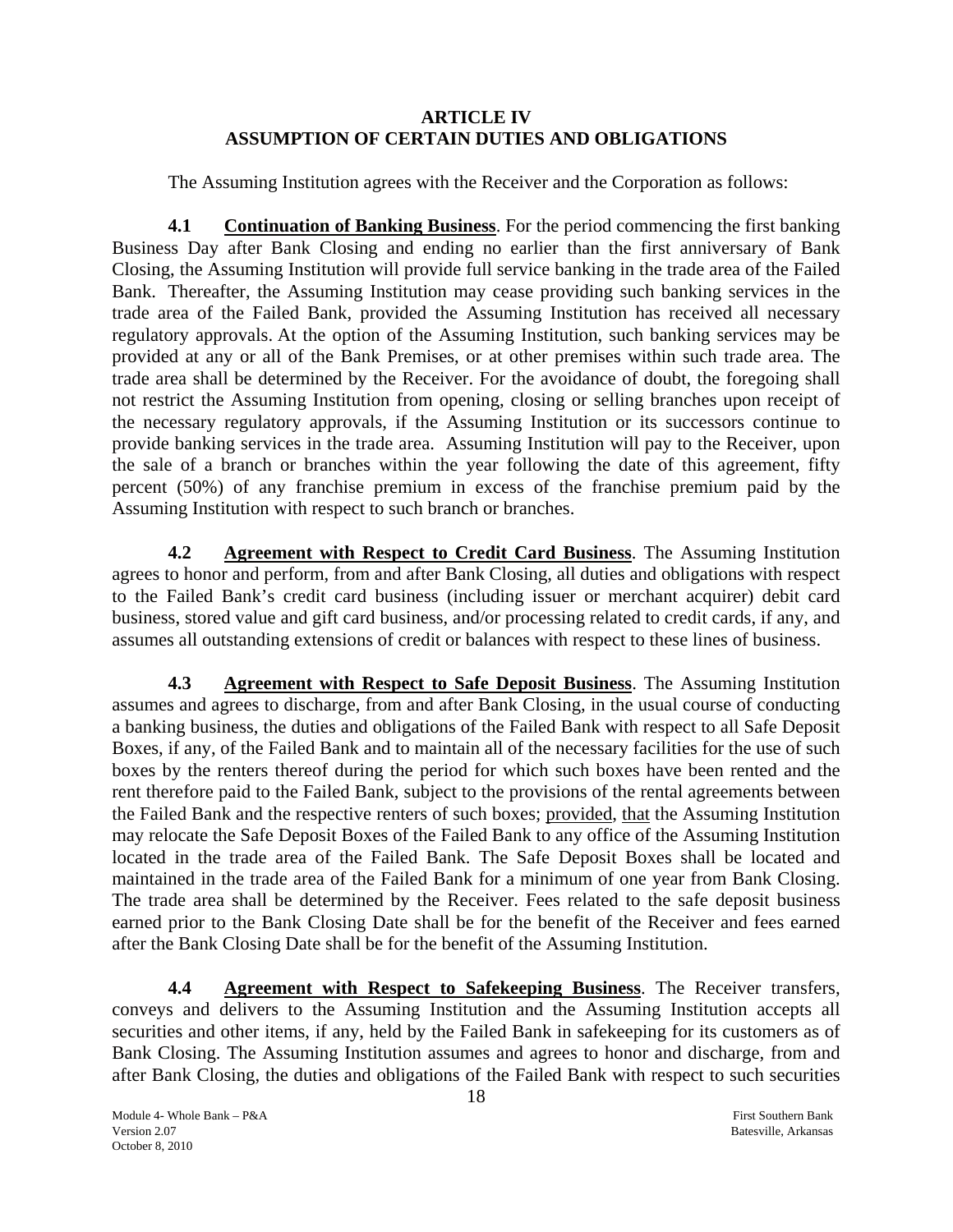## ARTICLE IV
## ASSUMPTION OF CERTAIN DUTIES AND OBLIGATIONS

The Assuming Institution agrees with the Receiver and the Corporation as follows:

**4.1 Continuation of Banking Business**. For the period commencing the first banking Business Day after Bank Closing and ending no earlier than the first anniversary of Bank Closing, the Assuming Institution will provide full service banking in the trade area of the Failed Bank. Thereafter, the Assuming Institution may cease providing such banking services in the trade area of the Failed Bank, provided the Assuming Institution has received all necessary regulatory approvals. At the option of the Assuming Institution, such banking services may be provided at any or all of the Bank Premises, or at other premises within such trade area. The trade area shall be determined by the Receiver. For the avoidance of doubt, the foregoing shall not restrict the Assuming Institution from opening, closing or selling branches upon receipt of the necessary regulatory approvals, if the Assuming Institution or its successors continue to provide banking services in the trade area. Assuming Institution will pay to the Receiver, upon the sale of a branch or branches within the year following the date of this agreement, fifty percent (50%) of any franchise premium in excess of the franchise premium paid by the Assuming Institution with respect to such branch or branches.

**4.2 Agreement with Respect to Credit Card Business**. The Assuming Institution agrees to honor and perform, from and after Bank Closing, all duties and obligations with respect to the Failed Bank's credit card business (including issuer or merchant acquirer) debit card business, stored value and gift card business, and/or processing related to credit cards, if any, and assumes all outstanding extensions of credit or balances with respect to these lines of business.

**4.3 Agreement with Respect to Safe Deposit Business**. The Assuming Institution assumes and agrees to discharge, from and after Bank Closing, in the usual course of conducting a banking business, the duties and obligations of the Failed Bank with respect to all Safe Deposit Boxes, if any, of the Failed Bank and to maintain all of the necessary facilities for the use of such boxes by the renters thereof during the period for which such boxes have been rented and the rent therefore paid to the Failed Bank, subject to the provisions of the rental agreements between the Failed Bank and the respective renters of such boxes; provided, that the Assuming Institution may relocate the Safe Deposit Boxes of the Failed Bank to any office of the Assuming Institution located in the trade area of the Failed Bank. The Safe Deposit Boxes shall be located and maintained in the trade area of the Failed Bank for a minimum of one year from Bank Closing. The trade area shall be determined by the Receiver. Fees related to the safe deposit business earned prior to the Bank Closing Date shall be for the benefit of the Receiver and fees earned after the Bank Closing Date shall be for the benefit of the Assuming Institution.

**4.4 Agreement with Respect to Safekeeping Business**. The Receiver transfers, conveys and delivers to the Assuming Institution and the Assuming Institution accepts all securities and other items, if any, held by the Failed Bank in safekeeping for its customers as of Bank Closing. The Assuming Institution assumes and agrees to honor and discharge, from and after Bank Closing, the duties and obligations of the Failed Bank with respect to such securities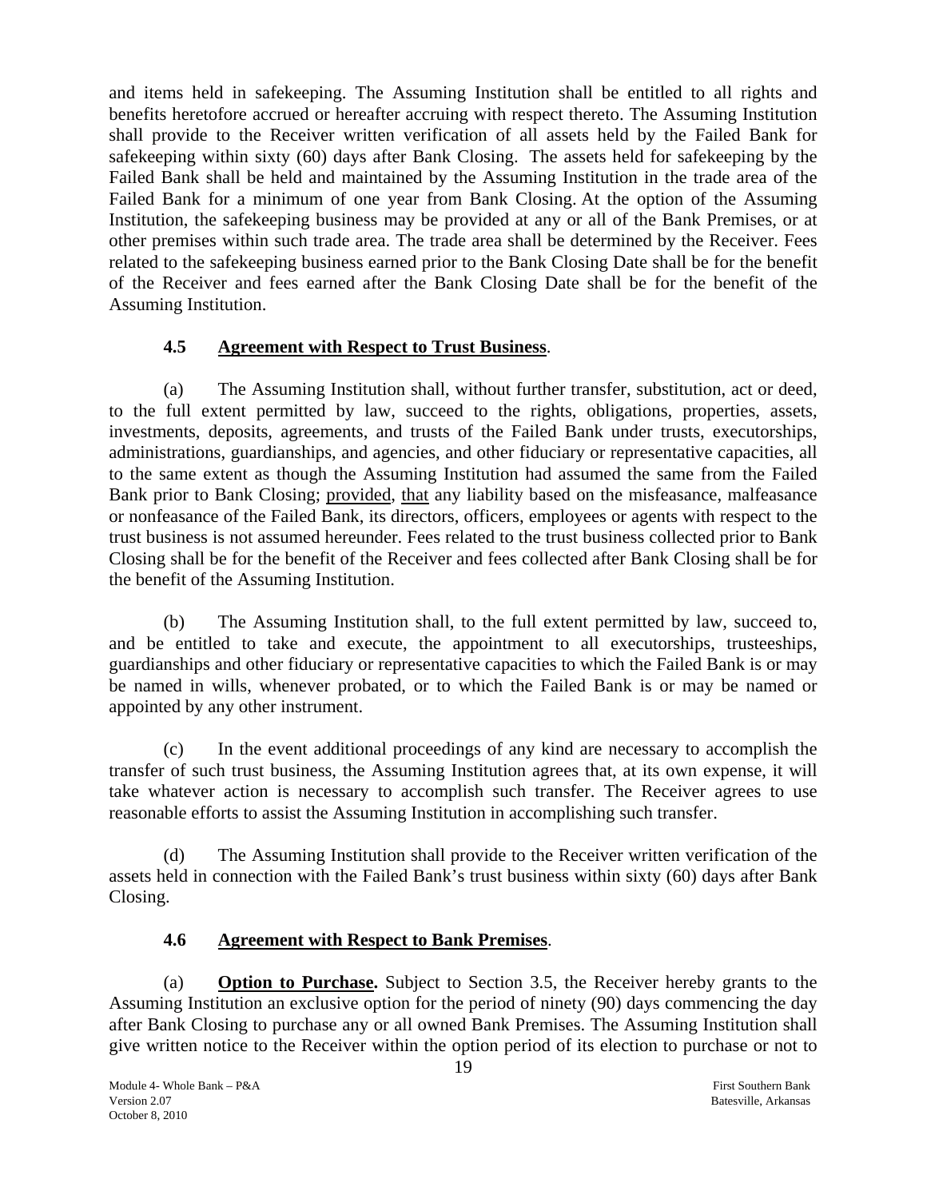and items held in safekeeping. The Assuming Institution shall be entitled to all rights and benefits heretofore accrued or hereafter accruing with respect thereto. The Assuming Institution shall provide to the Receiver written verification of all assets held by the Failed Bank for safekeeping within sixty (60) days after Bank Closing. The assets held for safekeeping by the Failed Bank shall be held and maintained by the Assuming Institution in the trade area of the Failed Bank for a minimum of one year from Bank Closing. At the option of the Assuming Institution, the safekeeping business may be provided at any or all of the Bank Premises, or at other premises within such trade area. The trade area shall be determined by the Receiver. Fees related to the safekeeping business earned prior to the Bank Closing Date shall be for the benefit of the Receiver and fees earned after the Bank Closing Date shall be for the benefit of the Assuming Institution.

### 4.5 Agreement with Respect to Trust Business.

(a) The Assuming Institution shall, without further transfer, substitution, act or deed, to the full extent permitted by law, succeed to the rights, obligations, properties, assets, investments, deposits, agreements, and trusts of the Failed Bank under trusts, executorships, administrations, guardianships, and agencies, and other fiduciary or representative capacities, all to the same extent as though the Assuming Institution had assumed the same from the Failed Bank prior to Bank Closing; provided, that any liability based on the misfeasance, malfeasance or nonfeasance of the Failed Bank, its directors, officers, employees or agents with respect to the trust business is not assumed hereunder. Fees related to the trust business collected prior to Bank Closing shall be for the benefit of the Receiver and fees collected after Bank Closing shall be for the benefit of the Assuming Institution.

(b) The Assuming Institution shall, to the full extent permitted by law, succeed to, and be entitled to take and execute, the appointment to all executorships, trusteeships, guardianships and other fiduciary or representative capacities to which the Failed Bank is or may be named in wills, whenever probated, or to which the Failed Bank is or may be named or appointed by any other instrument.

(c) In the event additional proceedings of any kind are necessary to accomplish the transfer of such trust business, the Assuming Institution agrees that, at its own expense, it will take whatever action is necessary to accomplish such transfer. The Receiver agrees to use reasonable efforts to assist the Assuming Institution in accomplishing such transfer.

(d) The Assuming Institution shall provide to the Receiver written verification of the assets held in connection with the Failed Bank's trust business within sixty (60) days after Bank Closing.

### 4.6 Agreement with Respect to Bank Premises.

(a) **Option to Purchase.** Subject to Section 3.5, the Receiver hereby grants to the Assuming Institution an exclusive option for the period of ninety (90) days commencing the day after Bank Closing to purchase any or all owned Bank Premises. The Assuming Institution shall give written notice to the Receiver within the option period of its election to purchase or not to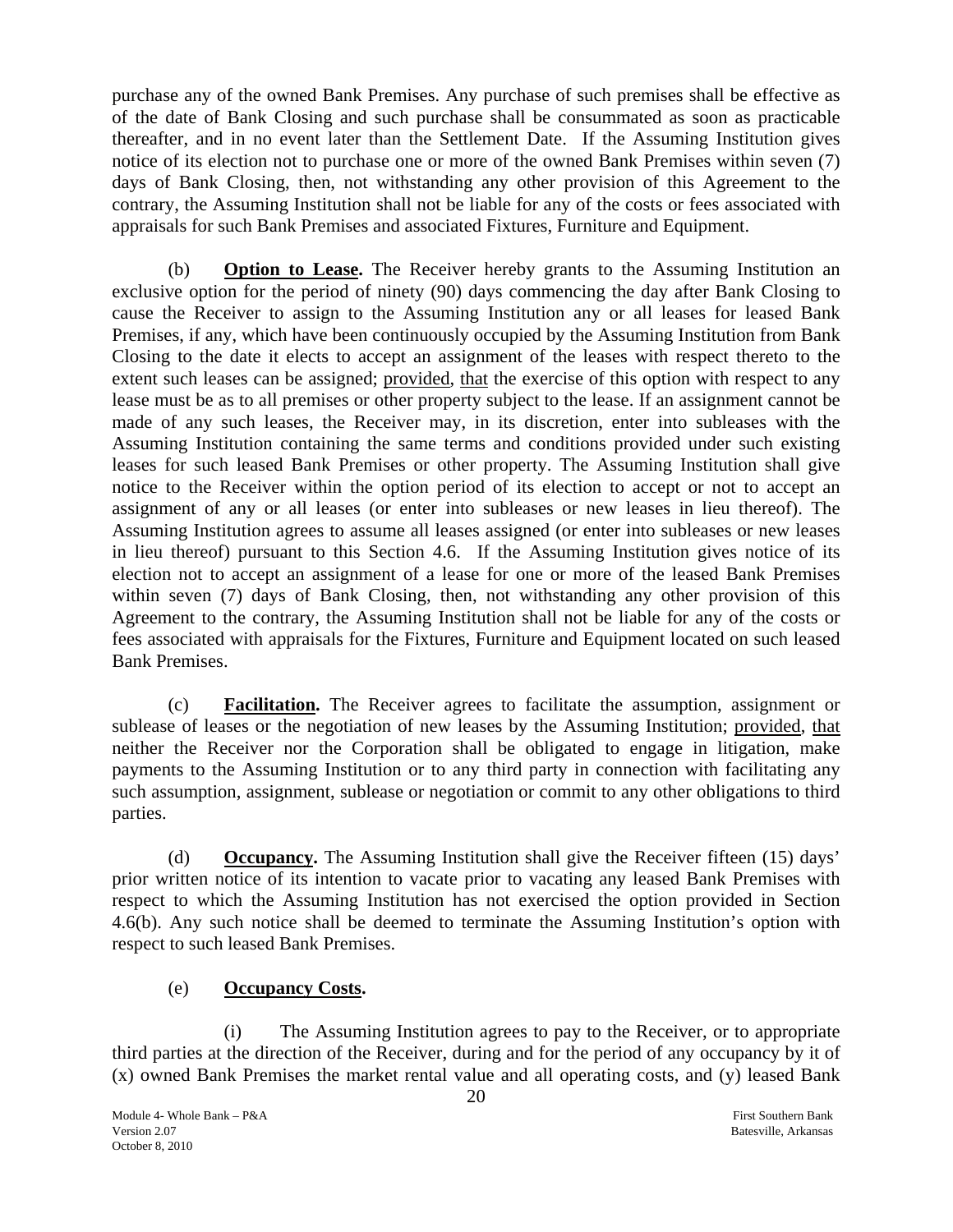purchase any of the owned Bank Premises. Any purchase of such premises shall be effective as of the date of Bank Closing and such purchase shall be consummated as soon as practicable thereafter, and in no event later than the Settlement Date. If the Assuming Institution gives notice of its election not to purchase one or more of the owned Bank Premises within seven (7) days of Bank Closing, then, not withstanding any other provision of this Agreement to the contrary, the Assuming Institution shall not be liable for any of the costs or fees associated with appraisals for such Bank Premises and associated Fixtures, Furniture and Equipment.

(b) **Option to Lease.** The Receiver hereby grants to the Assuming Institution an exclusive option for the period of ninety (90) days commencing the day after Bank Closing to cause the Receiver to assign to the Assuming Institution any or all leases for leased Bank Premises, if any, which have been continuously occupied by the Assuming Institution from Bank Closing to the date it elects to accept an assignment of the leases with respect thereto to the extent such leases can be assigned; provided, that the exercise of this option with respect to any lease must be as to all premises or other property subject to the lease. If an assignment cannot be made of any such leases, the Receiver may, in its discretion, enter into subleases with the Assuming Institution containing the same terms and conditions provided under such existing leases for such leased Bank Premises or other property. The Assuming Institution shall give notice to the Receiver within the option period of its election to accept or not to accept an assignment of any or all leases (or enter into subleases or new leases in lieu thereof). The Assuming Institution agrees to assume all leases assigned (or enter into subleases or new leases in lieu thereof) pursuant to this Section 4.6. If the Assuming Institution gives notice of its election not to accept an assignment of a lease for one or more of the leased Bank Premises within seven (7) days of Bank Closing, then, not withstanding any other provision of this Agreement to the contrary, the Assuming Institution shall not be liable for any of the costs or fees associated with appraisals for the Fixtures, Furniture and Equipment located on such leased Bank Premises.

(c) **Facilitation.** The Receiver agrees to facilitate the assumption, assignment or sublease of leases or the negotiation of new leases by the Assuming Institution; provided, that neither the Receiver nor the Corporation shall be obligated to engage in litigation, make payments to the Assuming Institution or to any third party in connection with facilitating any such assumption, assignment, sublease or negotiation or commit to any other obligations to third parties.

(d) **Occupancy.** The Assuming Institution shall give the Receiver fifteen (15) days' prior written notice of its intention to vacate prior to vacating any leased Bank Premises with respect to which the Assuming Institution has not exercised the option provided in Section 4.6(b). Any such notice shall be deemed to terminate the Assuming Institution's option with respect to such leased Bank Premises.

(e) **Occupancy Costs.**

(i) The Assuming Institution agrees to pay to the Receiver, or to appropriate third parties at the direction of the Receiver, during and for the period of any occupancy by it of (x) owned Bank Premises the market rental value and all operating costs, and (y) leased Bank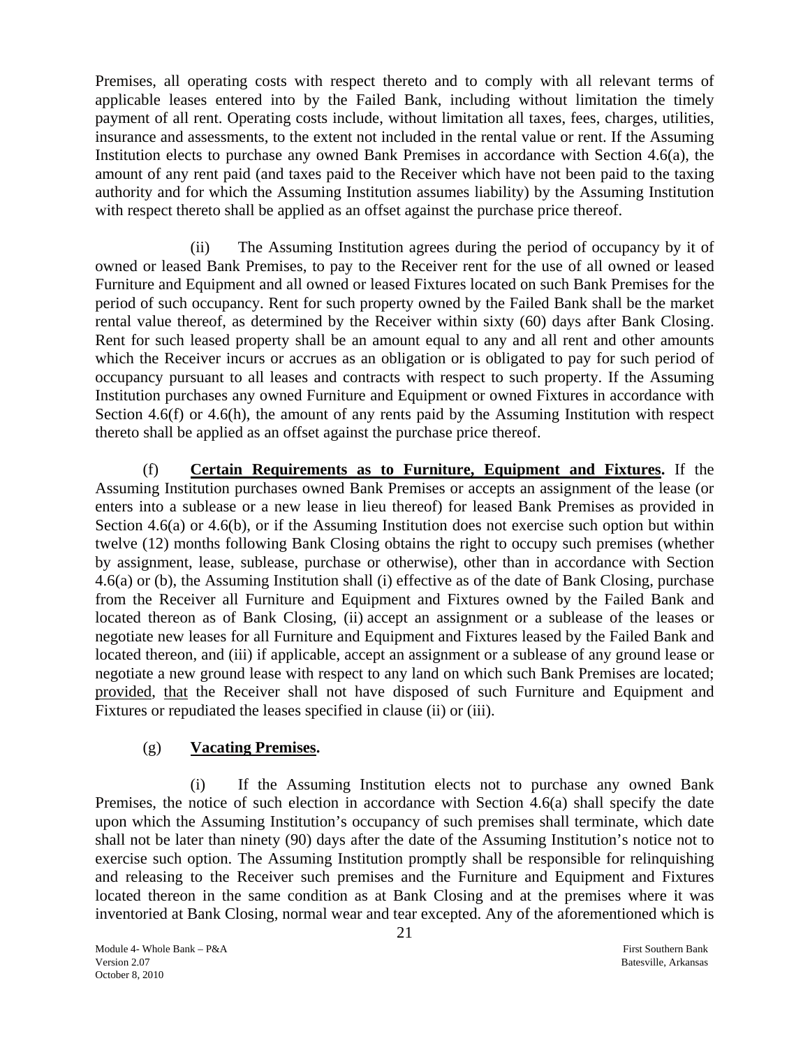Premises, all operating costs with respect thereto and to comply with all relevant terms of applicable leases entered into by the Failed Bank, including without limitation the timely payment of all rent. Operating costs include, without limitation all taxes, fees, charges, utilities, insurance and assessments, to the extent not included in the rental value or rent. If the Assuming Institution elects to purchase any owned Bank Premises in accordance with Section 4.6(a), the amount of any rent paid (and taxes paid to the Receiver which have not been paid to the taxing authority and for which the Assuming Institution assumes liability) by the Assuming Institution with respect thereto shall be applied as an offset against the purchase price thereof.

(ii) The Assuming Institution agrees during the period of occupancy by it of owned or leased Bank Premises, to pay to the Receiver rent for the use of all owned or leased Furniture and Equipment and all owned or leased Fixtures located on such Bank Premises for the period of such occupancy. Rent for such property owned by the Failed Bank shall be the market rental value thereof, as determined by the Receiver within sixty (60) days after Bank Closing. Rent for such leased property shall be an amount equal to any and all rent and other amounts which the Receiver incurs or accrues as an obligation or is obligated to pay for such period of occupancy pursuant to all leases and contracts with respect to such property. If the Assuming Institution purchases any owned Furniture and Equipment or owned Fixtures in accordance with Section 4.6(f) or 4.6(h), the amount of any rents paid by the Assuming Institution with respect thereto shall be applied as an offset against the purchase price thereof.

(f) **Certain Requirements as to Furniture, Equipment and Fixtures.** If the Assuming Institution purchases owned Bank Premises or accepts an assignment of the lease (or enters into a sublease or a new lease in lieu thereof) for leased Bank Premises as provided in Section 4.6(a) or 4.6(b), or if the Assuming Institution does not exercise such option but within twelve (12) months following Bank Closing obtains the right to occupy such premises (whether by assignment, lease, sublease, purchase or otherwise), other than in accordance with Section 4.6(a) or (b), the Assuming Institution shall (i) effective as of the date of Bank Closing, purchase from the Receiver all Furniture and Equipment and Fixtures owned by the Failed Bank and located thereon as of Bank Closing, (ii) accept an assignment or a sublease of the leases or negotiate new leases for all Furniture and Equipment and Fixtures leased by the Failed Bank and located thereon, and (iii) if applicable, accept an assignment or a sublease of any ground lease or negotiate a new ground lease with respect to any land on which such Bank Premises are located; provided, that the Receiver shall not have disposed of such Furniture and Equipment and Fixtures or repudiated the leases specified in clause (ii) or (iii).

(g) **Vacating Premises.**

(i) If the Assuming Institution elects not to purchase any owned Bank Premises, the notice of such election in accordance with Section 4.6(a) shall specify the date upon which the Assuming Institution's occupancy of such premises shall terminate, which date shall not be later than ninety (90) days after the date of the Assuming Institution's notice not to exercise such option. The Assuming Institution promptly shall be responsible for relinquishing and releasing to the Receiver such premises and the Furniture and Equipment and Fixtures located thereon in the same condition as at Bank Closing and at the premises where it was inventoried at Bank Closing, normal wear and tear excepted. Any of the aforementioned which is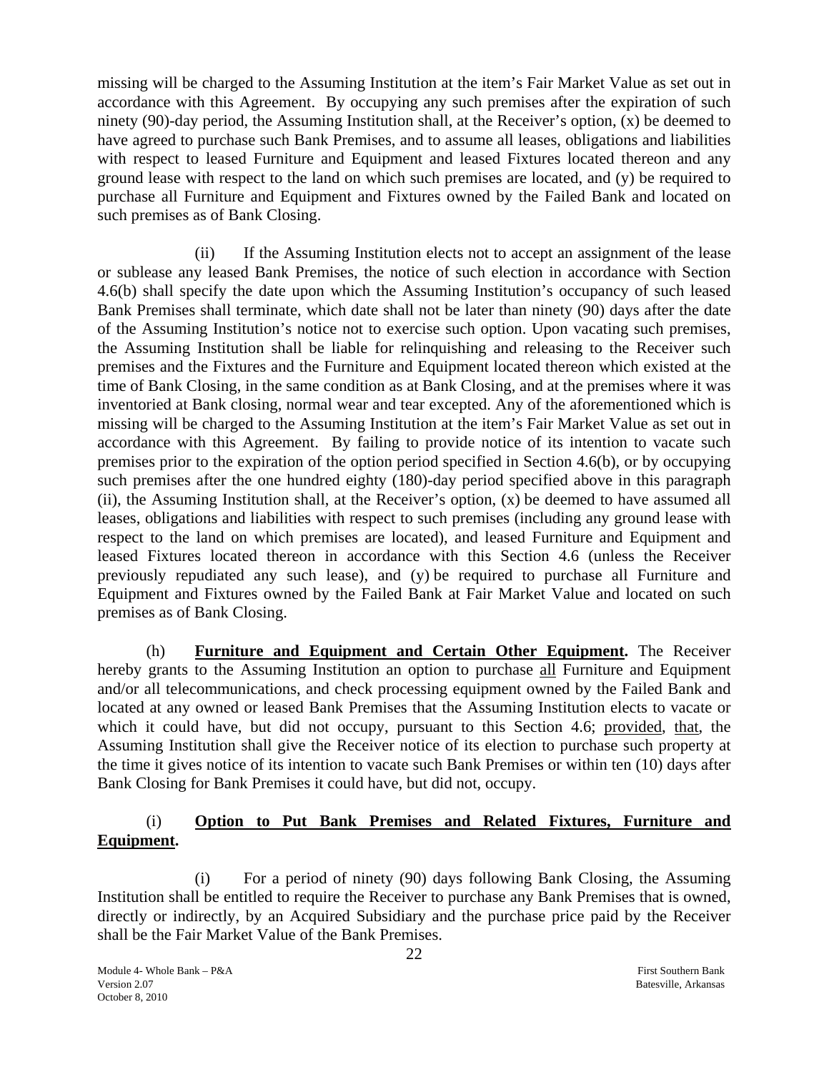missing will be charged to the Assuming Institution at the item's Fair Market Value as set out in accordance with this Agreement. By occupying any such premises after the expiration of such ninety (90)-day period, the Assuming Institution shall, at the Receiver's option, (x) be deemed to have agreed to purchase such Bank Premises, and to assume all leases, obligations and liabilities with respect to leased Furniture and Equipment and leased Fixtures located thereon and any ground lease with respect to the land on which such premises are located, and (y) be required to purchase all Furniture and Equipment and Fixtures owned by the Failed Bank and located on such premises as of Bank Closing.

(ii) If the Assuming Institution elects not to accept an assignment of the lease or sublease any leased Bank Premises, the notice of such election in accordance with Section 4.6(b) shall specify the date upon which the Assuming Institution's occupancy of such leased Bank Premises shall terminate, which date shall not be later than ninety (90) days after the date of the Assuming Institution's notice not to exercise such option. Upon vacating such premises, the Assuming Institution shall be liable for relinquishing and releasing to the Receiver such premises and the Fixtures and the Furniture and Equipment located thereon which existed at the time of Bank Closing, in the same condition as at Bank Closing, and at the premises where it was inventoried at Bank closing, normal wear and tear excepted. Any of the aforementioned which is missing will be charged to the Assuming Institution at the item's Fair Market Value as set out in accordance with this Agreement. By failing to provide notice of its intention to vacate such premises prior to the expiration of the option period specified in Section 4.6(b), or by occupying such premises after the one hundred eighty (180)-day period specified above in this paragraph (ii), the Assuming Institution shall, at the Receiver's option, (x) be deemed to have assumed all leases, obligations and liabilities with respect to such premises (including any ground lease with respect to the land on which premises are located), and leased Furniture and Equipment and leased Fixtures located thereon in accordance with this Section 4.6 (unless the Receiver previously repudiated any such lease), and (y) be required to purchase all Furniture and Equipment and Fixtures owned by the Failed Bank at Fair Market Value and located on such premises as of Bank Closing.

(h) **Furniture and Equipment and Certain Other Equipment.** The Receiver hereby grants to the Assuming Institution an option to purchase all Furniture and Equipment and/or all telecommunications, and check processing equipment owned by the Failed Bank and located at any owned or leased Bank Premises that the Assuming Institution elects to vacate or which it could have, but did not occupy, pursuant to this Section 4.6; provided, that, the Assuming Institution shall give the Receiver notice of its election to purchase such property at the time it gives notice of its intention to vacate such Bank Premises or within ten (10) days after Bank Closing for Bank Premises it could have, but did not, occupy.

(i) **Option to Put Bank Premises and Related Fixtures, Furniture and Equipment.**

(i) For a period of ninety (90) days following Bank Closing, the Assuming Institution shall be entitled to require the Receiver to purchase any Bank Premises that is owned, directly or indirectly, by an Acquired Subsidiary and the purchase price paid by the Receiver shall be the Fair Market Value of the Bank Premises.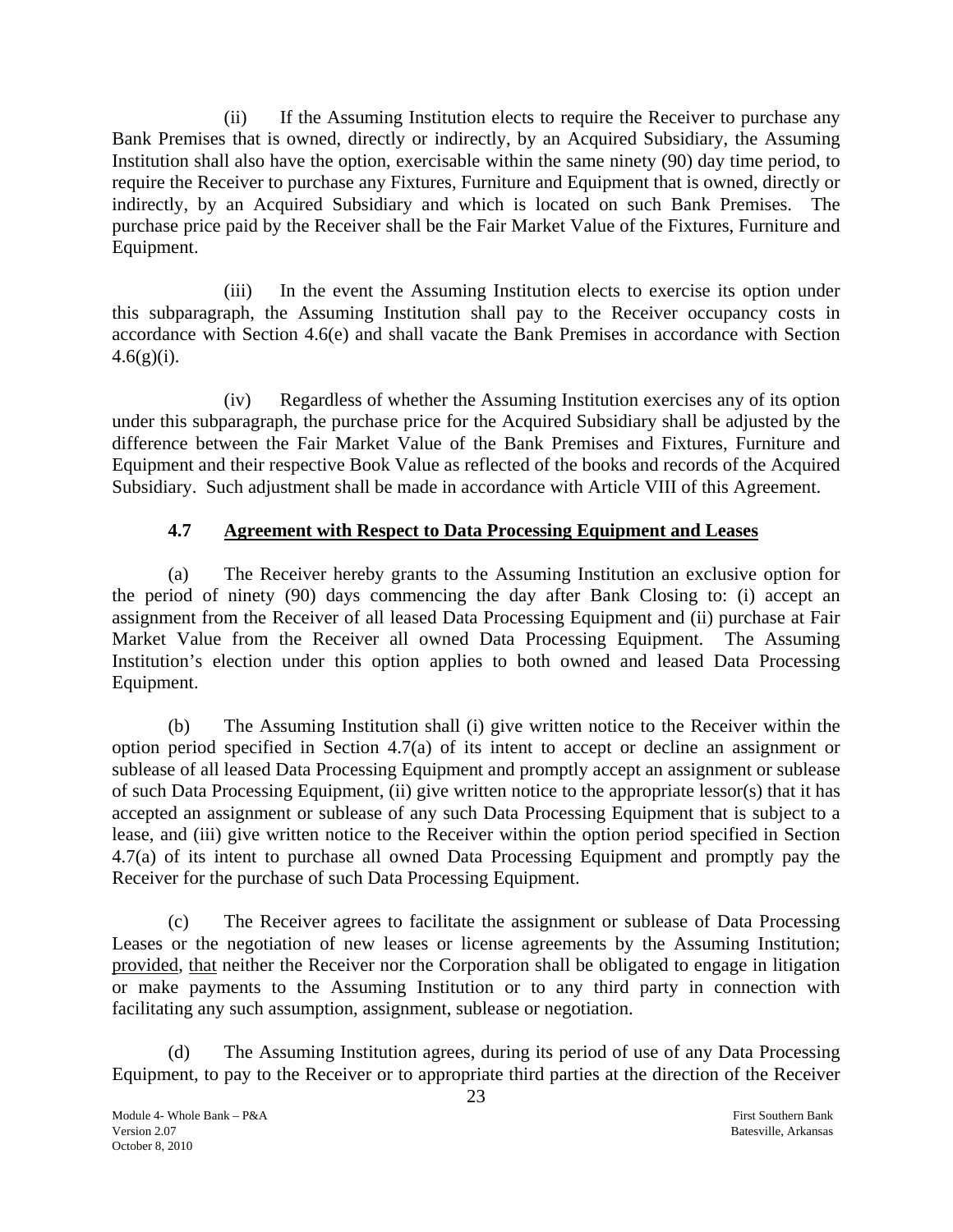(ii) If the Assuming Institution elects to require the Receiver to purchase any Bank Premises that is owned, directly or indirectly, by an Acquired Subsidiary, the Assuming Institution shall also have the option, exercisable within the same ninety (90) day time period, to require the Receiver to purchase any Fixtures, Furniture and Equipment that is owned, directly or indirectly, by an Acquired Subsidiary and which is located on such Bank Premises. The purchase price paid by the Receiver shall be the Fair Market Value of the Fixtures, Furniture and Equipment.

(iii) In the event the Assuming Institution elects to exercise its option under this subparagraph, the Assuming Institution shall pay to the Receiver occupancy costs in accordance with Section 4.6(e) and shall vacate the Bank Premises in accordance with Section 4.6(g)(i).

(iv) Regardless of whether the Assuming Institution exercises any of its option under this subparagraph, the purchase price for the Acquired Subsidiary shall be adjusted by the difference between the Fair Market Value of the Bank Premises and Fixtures, Furniture and Equipment and their respective Book Value as reflected of the books and records of the Acquired Subsidiary. Such adjustment shall be made in accordance with Article VIII of this Agreement.

### 4.7 Agreement with Respect to Data Processing Equipment and Leases

(a) The Receiver hereby grants to the Assuming Institution an exclusive option for the period of ninety (90) days commencing the day after Bank Closing to: (i) accept an assignment from the Receiver of all leased Data Processing Equipment and (ii) purchase at Fair Market Value from the Receiver all owned Data Processing Equipment. The Assuming Institution's election under this option applies to both owned and leased Data Processing Equipment.

(b) The Assuming Institution shall (i) give written notice to the Receiver within the option period specified in Section 4.7(a) of its intent to accept or decline an assignment or sublease of all leased Data Processing Equipment and promptly accept an assignment or sublease of such Data Processing Equipment, (ii) give written notice to the appropriate lessor(s) that it has accepted an assignment or sublease of any such Data Processing Equipment that is subject to a lease, and (iii) give written notice to the Receiver within the option period specified in Section 4.7(a) of its intent to purchase all owned Data Processing Equipment and promptly pay the Receiver for the purchase of such Data Processing Equipment.

(c) The Receiver agrees to facilitate the assignment or sublease of Data Processing Leases or the negotiation of new leases or license agreements by the Assuming Institution; provided, that neither the Receiver nor the Corporation shall be obligated to engage in litigation or make payments to the Assuming Institution or to any third party in connection with facilitating any such assumption, assignment, sublease or negotiation.

(d) The Assuming Institution agrees, during its period of use of any Data Processing Equipment, to pay to the Receiver or to appropriate third parties at the direction of the Receiver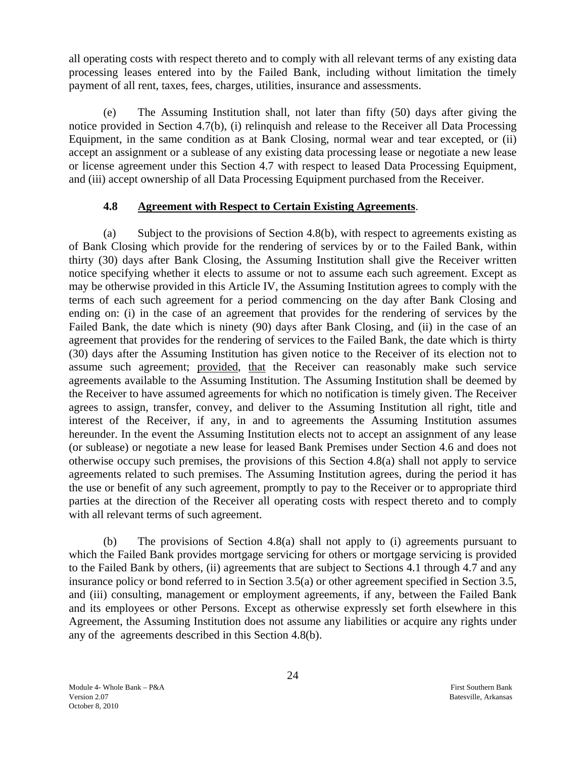all operating costs with respect thereto and to comply with all relevant terms of any existing data processing leases entered into by the Failed Bank, including without limitation the timely payment of all rent, taxes, fees, charges, utilities, insurance and assessments.

(e) The Assuming Institution shall, not later than fifty (50) days after giving the notice provided in Section 4.7(b), (i) relinquish and release to the Receiver all Data Processing Equipment, in the same condition as at Bank Closing, normal wear and tear excepted, or (ii) accept an assignment or a sublease of any existing data processing lease or negotiate a new lease or license agreement under this Section 4.7 with respect to leased Data Processing Equipment, and (iii) accept ownership of all Data Processing Equipment purchased from the Receiver.

### 4.8 Agreement with Respect to Certain Existing Agreements.

(a) Subject to the provisions of Section 4.8(b), with respect to agreements existing as of Bank Closing which provide for the rendering of services by or to the Failed Bank, within thirty (30) days after Bank Closing, the Assuming Institution shall give the Receiver written notice specifying whether it elects to assume or not to assume each such agreement. Except as may be otherwise provided in this Article IV, the Assuming Institution agrees to comply with the terms of each such agreement for a period commencing on the day after Bank Closing and ending on: (i) in the case of an agreement that provides for the rendering of services by the Failed Bank, the date which is ninety (90) days after Bank Closing, and (ii) in the case of an agreement that provides for the rendering of services to the Failed Bank, the date which is thirty (30) days after the Assuming Institution has given notice to the Receiver of its election not to assume such agreement; provided, that the Receiver can reasonably make such service agreements available to the Assuming Institution. The Assuming Institution shall be deemed by the Receiver to have assumed agreements for which no notification is timely given. The Receiver agrees to assign, transfer, convey, and deliver to the Assuming Institution all right, title and interest of the Receiver, if any, in and to agreements the Assuming Institution assumes hereunder. In the event the Assuming Institution elects not to accept an assignment of any lease (or sublease) or negotiate a new lease for leased Bank Premises under Section 4.6 and does not otherwise occupy such premises, the provisions of this Section 4.8(a) shall not apply to service agreements related to such premises. The Assuming Institution agrees, during the period it has the use or benefit of any such agreement, promptly to pay to the Receiver or to appropriate third parties at the direction of the Receiver all operating costs with respect thereto and to comply with all relevant terms of such agreement.

(b) The provisions of Section 4.8(a) shall not apply to (i) agreements pursuant to which the Failed Bank provides mortgage servicing for others or mortgage servicing is provided to the Failed Bank by others, (ii) agreements that are subject to Sections 4.1 through 4.7 and any insurance policy or bond referred to in Section 3.5(a) or other agreement specified in Section 3.5, and (iii) consulting, management or employment agreements, if any, between the Failed Bank and its employees or other Persons. Except as otherwise expressly set forth elsewhere in this Agreement, the Assuming Institution does not assume any liabilities or acquire any rights under any of the agreements described in this Section 4.8(b).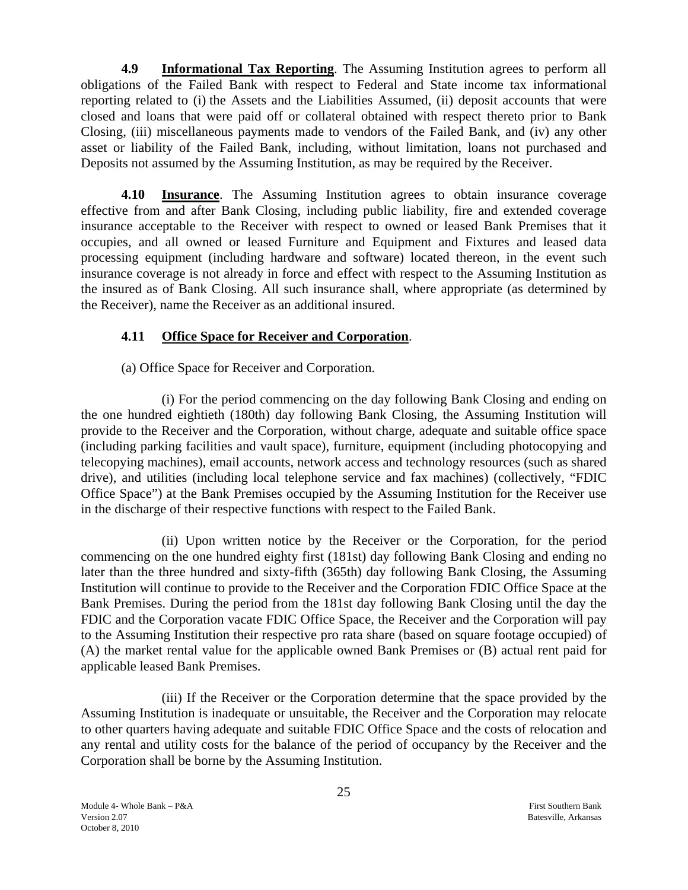**4.9 Informational Tax Reporting**. The Assuming Institution agrees to perform all obligations of the Failed Bank with respect to Federal and State income tax informational reporting related to (i) the Assets and the Liabilities Assumed, (ii) deposit accounts that were closed and loans that were paid off or collateral obtained with respect thereto prior to Bank Closing, (iii) miscellaneous payments made to vendors of the Failed Bank, and (iv) any other asset or liability of the Failed Bank, including, without limitation, loans not purchased and Deposits not assumed by the Assuming Institution, as may be required by the Receiver.

**4.10 Insurance**. The Assuming Institution agrees to obtain insurance coverage effective from and after Bank Closing, including public liability, fire and extended coverage insurance acceptable to the Receiver with respect to owned or leased Bank Premises that it occupies, and all owned or leased Furniture and Equipment and Fixtures and leased data processing equipment (including hardware and software) located thereon, in the event such insurance coverage is not already in force and effect with respect to the Assuming Institution as the insured as of Bank Closing. All such insurance shall, where appropriate (as determined by the Receiver), name the Receiver as an additional insured.

**4.11 Office Space for Receiver and Corporation**.

(a) Office Space for Receiver and Corporation.

(i) For the period commencing on the day following Bank Closing and ending on the one hundred eightieth (180th) day following Bank Closing, the Assuming Institution will provide to the Receiver and the Corporation, without charge, adequate and suitable office space (including parking facilities and vault space), furniture, equipment (including photocopying and telecopying machines), email accounts, network access and technology resources (such as shared drive), and utilities (including local telephone service and fax machines) (collectively, "FDIC Office Space") at the Bank Premises occupied by the Assuming Institution for the Receiver use in the discharge of their respective functions with respect to the Failed Bank.

(ii) Upon written notice by the Receiver or the Corporation, for the period commencing on the one hundred eighty first (181st) day following Bank Closing and ending no later than the three hundred and sixty-fifth (365th) day following Bank Closing, the Assuming Institution will continue to provide to the Receiver and the Corporation FDIC Office Space at the Bank Premises. During the period from the 181st day following Bank Closing until the day the FDIC and the Corporation vacate FDIC Office Space, the Receiver and the Corporation will pay to the Assuming Institution their respective pro rata share (based on square footage occupied) of (A) the market rental value for the applicable owned Bank Premises or (B) actual rent paid for applicable leased Bank Premises.

(iii) If the Receiver or the Corporation determine that the space provided by the Assuming Institution is inadequate or unsuitable, the Receiver and the Corporation may relocate to other quarters having adequate and suitable FDIC Office Space and the costs of relocation and any rental and utility costs for the balance of the period of occupancy by the Receiver and the Corporation shall be borne by the Assuming Institution.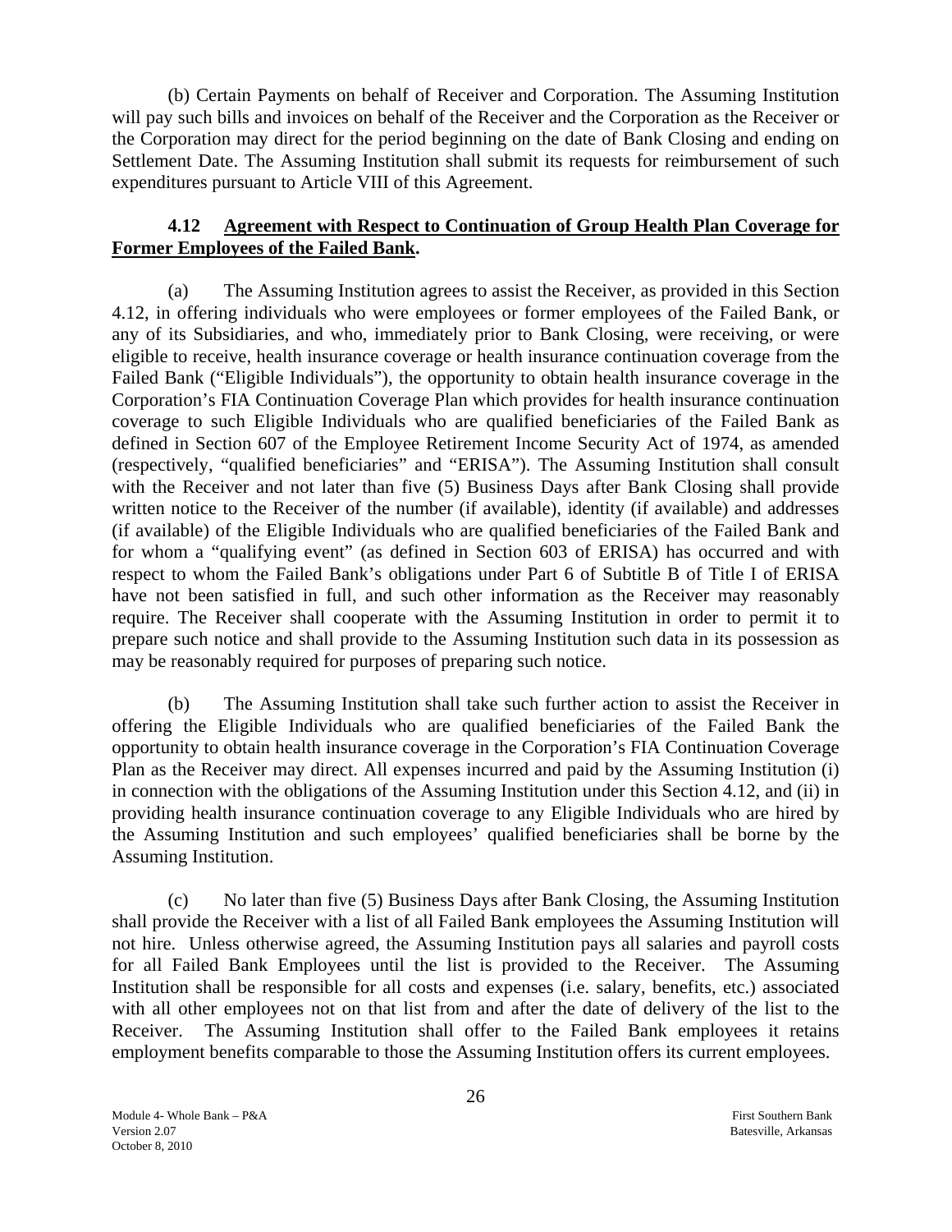(b) Certain Payments on behalf of Receiver and Corporation. The Assuming Institution will pay such bills and invoices on behalf of the Receiver and the Corporation as the Receiver or the Corporation may direct for the period beginning on the date of Bank Closing and ending on Settlement Date. The Assuming Institution shall submit its requests for reimbursement of such expenditures pursuant to Article VIII of this Agreement.

### 4.12 Agreement with Respect to Continuation of Group Health Plan Coverage for Former Employees of the Failed Bank.

(a) The Assuming Institution agrees to assist the Receiver, as provided in this Section 4.12, in offering individuals who were employees or former employees of the Failed Bank, or any of its Subsidiaries, and who, immediately prior to Bank Closing, were receiving, or were eligible to receive, health insurance coverage or health insurance continuation coverage from the Failed Bank ("Eligible Individuals"), the opportunity to obtain health insurance coverage in the Corporation's FIA Continuation Coverage Plan which provides for health insurance continuation coverage to such Eligible Individuals who are qualified beneficiaries of the Failed Bank as defined in Section 607 of the Employee Retirement Income Security Act of 1974, as amended (respectively, "qualified beneficiaries" and "ERISA"). The Assuming Institution shall consult with the Receiver and not later than five (5) Business Days after Bank Closing shall provide written notice to the Receiver of the number (if available), identity (if available) and addresses (if available) of the Eligible Individuals who are qualified beneficiaries of the Failed Bank and for whom a "qualifying event" (as defined in Section 603 of ERISA) has occurred and with respect to whom the Failed Bank's obligations under Part 6 of Subtitle B of Title I of ERISA have not been satisfied in full, and such other information as the Receiver may reasonably require. The Receiver shall cooperate with the Assuming Institution in order to permit it to prepare such notice and shall provide to the Assuming Institution such data in its possession as may be reasonably required for purposes of preparing such notice.

(b) The Assuming Institution shall take such further action to assist the Receiver in offering the Eligible Individuals who are qualified beneficiaries of the Failed Bank the opportunity to obtain health insurance coverage in the Corporation's FIA Continuation Coverage Plan as the Receiver may direct. All expenses incurred and paid by the Assuming Institution (i) in connection with the obligations of the Assuming Institution under this Section 4.12, and (ii) in providing health insurance continuation coverage to any Eligible Individuals who are hired by the Assuming Institution and such employees' qualified beneficiaries shall be borne by the Assuming Institution.

(c) No later than five (5) Business Days after Bank Closing, the Assuming Institution shall provide the Receiver with a list of all Failed Bank employees the Assuming Institution will not hire. Unless otherwise agreed, the Assuming Institution pays all salaries and payroll costs for all Failed Bank Employees until the list is provided to the Receiver. The Assuming Institution shall be responsible for all costs and expenses (i.e. salary, benefits, etc.) associated with all other employees not on that list from and after the date of delivery of the list to the Receiver. The Assuming Institution shall offer to the Failed Bank employees it retains employment benefits comparable to those the Assuming Institution offers its current employees.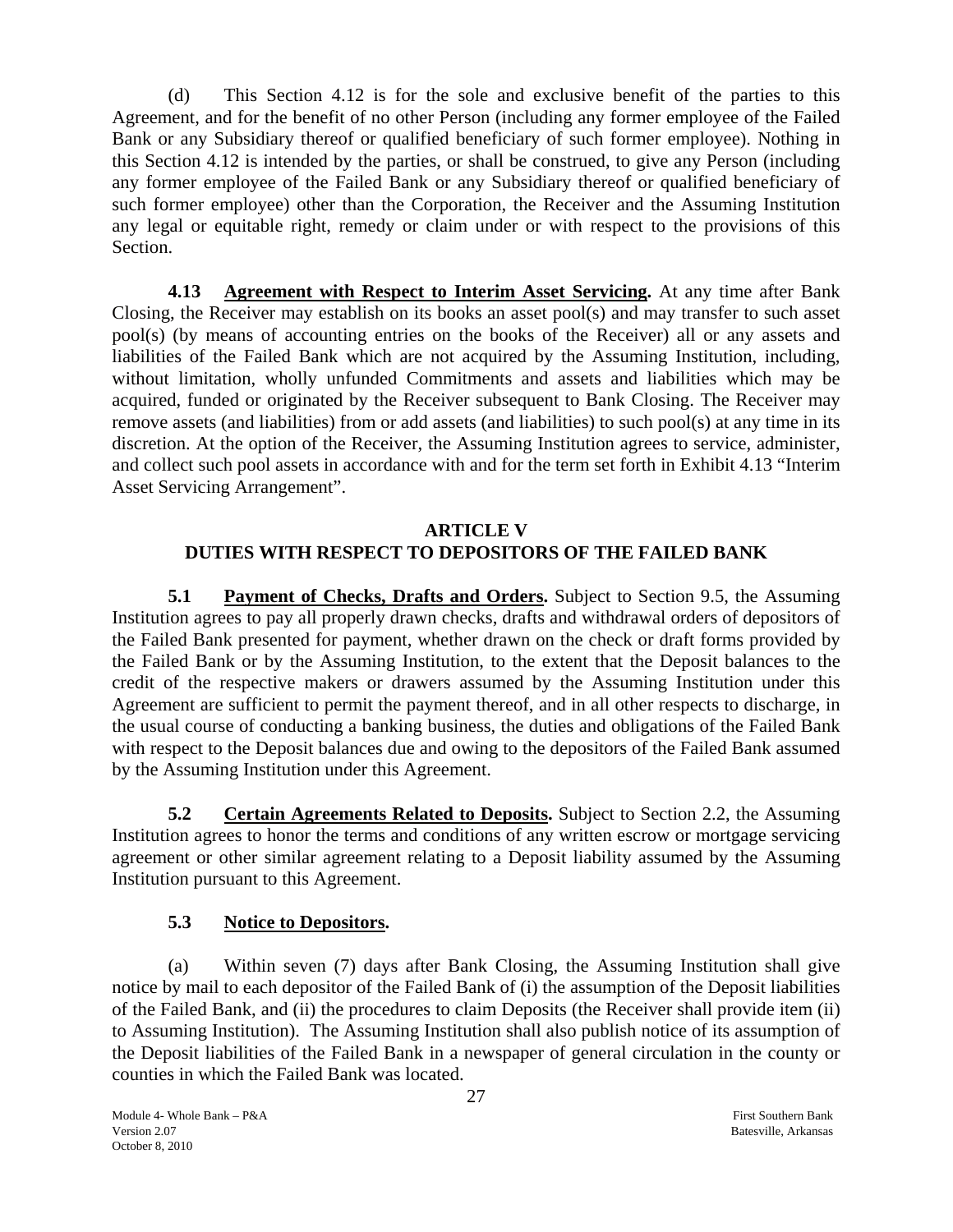(d) This Section 4.12 is for the sole and exclusive benefit of the parties to this Agreement, and for the benefit of no other Person (including any former employee of the Failed Bank or any Subsidiary thereof or qualified beneficiary of such former employee). Nothing in this Section 4.12 is intended by the parties, or shall be construed, to give any Person (including any former employee of the Failed Bank or any Subsidiary thereof or qualified beneficiary of such former employee) other than the Corporation, the Receiver and the Assuming Institution any legal or equitable right, remedy or claim under or with respect to the provisions of this Section.

**4.13 Agreement with Respect to Interim Asset Servicing.** At any time after Bank Closing, the Receiver may establish on its books an asset pool(s) and may transfer to such asset pool(s) (by means of accounting entries on the books of the Receiver) all or any assets and liabilities of the Failed Bank which are not acquired by the Assuming Institution, including, without limitation, wholly unfunded Commitments and assets and liabilities which may be acquired, funded or originated by the Receiver subsequent to Bank Closing. The Receiver may remove assets (and liabilities) from or add assets (and liabilities) to such pool(s) at any time in its discretion. At the option of the Receiver, the Assuming Institution agrees to service, administer, and collect such pool assets in accordance with and for the term set forth in Exhibit 4.13 "Interim Asset Servicing Arrangement".

## ARTICLE V
## DUTIES WITH RESPECT TO DEPOSITORS OF THE FAILED BANK

**5.1 Payment of Checks, Drafts and Orders.** Subject to Section 9.5, the Assuming Institution agrees to pay all properly drawn checks, drafts and withdrawal orders of depositors of the Failed Bank presented for payment, whether drawn on the check or draft forms provided by the Failed Bank or by the Assuming Institution, to the extent that the Deposit balances to the credit of the respective makers or drawers assumed by the Assuming Institution under this Agreement are sufficient to permit the payment thereof, and in all other respects to discharge, in the usual course of conducting a banking business, the duties and obligations of the Failed Bank with respect to the Deposit balances due and owing to the depositors of the Failed Bank assumed by the Assuming Institution under this Agreement.

**5.2 Certain Agreements Related to Deposits.** Subject to Section 2.2, the Assuming Institution agrees to honor the terms and conditions of any written escrow or mortgage servicing agreement or other similar agreement relating to a Deposit liability assumed by the Assuming Institution pursuant to this Agreement.

**5.3 Notice to Depositors.**

(a) Within seven (7) days after Bank Closing, the Assuming Institution shall give notice by mail to each depositor of the Failed Bank of (i) the assumption of the Deposit liabilities of the Failed Bank, and (ii) the procedures to claim Deposits (the Receiver shall provide item (ii) to Assuming Institution). The Assuming Institution shall also publish notice of its assumption of the Deposit liabilities of the Failed Bank in a newspaper of general circulation in the county or counties in which the Failed Bank was located.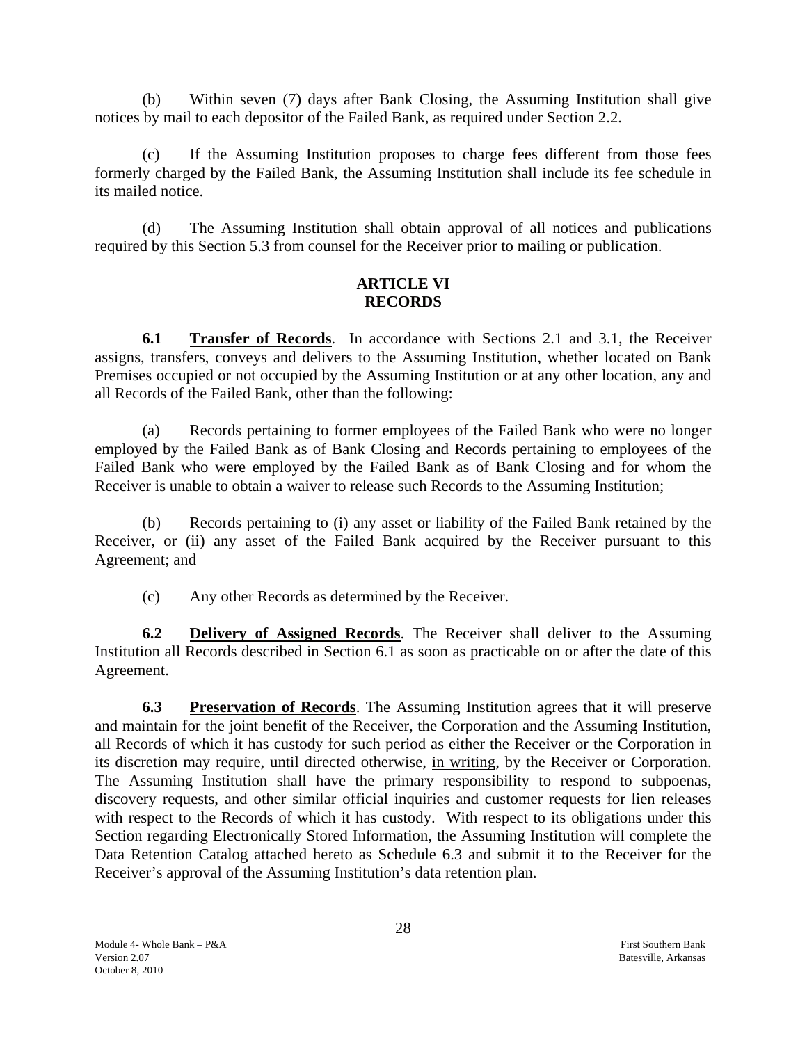(b) Within seven (7) days after Bank Closing, the Assuming Institution shall give notices by mail to each depositor of the Failed Bank, as required under Section 2.2.

(c) If the Assuming Institution proposes to charge fees different from those fees formerly charged by the Failed Bank, the Assuming Institution shall include its fee schedule in its mailed notice.

(d) The Assuming Institution shall obtain approval of all notices and publications required by this Section 5.3 from counsel for the Receiver prior to mailing or publication.

## ARTICLE VI
## RECORDS

**6.1 Transfer of Records**. In accordance with Sections 2.1 and 3.1, the Receiver assigns, transfers, conveys and delivers to the Assuming Institution, whether located on Bank Premises occupied or not occupied by the Assuming Institution or at any other location, any and all Records of the Failed Bank, other than the following:

(a) Records pertaining to former employees of the Failed Bank who were no longer employed by the Failed Bank as of Bank Closing and Records pertaining to employees of the Failed Bank who were employed by the Failed Bank as of Bank Closing and for whom the Receiver is unable to obtain a waiver to release such Records to the Assuming Institution;

(b) Records pertaining to (i) any asset or liability of the Failed Bank retained by the Receiver, or (ii) any asset of the Failed Bank acquired by the Receiver pursuant to this Agreement; and

(c) Any other Records as determined by the Receiver.

**6.2 Delivery of Assigned Records**. The Receiver shall deliver to the Assuming Institution all Records described in Section 6.1 as soon as practicable on or after the date of this Agreement.

**6.3 Preservation of Records**. The Assuming Institution agrees that it will preserve and maintain for the joint benefit of the Receiver, the Corporation and the Assuming Institution, all Records of which it has custody for such period as either the Receiver or the Corporation in its discretion may require, until directed otherwise, in writing, by the Receiver or Corporation. The Assuming Institution shall have the primary responsibility to respond to subpoenas, discovery requests, and other similar official inquiries and customer requests for lien releases with respect to the Records of which it has custody. With respect to its obligations under this Section regarding Electronically Stored Information, the Assuming Institution will complete the Data Retention Catalog attached hereto as Schedule 6.3 and submit it to the Receiver for the Receiver's approval of the Assuming Institution's data retention plan.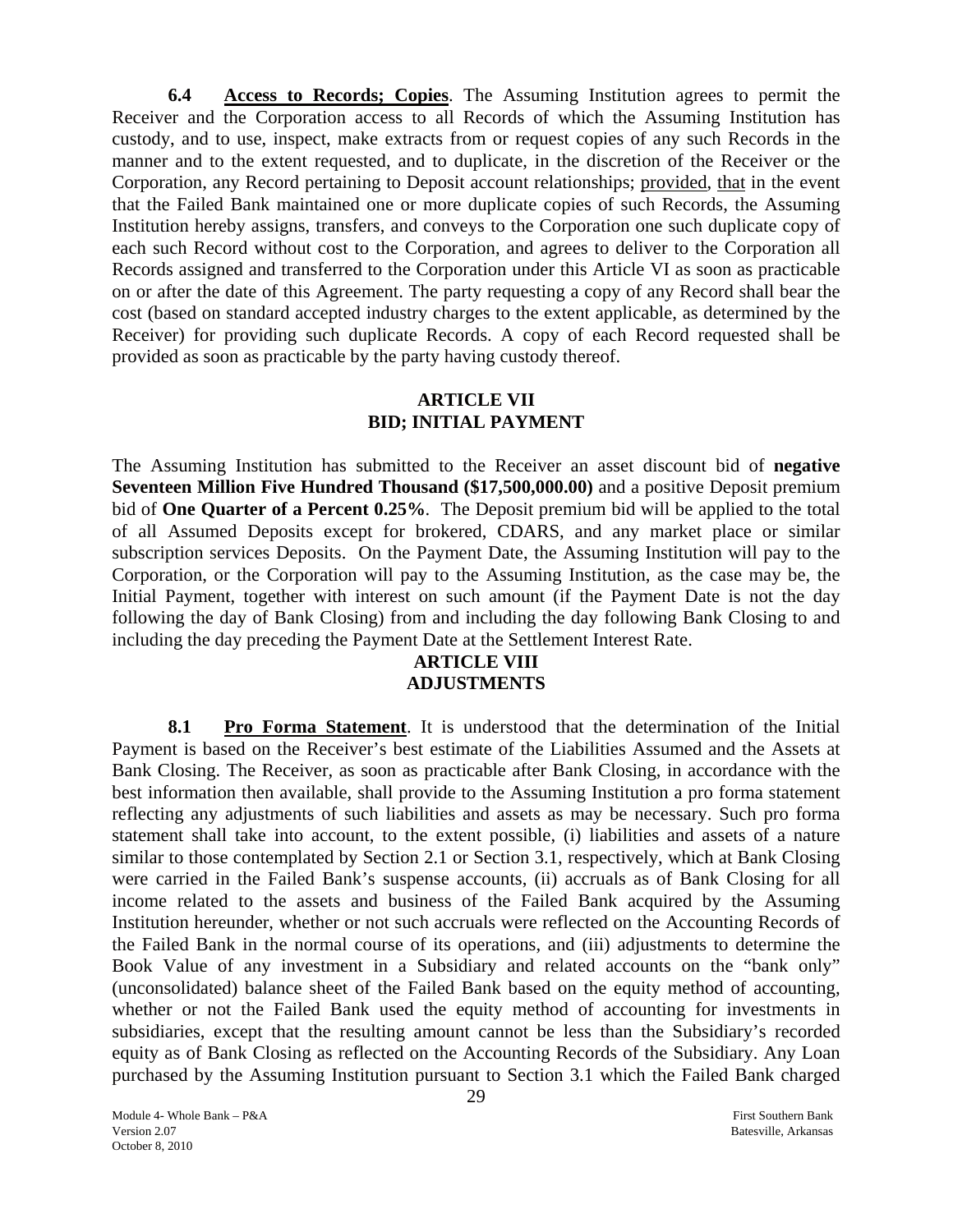**6.4 Access to Records; Copies**. The Assuming Institution agrees to permit the Receiver and the Corporation access to all Records of which the Assuming Institution has custody, and to use, inspect, make extracts from or request copies of any such Records in the manner and to the extent requested, and to duplicate, in the discretion of the Receiver or the Corporation, any Record pertaining to Deposit account relationships; provided, that in the event that the Failed Bank maintained one or more duplicate copies of such Records, the Assuming Institution hereby assigns, transfers, and conveys to the Corporation one such duplicate copy of each such Record without cost to the Corporation, and agrees to deliver to the Corporation all Records assigned and transferred to the Corporation under this Article VI as soon as practicable on or after the date of this Agreement. The party requesting a copy of any Record shall bear the cost (based on standard accepted industry charges to the extent applicable, as determined by the Receiver) for providing such duplicate Records. A copy of each Record requested shall be provided as soon as practicable by the party having custody thereof.

## ARTICLE VII
## BID; INITIAL PAYMENT

The Assuming Institution has submitted to the Receiver an asset discount bid of **negative Seventeen Million Five Hundred Thousand ($17,500,000.00)** and a positive Deposit premium bid of **One Quarter of a Percent 0.25%**. The Deposit premium bid will be applied to the total of all Assumed Deposits except for brokered, CDARS, and any market place or similar subscription services Deposits. On the Payment Date, the Assuming Institution will pay to the Corporation, or the Corporation will pay to the Assuming Institution, as the case may be, the Initial Payment, together with interest on such amount (if the Payment Date is not the day following the day of Bank Closing) from and including the day following Bank Closing to and including the day preceding the Payment Date at the Settlement Interest Rate.

## ARTICLE VIII
## ADJUSTMENTS

**8.1 Pro Forma Statement**. It is understood that the determination of the Initial Payment is based on the Receiver's best estimate of the Liabilities Assumed and the Assets at Bank Closing. The Receiver, as soon as practicable after Bank Closing, in accordance with the best information then available, shall provide to the Assuming Institution a pro forma statement reflecting any adjustments of such liabilities and assets as may be necessary. Such pro forma statement shall take into account, to the extent possible, (i) liabilities and assets of a nature similar to those contemplated by Section 2.1 or Section 3.1, respectively, which at Bank Closing were carried in the Failed Bank's suspense accounts, (ii) accruals as of Bank Closing for all income related to the assets and business of the Failed Bank acquired by the Assuming Institution hereunder, whether or not such accruals were reflected on the Accounting Records of the Failed Bank in the normal course of its operations, and (iii) adjustments to determine the Book Value of any investment in a Subsidiary and related accounts on the "bank only" (unconsolidated) balance sheet of the Failed Bank based on the equity method of accounting, whether or not the Failed Bank used the equity method of accounting for investments in subsidiaries, except that the resulting amount cannot be less than the Subsidiary's recorded equity as of Bank Closing as reflected on the Accounting Records of the Subsidiary. Any Loan purchased by the Assuming Institution pursuant to Section 3.1 which the Failed Bank charged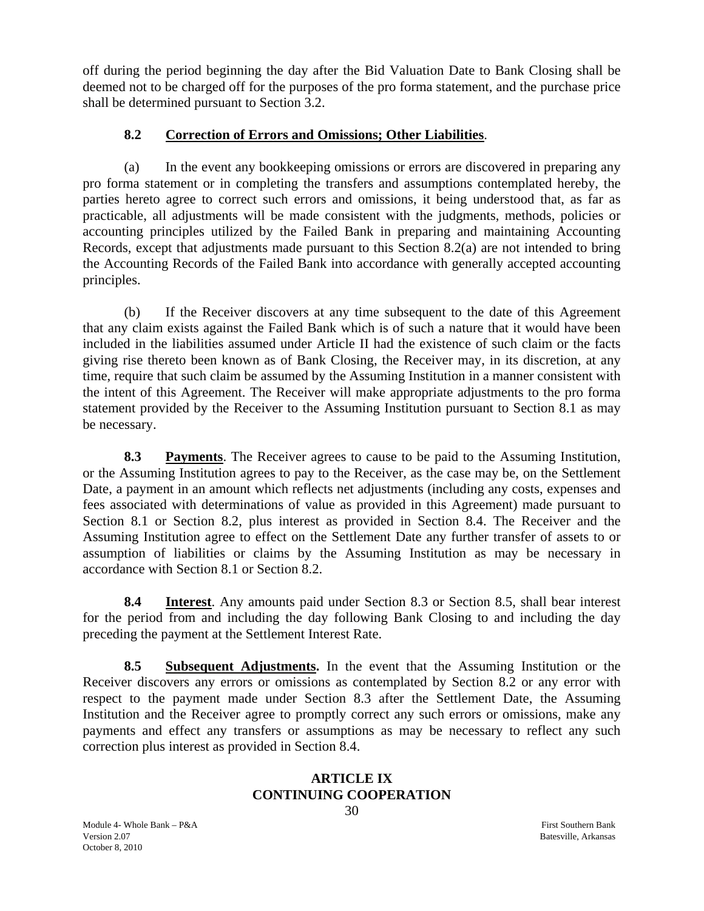off during the period beginning the day after the Bid Valuation Date to Bank Closing shall be deemed not to be charged off for the purposes of the pro forma statement, and the purchase price shall be determined pursuant to Section 3.2.

### 8.2 Correction of Errors and Omissions; Other Liabilities.

(a) In the event any bookkeeping omissions or errors are discovered in preparing any pro forma statement or in completing the transfers and assumptions contemplated hereby, the parties hereto agree to correct such errors and omissions, it being understood that, as far as practicable, all adjustments will be made consistent with the judgments, methods, policies or accounting principles utilized by the Failed Bank in preparing and maintaining Accounting Records, except that adjustments made pursuant to this Section 8.2(a) are not intended to bring the Accounting Records of the Failed Bank into accordance with generally accepted accounting principles.

(b) If the Receiver discovers at any time subsequent to the date of this Agreement that any claim exists against the Failed Bank which is of such a nature that it would have been included in the liabilities assumed under Article II had the existence of such claim or the facts giving rise thereto been known as of Bank Closing, the Receiver may, in its discretion, at any time, require that such claim be assumed by the Assuming Institution in a manner consistent with the intent of this Agreement. The Receiver will make appropriate adjustments to the pro forma statement provided by the Receiver to the Assuming Institution pursuant to Section 8.1 as may be necessary.

**8.3 Payments**. The Receiver agrees to cause to be paid to the Assuming Institution, or the Assuming Institution agrees to pay to the Receiver, as the case may be, on the Settlement Date, a payment in an amount which reflects net adjustments (including any costs, expenses and fees associated with determinations of value as provided in this Agreement) made pursuant to Section 8.1 or Section 8.2, plus interest as provided in Section 8.4. The Receiver and the Assuming Institution agree to effect on the Settlement Date any further transfer of assets to or assumption of liabilities or claims by the Assuming Institution as may be necessary in accordance with Section 8.1 or Section 8.2.

**8.4 Interest**. Any amounts paid under Section 8.3 or Section 8.5, shall bear interest for the period from and including the day following Bank Closing to and including the day preceding the payment at the Settlement Interest Rate.

**8.5 Subsequent Adjustments.** In the event that the Assuming Institution or the Receiver discovers any errors or omissions as contemplated by Section 8.2 or any error with respect to the payment made under Section 8.3 after the Settlement Date, the Assuming Institution and the Receiver agree to promptly correct any such errors or omissions, make any payments and effect any transfers or assumptions as may be necessary to reflect any such correction plus interest as provided in Section 8.4.

## ARTICLE IX
## CONTINUING COOPERATION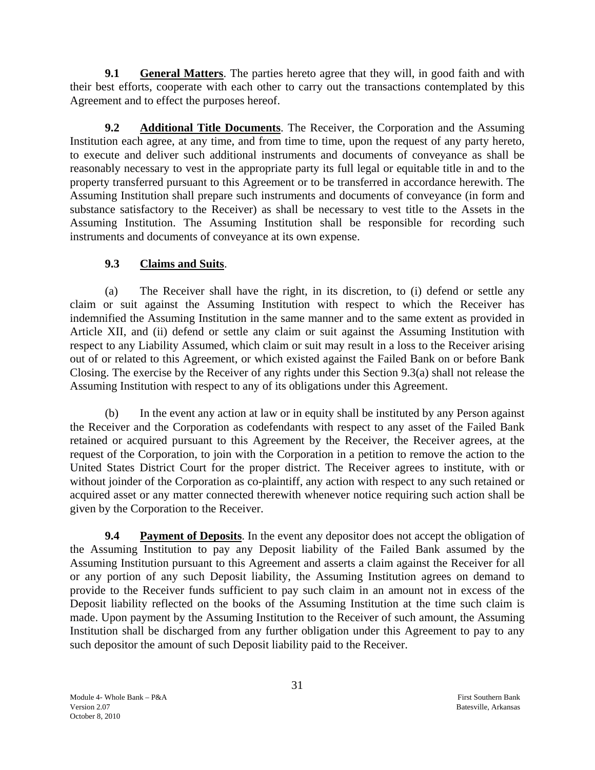**9.1 General Matters**. The parties hereto agree that they will, in good faith and with their best efforts, cooperate with each other to carry out the transactions contemplated by this Agreement and to effect the purposes hereof.

**9.2 Additional Title Documents**. The Receiver, the Corporation and the Assuming Institution each agree, at any time, and from time to time, upon the request of any party hereto, to execute and deliver such additional instruments and documents of conveyance as shall be reasonably necessary to vest in the appropriate party its full legal or equitable title in and to the property transferred pursuant to this Agreement or to be transferred in accordance herewith. The Assuming Institution shall prepare such instruments and documents of conveyance (in form and substance satisfactory to the Receiver) as shall be necessary to vest title to the Assets in the Assuming Institution. The Assuming Institution shall be responsible for recording such instruments and documents of conveyance at its own expense.

**9.3 Claims and Suits**.

(a) The Receiver shall have the right, in its discretion, to (i) defend or settle any claim or suit against the Assuming Institution with respect to which the Receiver has indemnified the Assuming Institution in the same manner and to the same extent as provided in Article XII, and (ii) defend or settle any claim or suit against the Assuming Institution with respect to any Liability Assumed, which claim or suit may result in a loss to the Receiver arising out of or related to this Agreement, or which existed against the Failed Bank on or before Bank Closing. The exercise by the Receiver of any rights under this Section 9.3(a) shall not release the Assuming Institution with respect to any of its obligations under this Agreement.

(b) In the event any action at law or in equity shall be instituted by any Person against the Receiver and the Corporation as codefendants with respect to any asset of the Failed Bank retained or acquired pursuant to this Agreement by the Receiver, the Receiver agrees, at the request of the Corporation, to join with the Corporation in a petition to remove the action to the United States District Court for the proper district. The Receiver agrees to institute, with or without joinder of the Corporation as co-plaintiff, any action with respect to any such retained or acquired asset or any matter connected therewith whenever notice requiring such action shall be given by the Corporation to the Receiver.

**9.4 Payment of Deposits**. In the event any depositor does not accept the obligation of the Assuming Institution to pay any Deposit liability of the Failed Bank assumed by the Assuming Institution pursuant to this Agreement and asserts a claim against the Receiver for all or any portion of any such Deposit liability, the Assuming Institution agrees on demand to provide to the Receiver funds sufficient to pay such claim in an amount not in excess of the Deposit liability reflected on the books of the Assuming Institution at the time such claim is made. Upon payment by the Assuming Institution to the Receiver of such amount, the Assuming Institution shall be discharged from any further obligation under this Agreement to pay to any such depositor the amount of such Deposit liability paid to the Receiver.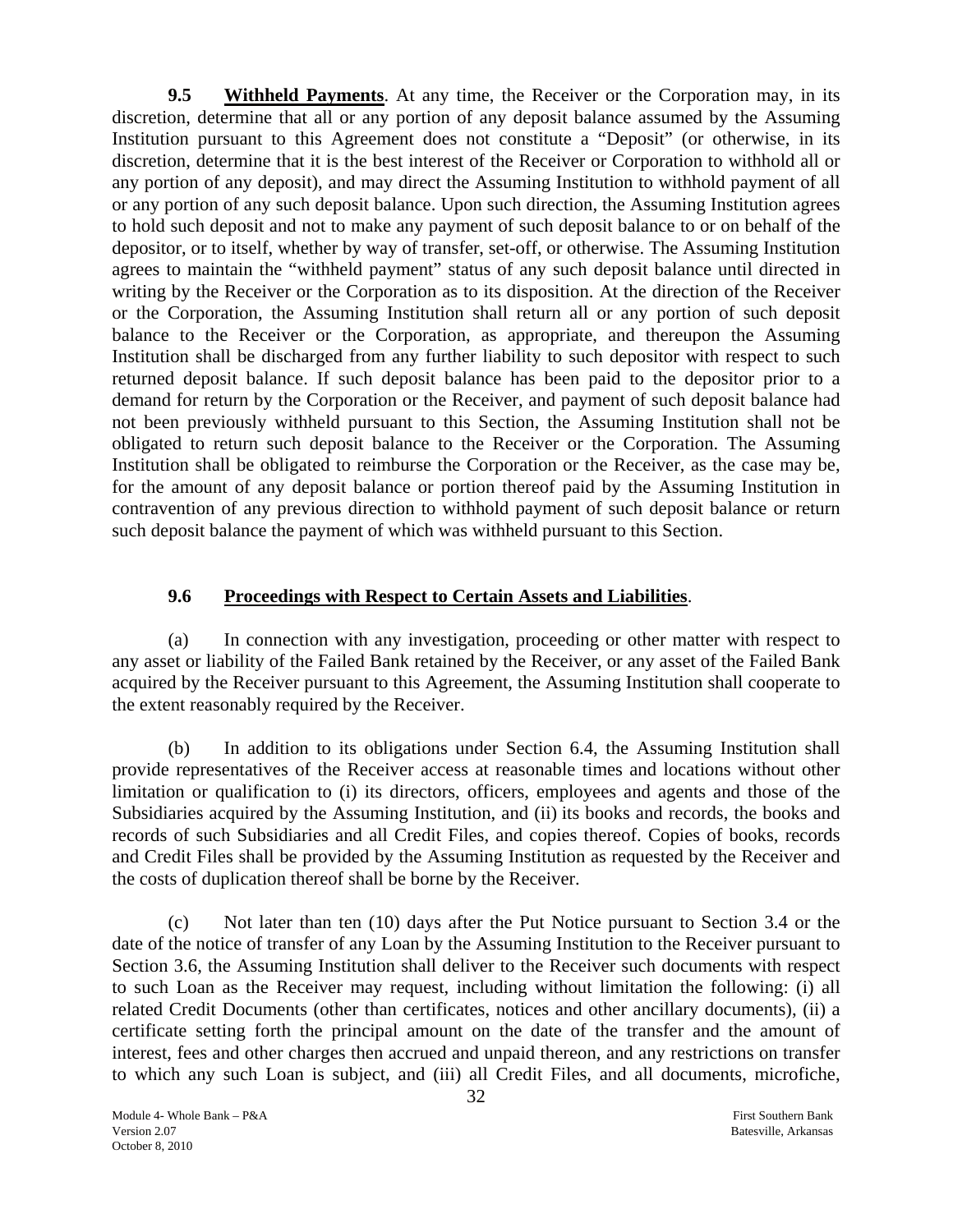**9.5 Withheld Payments**. At any time, the Receiver or the Corporation may, in its discretion, determine that all or any portion of any deposit balance assumed by the Assuming Institution pursuant to this Agreement does not constitute a "Deposit" (or otherwise, in its discretion, determine that it is the best interest of the Receiver or Corporation to withhold all or any portion of any deposit), and may direct the Assuming Institution to withhold payment of all or any portion of any such deposit balance. Upon such direction, the Assuming Institution agrees to hold such deposit and not to make any payment of such deposit balance to or on behalf of the depositor, or to itself, whether by way of transfer, set-off, or otherwise. The Assuming Institution agrees to maintain the "withheld payment" status of any such deposit balance until directed in writing by the Receiver or the Corporation as to its disposition. At the direction of the Receiver or the Corporation, the Assuming Institution shall return all or any portion of such deposit balance to the Receiver or the Corporation, as appropriate, and thereupon the Assuming Institution shall be discharged from any further liability to such depositor with respect to such returned deposit balance. If such deposit balance has been paid to the depositor prior to a demand for return by the Corporation or the Receiver, and payment of such deposit balance had not been previously withheld pursuant to this Section, the Assuming Institution shall not be obligated to return such deposit balance to the Receiver or the Corporation. The Assuming Institution shall be obligated to reimburse the Corporation or the Receiver, as the case may be, for the amount of any deposit balance or portion thereof paid by the Assuming Institution in contravention of any previous direction to withhold payment of such deposit balance or return such deposit balance the payment of which was withheld pursuant to this Section.

**9.6 Proceedings with Respect to Certain Assets and Liabilities**.

(a) In connection with any investigation, proceeding or other matter with respect to any asset or liability of the Failed Bank retained by the Receiver, or any asset of the Failed Bank acquired by the Receiver pursuant to this Agreement, the Assuming Institution shall cooperate to the extent reasonably required by the Receiver.

(b) In addition to its obligations under Section 6.4, the Assuming Institution shall provide representatives of the Receiver access at reasonable times and locations without other limitation or qualification to (i) its directors, officers, employees and agents and those of the Subsidiaries acquired by the Assuming Institution, and (ii) its books and records, the books and records of such Subsidiaries and all Credit Files, and copies thereof. Copies of books, records and Credit Files shall be provided by the Assuming Institution as requested by the Receiver and the costs of duplication thereof shall be borne by the Receiver.

(c) Not later than ten (10) days after the Put Notice pursuant to Section 3.4 or the date of the notice of transfer of any Loan by the Assuming Institution to the Receiver pursuant to Section 3.6, the Assuming Institution shall deliver to the Receiver such documents with respect to such Loan as the Receiver may request, including without limitation the following: (i) all related Credit Documents (other than certificates, notices and other ancillary documents), (ii) a certificate setting forth the principal amount on the date of the transfer and the amount of interest, fees and other charges then accrued and unpaid thereon, and any restrictions on transfer to which any such Loan is subject, and (iii) all Credit Files, and all documents, microfiche,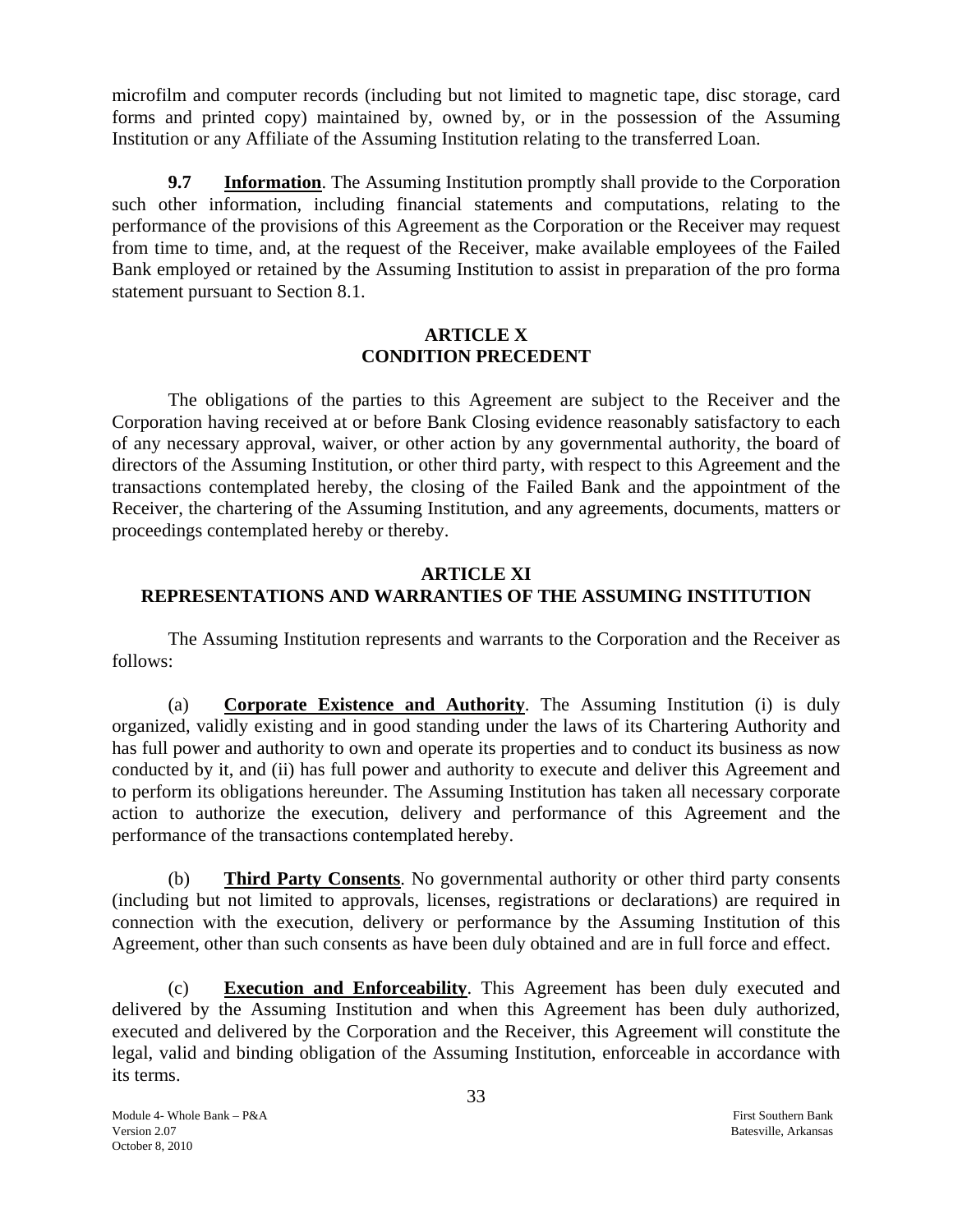microfilm and computer records (including but not limited to magnetic tape, disc storage, card forms and printed copy) maintained by, owned by, or in the possession of the Assuming Institution or any Affiliate of the Assuming Institution relating to the transferred Loan.

**9.7 Information**. The Assuming Institution promptly shall provide to the Corporation such other information, including financial statements and computations, relating to the performance of the provisions of this Agreement as the Corporation or the Receiver may request from time to time, and, at the request of the Receiver, make available employees of the Failed Bank employed or retained by the Assuming Institution to assist in preparation of the pro forma statement pursuant to Section 8.1.

## ARTICLE X
## CONDITION PRECEDENT

The obligations of the parties to this Agreement are subject to the Receiver and the Corporation having received at or before Bank Closing evidence reasonably satisfactory to each of any necessary approval, waiver, or other action by any governmental authority, the board of directors of the Assuming Institution, or other third party, with respect to this Agreement and the transactions contemplated hereby, the closing of the Failed Bank and the appointment of the Receiver, the chartering of the Assuming Institution, and any agreements, documents, matters or proceedings contemplated hereby or thereby.

## ARTICLE XI
## REPRESENTATIONS AND WARRANTIES OF THE ASSUMING INSTITUTION

The Assuming Institution represents and warrants to the Corporation and the Receiver as follows:

(a) **Corporate Existence and Authority**. The Assuming Institution (i) is duly organized, validly existing and in good standing under the laws of its Chartering Authority and has full power and authority to own and operate its properties and to conduct its business as now conducted by it, and (ii) has full power and authority to execute and deliver this Agreement and to perform its obligations hereunder. The Assuming Institution has taken all necessary corporate action to authorize the execution, delivery and performance of this Agreement and the performance of the transactions contemplated hereby.

(b) **Third Party Consents**. No governmental authority or other third party consents (including but not limited to approvals, licenses, registrations or declarations) are required in connection with the execution, delivery or performance by the Assuming Institution of this Agreement, other than such consents as have been duly obtained and are in full force and effect.

(c) **Execution and Enforceability**. This Agreement has been duly executed and delivered by the Assuming Institution and when this Agreement has been duly authorized, executed and delivered by the Corporation and the Receiver, this Agreement will constitute the legal, valid and binding obligation of the Assuming Institution, enforceable in accordance with its terms.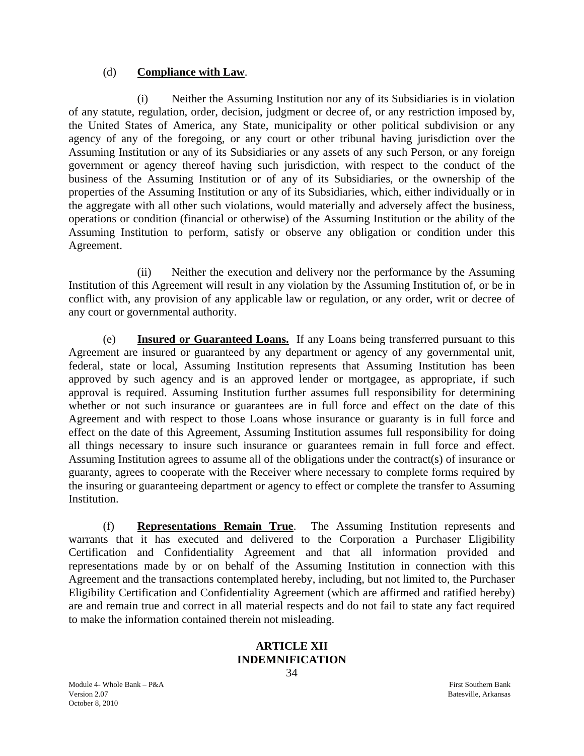(d) **Compliance with Law**.

(i) Neither the Assuming Institution nor any of its Subsidiaries is in violation of any statute, regulation, order, decision, judgment or decree of, or any restriction imposed by, the United States of America, any State, municipality or other political subdivision or any agency of any of the foregoing, or any court or other tribunal having jurisdiction over the Assuming Institution or any of its Subsidiaries or any assets of any such Person, or any foreign government or agency thereof having such jurisdiction, with respect to the conduct of the business of the Assuming Institution or of any of its Subsidiaries, or the ownership of the properties of the Assuming Institution or any of its Subsidiaries, which, either individually or in the aggregate with all other such violations, would materially and adversely affect the business, operations or condition (financial or otherwise) of the Assuming Institution or the ability of the Assuming Institution to perform, satisfy or observe any obligation or condition under this Agreement.

(ii) Neither the execution and delivery nor the performance by the Assuming Institution of this Agreement will result in any violation by the Assuming Institution of, or be in conflict with, any provision of any applicable law or regulation, or any order, writ or decree of any court or governmental authority.

(e) **Insured or Guaranteed Loans.** If any Loans being transferred pursuant to this Agreement are insured or guaranteed by any department or agency of any governmental unit, federal, state or local, Assuming Institution represents that Assuming Institution has been approved by such agency and is an approved lender or mortgagee, as appropriate, if such approval is required. Assuming Institution further assumes full responsibility for determining whether or not such insurance or guarantees are in full force and effect on the date of this Agreement and with respect to those Loans whose insurance or guaranty is in full force and effect on the date of this Agreement, Assuming Institution assumes full responsibility for doing all things necessary to insure such insurance or guarantees remain in full force and effect. Assuming Institution agrees to assume all of the obligations under the contract(s) of insurance or guaranty, agrees to cooperate with the Receiver where necessary to complete forms required by the insuring or guaranteeing department or agency to effect or complete the transfer to Assuming Institution.

(f) **Representations Remain True**. The Assuming Institution represents and warrants that it has executed and delivered to the Corporation a Purchaser Eligibility Certification and Confidentiality Agreement and that all information provided and representations made by or on behalf of the Assuming Institution in connection with this Agreement and the transactions contemplated hereby, including, but not limited to, the Purchaser Eligibility Certification and Confidentiality Agreement (which are affirmed and ratified hereby) are and remain true and correct in all material respects and do not fail to state any fact required to make the information contained therein not misleading.

## ARTICLE XII
## INDEMNIFICATION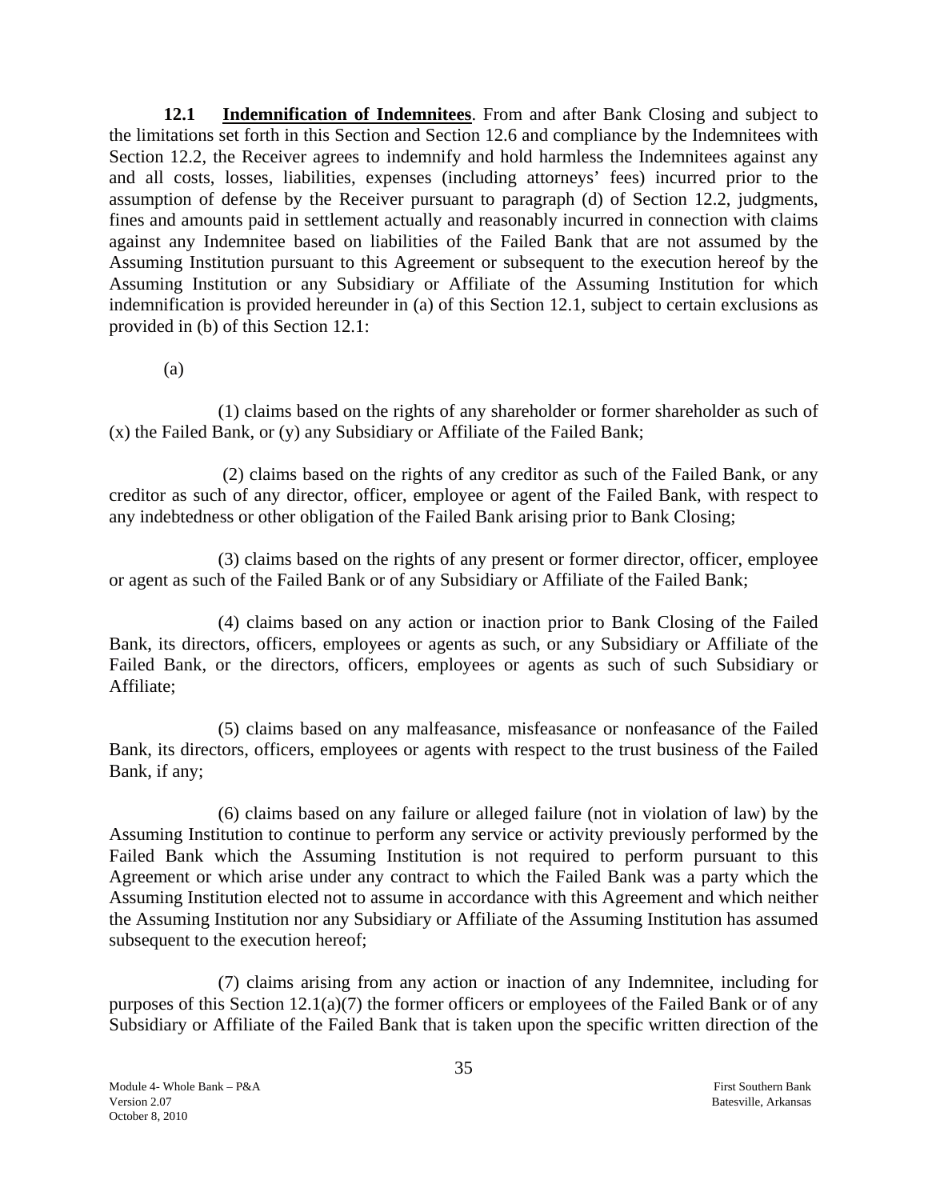**12.1 Indemnification of Indemnitees**. From and after Bank Closing and subject to the limitations set forth in this Section and Section 12.6 and compliance by the Indemnitees with Section 12.2, the Receiver agrees to indemnify and hold harmless the Indemnitees against any and all costs, losses, liabilities, expenses (including attorneys' fees) incurred prior to the assumption of defense by the Receiver pursuant to paragraph (d) of Section 12.2, judgments, fines and amounts paid in settlement actually and reasonably incurred in connection with claims against any Indemnitee based on liabilities of the Failed Bank that are not assumed by the Assuming Institution pursuant to this Agreement or subsequent to the execution hereof by the Assuming Institution or any Subsidiary or Affiliate of the Assuming Institution for which indemnification is provided hereunder in (a) of this Section 12.1, subject to certain exclusions as provided in (b) of this Section 12.1:

(a)

(1) claims based on the rights of any shareholder or former shareholder as such of (x) the Failed Bank, or (y) any Subsidiary or Affiliate of the Failed Bank;

(2) claims based on the rights of any creditor as such of the Failed Bank, or any creditor as such of any director, officer, employee or agent of the Failed Bank, with respect to any indebtedness or other obligation of the Failed Bank arising prior to Bank Closing;

(3) claims based on the rights of any present or former director, officer, employee or agent as such of the Failed Bank or of any Subsidiary or Affiliate of the Failed Bank;

(4) claims based on any action or inaction prior to Bank Closing of the Failed Bank, its directors, officers, employees or agents as such, or any Subsidiary or Affiliate of the Failed Bank, or the directors, officers, employees or agents as such of such Subsidiary or Affiliate;

(5) claims based on any malfeasance, misfeasance or nonfeasance of the Failed Bank, its directors, officers, employees or agents with respect to the trust business of the Failed Bank, if any;

(6) claims based on any failure or alleged failure (not in violation of law) by the Assuming Institution to continue to perform any service or activity previously performed by the Failed Bank which the Assuming Institution is not required to perform pursuant to this Agreement or which arise under any contract to which the Failed Bank was a party which the Assuming Institution elected not to assume in accordance with this Agreement and which neither the Assuming Institution nor any Subsidiary or Affiliate of the Assuming Institution has assumed subsequent to the execution hereof;

(7) claims arising from any action or inaction of any Indemnitee, including for purposes of this Section 12.1(a)(7) the former officers or employees of the Failed Bank or of any Subsidiary or Affiliate of the Failed Bank that is taken upon the specific written direction of the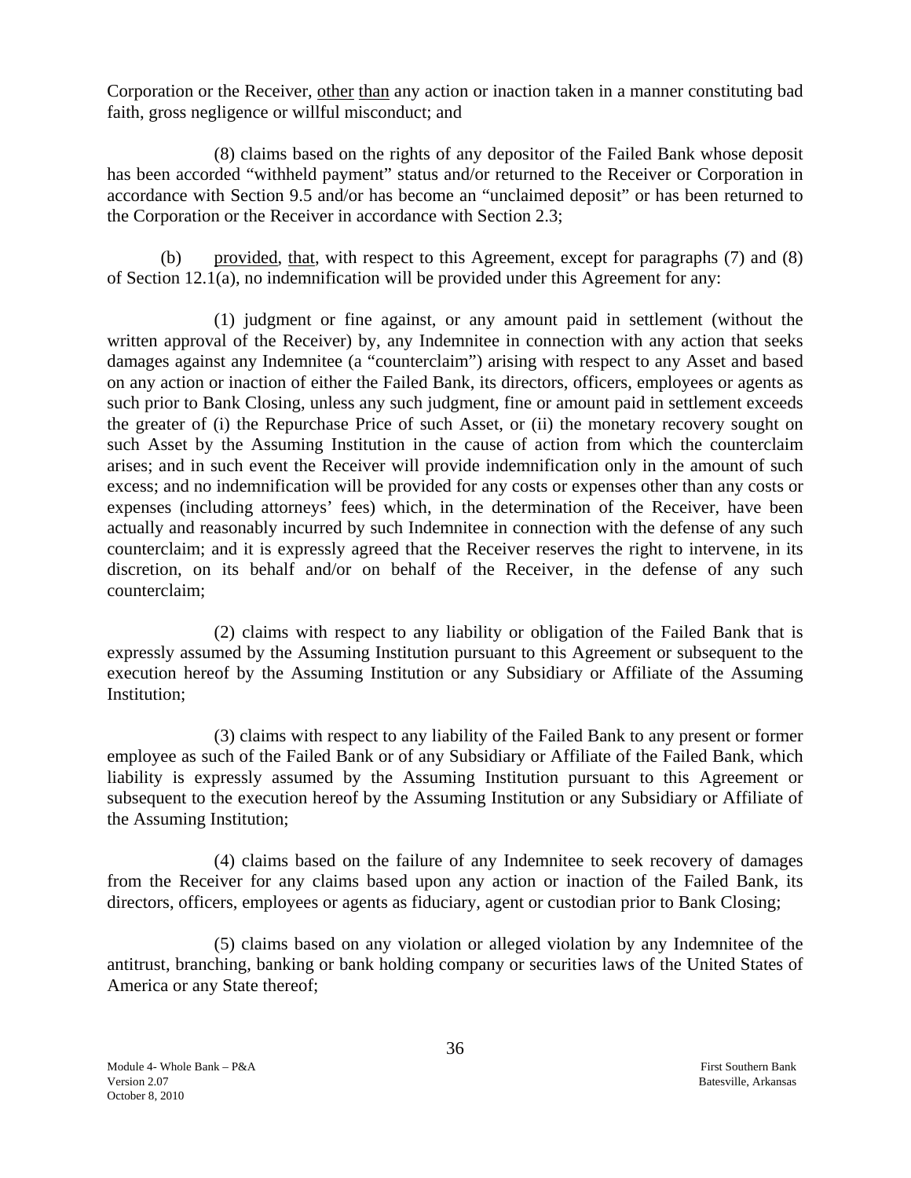Corporation or the Receiver, other than any action or inaction taken in a manner constituting bad faith, gross negligence or willful misconduct; and

(8) claims based on the rights of any depositor of the Failed Bank whose deposit has been accorded "withheld payment" status and/or returned to the Receiver or Corporation in accordance with Section 9.5 and/or has become an "unclaimed deposit" or has been returned to the Corporation or the Receiver in accordance with Section 2.3;

(b) provided, that, with respect to this Agreement, except for paragraphs (7) and (8) of Section 12.1(a), no indemnification will be provided under this Agreement for any:

(1) judgment or fine against, or any amount paid in settlement (without the written approval of the Receiver) by, any Indemnitee in connection with any action that seeks damages against any Indemnitee (a "counterclaim") arising with respect to any Asset and based on any action or inaction of either the Failed Bank, its directors, officers, employees or agents as such prior to Bank Closing, unless any such judgment, fine or amount paid in settlement exceeds the greater of (i) the Repurchase Price of such Asset, or (ii) the monetary recovery sought on such Asset by the Assuming Institution in the cause of action from which the counterclaim arises; and in such event the Receiver will provide indemnification only in the amount of such excess; and no indemnification will be provided for any costs or expenses other than any costs or expenses (including attorneys' fees) which, in the determination of the Receiver, have been actually and reasonably incurred by such Indemnitee in connection with the defense of any such counterclaim; and it is expressly agreed that the Receiver reserves the right to intervene, in its discretion, on its behalf and/or on behalf of the Receiver, in the defense of any such counterclaim;

(2) claims with respect to any liability or obligation of the Failed Bank that is expressly assumed by the Assuming Institution pursuant to this Agreement or subsequent to the execution hereof by the Assuming Institution or any Subsidiary or Affiliate of the Assuming Institution;

(3) claims with respect to any liability of the Failed Bank to any present or former employee as such of the Failed Bank or of any Subsidiary or Affiliate of the Failed Bank, which liability is expressly assumed by the Assuming Institution pursuant to this Agreement or subsequent to the execution hereof by the Assuming Institution or any Subsidiary or Affiliate of the Assuming Institution;

(4) claims based on the failure of any Indemnitee to seek recovery of damages from the Receiver for any claims based upon any action or inaction of the Failed Bank, its directors, officers, employees or agents as fiduciary, agent or custodian prior to Bank Closing;

(5) claims based on any violation or alleged violation by any Indemnitee of the antitrust, branching, banking or bank holding company or securities laws of the United States of America or any State thereof;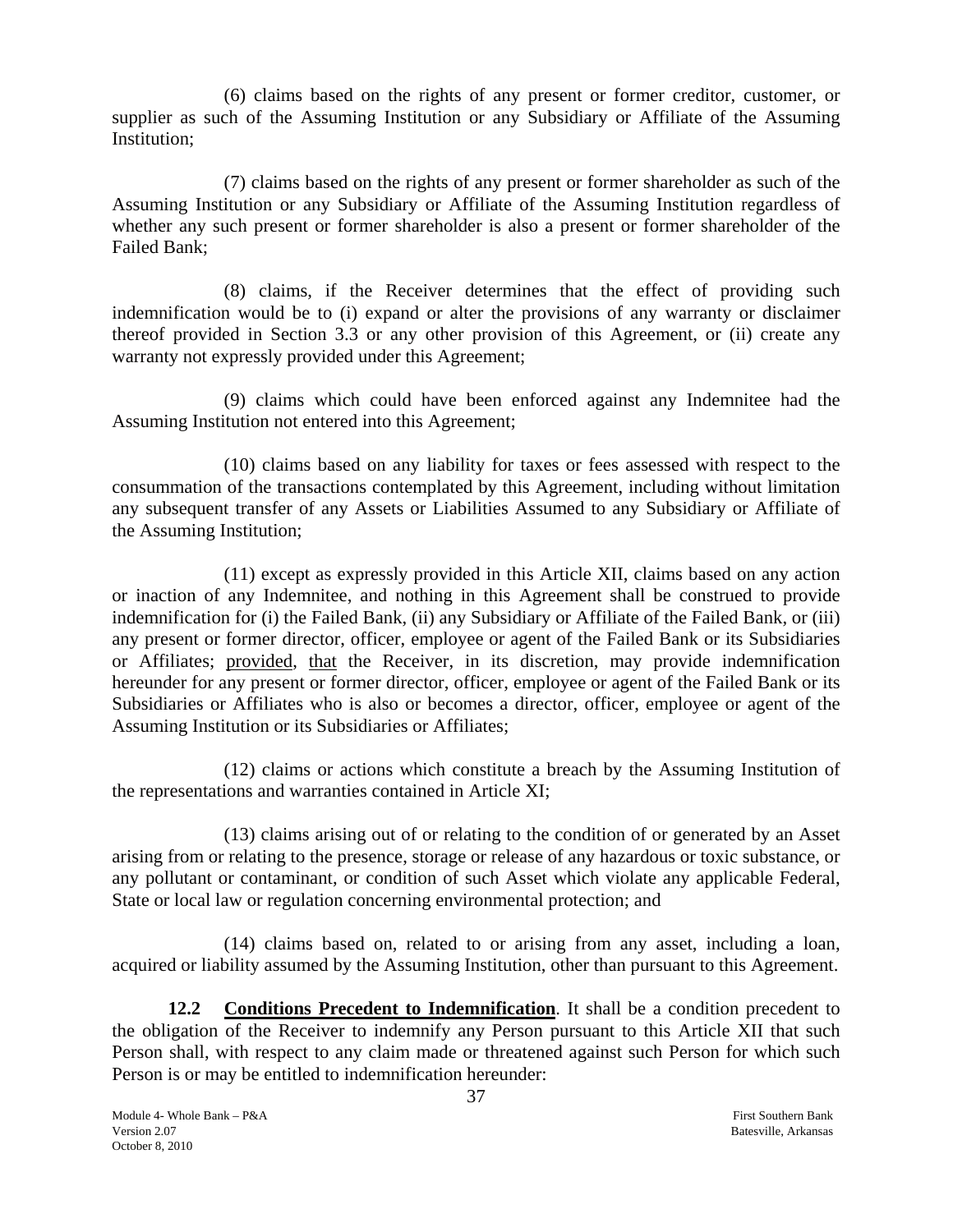(6) claims based on the rights of any present or former creditor, customer, or supplier as such of the Assuming Institution or any Subsidiary or Affiliate of the Assuming Institution;

(7) claims based on the rights of any present or former shareholder as such of the Assuming Institution or any Subsidiary or Affiliate of the Assuming Institution regardless of whether any such present or former shareholder is also a present or former shareholder of the Failed Bank;

(8) claims, if the Receiver determines that the effect of providing such indemnification would be to (i) expand or alter the provisions of any warranty or disclaimer thereof provided in Section 3.3 or any other provision of this Agreement, or (ii) create any warranty not expressly provided under this Agreement;

(9) claims which could have been enforced against any Indemnitee had the Assuming Institution not entered into this Agreement;

(10) claims based on any liability for taxes or fees assessed with respect to the consummation of the transactions contemplated by this Agreement, including without limitation any subsequent transfer of any Assets or Liabilities Assumed to any Subsidiary or Affiliate of the Assuming Institution;

(11) except as expressly provided in this Article XII, claims based on any action or inaction of any Indemnitee, and nothing in this Agreement shall be construed to provide indemnification for (i) the Failed Bank, (ii) any Subsidiary or Affiliate of the Failed Bank, or (iii) any present or former director, officer, employee or agent of the Failed Bank or its Subsidiaries or Affiliates; provided, that the Receiver, in its discretion, may provide indemnification hereunder for any present or former director, officer, employee or agent of the Failed Bank or its Subsidiaries or Affiliates who is also or becomes a director, officer, employee or agent of the Assuming Institution or its Subsidiaries or Affiliates;

(12) claims or actions which constitute a breach by the Assuming Institution of the representations and warranties contained in Article XI;

(13) claims arising out of or relating to the condition of or generated by an Asset arising from or relating to the presence, storage or release of any hazardous or toxic substance, or any pollutant or contaminant, or condition of such Asset which violate any applicable Federal, State or local law or regulation concerning environmental protection; and

(14) claims based on, related to or arising from any asset, including a loan, acquired or liability assumed by the Assuming Institution, other than pursuant to this Agreement.

**12.2 Conditions Precedent to Indemnification**. It shall be a condition precedent to the obligation of the Receiver to indemnify any Person pursuant to this Article XII that such Person shall, with respect to any claim made or threatened against such Person for which such Person is or may be entitled to indemnification hereunder: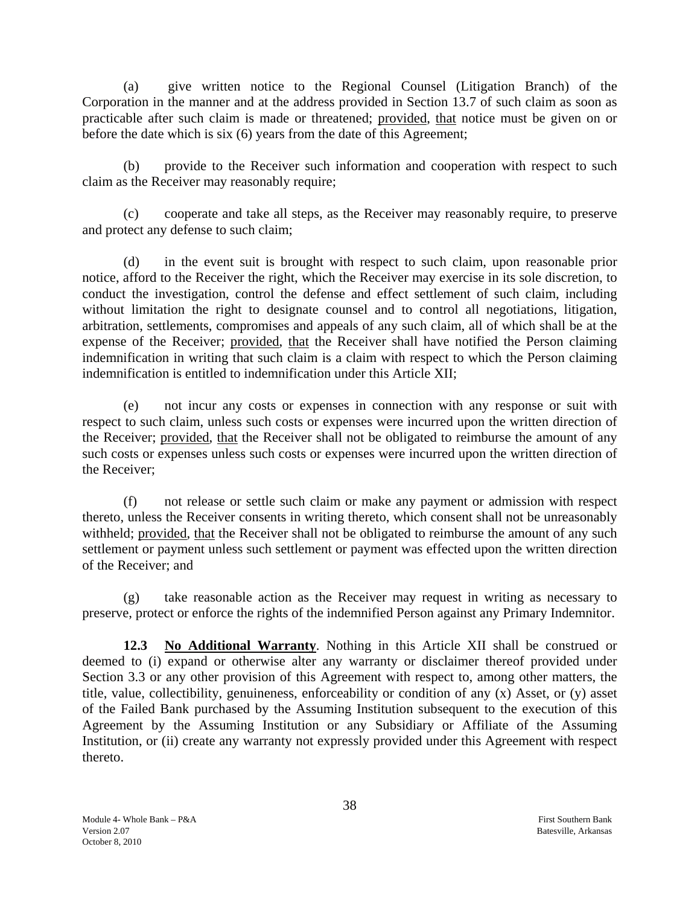(a) give written notice to the Regional Counsel (Litigation Branch) of the Corporation in the manner and at the address provided in Section 13.7 of such claim as soon as practicable after such claim is made or threatened; provided, that notice must be given on or before the date which is six (6) years from the date of this Agreement;

(b) provide to the Receiver such information and cooperation with respect to such claim as the Receiver may reasonably require;

(c) cooperate and take all steps, as the Receiver may reasonably require, to preserve and protect any defense to such claim;

(d) in the event suit is brought with respect to such claim, upon reasonable prior notice, afford to the Receiver the right, which the Receiver may exercise in its sole discretion, to conduct the investigation, control the defense and effect settlement of such claim, including without limitation the right to designate counsel and to control all negotiations, litigation, arbitration, settlements, compromises and appeals of any such claim, all of which shall be at the expense of the Receiver; provided, that the Receiver shall have notified the Person claiming indemnification in writing that such claim is a claim with respect to which the Person claiming indemnification is entitled to indemnification under this Article XII;

(e) not incur any costs or expenses in connection with any response or suit with respect to such claim, unless such costs or expenses were incurred upon the written direction of the Receiver; provided, that the Receiver shall not be obligated to reimburse the amount of any such costs or expenses unless such costs or expenses were incurred upon the written direction of the Receiver;

(f) not release or settle such claim or make any payment or admission with respect thereto, unless the Receiver consents in writing thereto, which consent shall not be unreasonably withheld; provided, that the Receiver shall not be obligated to reimburse the amount of any such settlement or payment unless such settlement or payment was effected upon the written direction of the Receiver; and

(g) take reasonable action as the Receiver may request in writing as necessary to preserve, protect or enforce the rights of the indemnified Person against any Primary Indemnitor.

**12.3 No Additional Warranty**. Nothing in this Article XII shall be construed or deemed to (i) expand or otherwise alter any warranty or disclaimer thereof provided under Section 3.3 or any other provision of this Agreement with respect to, among other matters, the title, value, collectibility, genuineness, enforceability or condition of any (x) Asset, or (y) asset of the Failed Bank purchased by the Assuming Institution subsequent to the execution of this Agreement by the Assuming Institution or any Subsidiary or Affiliate of the Assuming Institution, or (ii) create any warranty not expressly provided under this Agreement with respect thereto.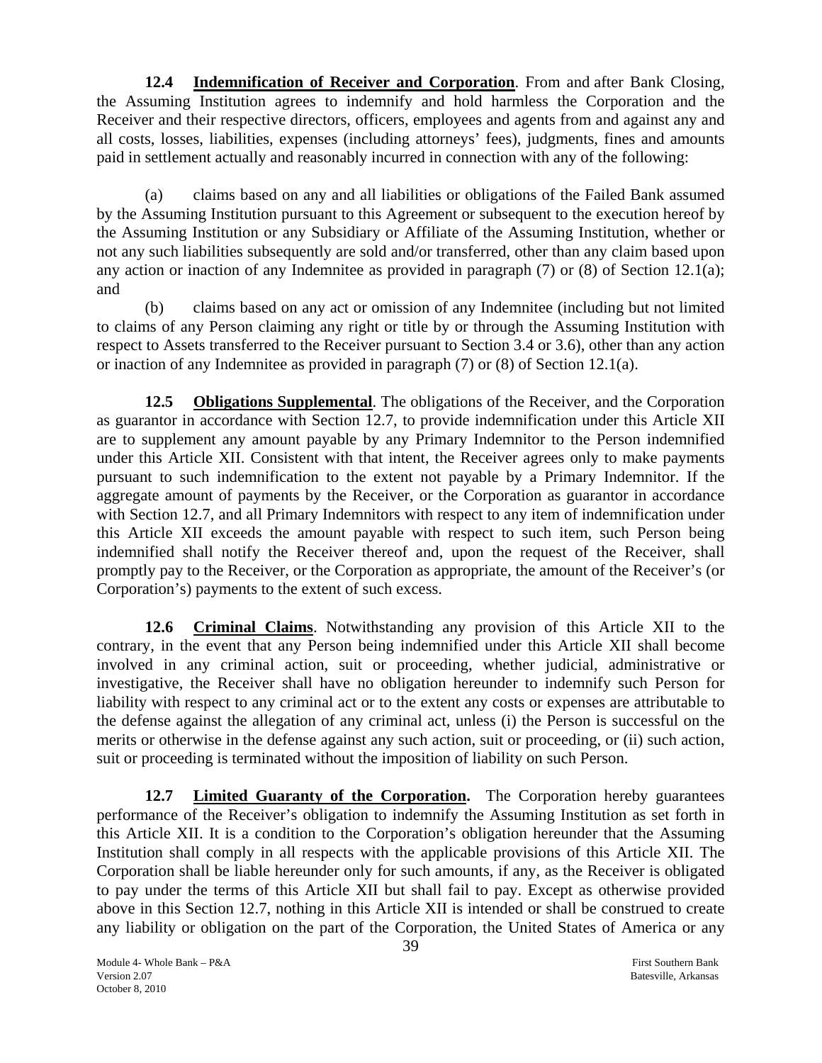**12.4 Indemnification of Receiver and Corporation**. From and after Bank Closing, the Assuming Institution agrees to indemnify and hold harmless the Corporation and the Receiver and their respective directors, officers, employees and agents from and against any and all costs, losses, liabilities, expenses (including attorneys' fees), judgments, fines and amounts paid in settlement actually and reasonably incurred in connection with any of the following:

(a) claims based on any and all liabilities or obligations of the Failed Bank assumed by the Assuming Institution pursuant to this Agreement or subsequent to the execution hereof by the Assuming Institution or any Subsidiary or Affiliate of the Assuming Institution, whether or not any such liabilities subsequently are sold and/or transferred, other than any claim based upon any action or inaction of any Indemnitee as provided in paragraph (7) or (8) of Section 12.1(a); and

(b) claims based on any act or omission of any Indemnitee (including but not limited to claims of any Person claiming any right or title by or through the Assuming Institution with respect to Assets transferred to the Receiver pursuant to Section 3.4 or 3.6), other than any action or inaction of any Indemnitee as provided in paragraph (7) or (8) of Section 12.1(a).

**12.5 Obligations Supplemental**. The obligations of the Receiver, and the Corporation as guarantor in accordance with Section 12.7, to provide indemnification under this Article XII are to supplement any amount payable by any Primary Indemnitor to the Person indemnified under this Article XII. Consistent with that intent, the Receiver agrees only to make payments pursuant to such indemnification to the extent not payable by a Primary Indemnitor. If the aggregate amount of payments by the Receiver, or the Corporation as guarantor in accordance with Section 12.7, and all Primary Indemnitors with respect to any item of indemnification under this Article XII exceeds the amount payable with respect to such item, such Person being indemnified shall notify the Receiver thereof and, upon the request of the Receiver, shall promptly pay to the Receiver, or the Corporation as appropriate, the amount of the Receiver's (or Corporation's) payments to the extent of such excess.

**12.6 Criminal Claims**. Notwithstanding any provision of this Article XII to the contrary, in the event that any Person being indemnified under this Article XII shall become involved in any criminal action, suit or proceeding, whether judicial, administrative or investigative, the Receiver shall have no obligation hereunder to indemnify such Person for liability with respect to any criminal act or to the extent any costs or expenses are attributable to the defense against the allegation of any criminal act, unless (i) the Person is successful on the merits or otherwise in the defense against any such action, suit or proceeding, or (ii) such action, suit or proceeding is terminated without the imposition of liability on such Person.

**12.7 Limited Guaranty of the Corporation.** The Corporation hereby guarantees performance of the Receiver's obligation to indemnify the Assuming Institution as set forth in this Article XII. It is a condition to the Corporation's obligation hereunder that the Assuming Institution shall comply in all respects with the applicable provisions of this Article XII. The Corporation shall be liable hereunder only for such amounts, if any, as the Receiver is obligated to pay under the terms of this Article XII but shall fail to pay. Except as otherwise provided above in this Section 12.7, nothing in this Article XII is intended or shall be construed to create any liability or obligation on the part of the Corporation, the United States of America or any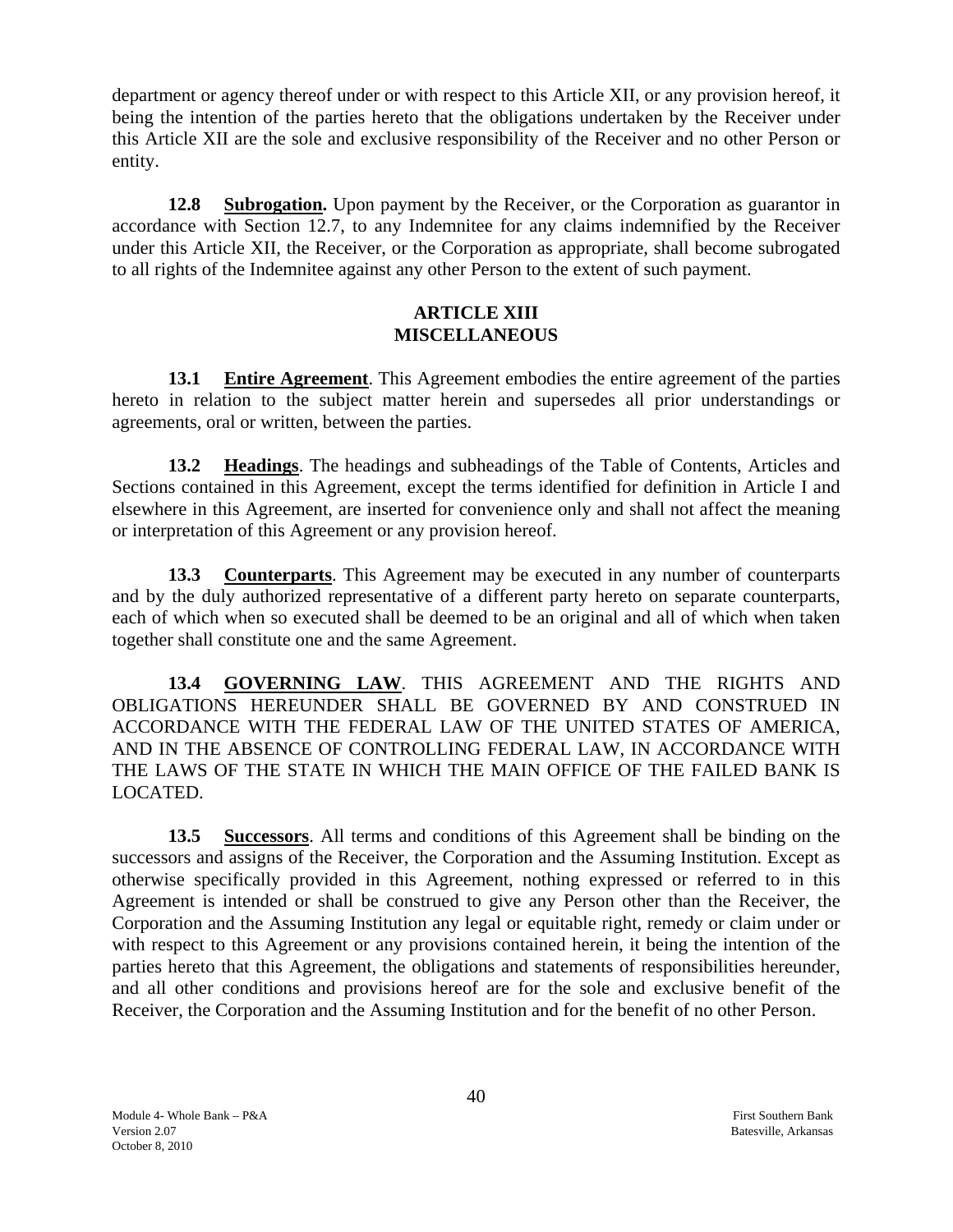department or agency thereof under or with respect to this Article XII, or any provision hereof, it being the intention of the parties hereto that the obligations undertaken by the Receiver under this Article XII are the sole and exclusive responsibility of the Receiver and no other Person or entity.

**12.8 Subrogation.** Upon payment by the Receiver, or the Corporation as guarantor in accordance with Section 12.7, to any Indemnitee for any claims indemnified by the Receiver under this Article XII, the Receiver, or the Corporation as appropriate, shall become subrogated to all rights of the Indemnitee against any other Person to the extent of such payment.

## ARTICLE XIII
## MISCELLANEOUS

**13.1 Entire Agreement**. This Agreement embodies the entire agreement of the parties hereto in relation to the subject matter herein and supersedes all prior understandings or agreements, oral or written, between the parties.

**13.2 Headings**. The headings and subheadings of the Table of Contents, Articles and Sections contained in this Agreement, except the terms identified for definition in Article I and elsewhere in this Agreement, are inserted for convenience only and shall not affect the meaning or interpretation of this Agreement or any provision hereof.

**13.3 Counterparts**. This Agreement may be executed in any number of counterparts and by the duly authorized representative of a different party hereto on separate counterparts, each of which when so executed shall be deemed to be an original and all of which when taken together shall constitute one and the same Agreement.

**13.4 GOVERNING LAW**. THIS AGREEMENT AND THE RIGHTS AND OBLIGATIONS HEREUNDER SHALL BE GOVERNED BY AND CONSTRUED IN ACCORDANCE WITH THE FEDERAL LAW OF THE UNITED STATES OF AMERICA, AND IN THE ABSENCE OF CONTROLLING FEDERAL LAW, IN ACCORDANCE WITH THE LAWS OF THE STATE IN WHICH THE MAIN OFFICE OF THE FAILED BANK IS LOCATED.

**13.5 Successors**. All terms and conditions of this Agreement shall be binding on the successors and assigns of the Receiver, the Corporation and the Assuming Institution. Except as otherwise specifically provided in this Agreement, nothing expressed or referred to in this Agreement is intended or shall be construed to give any Person other than the Receiver, the Corporation and the Assuming Institution any legal or equitable right, remedy or claim under or with respect to this Agreement or any provisions contained herein, it being the intention of the parties hereto that this Agreement, the obligations and statements of responsibilities hereunder, and all other conditions and provisions hereof are for the sole and exclusive benefit of the Receiver, the Corporation and the Assuming Institution and for the benefit of no other Person.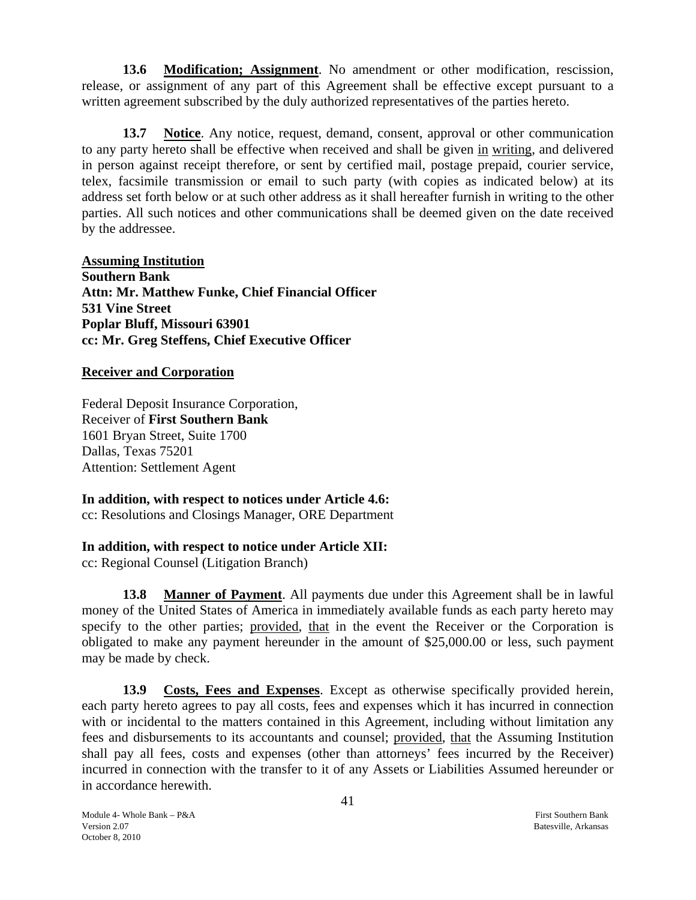**13.6 Modification; Assignment**. No amendment or other modification, rescission, release, or assignment of any part of this Agreement shall be effective except pursuant to a written agreement subscribed by the duly authorized representatives of the parties hereto.

**13.7 Notice**. Any notice, request, demand, consent, approval or other communication to any party hereto shall be effective when received and shall be given in writing, and delivered in person against receipt therefore, or sent by certified mail, postage prepaid, courier service, telex, facsimile transmission or email to such party (with copies as indicated below) at its address set forth below or at such other address as it shall hereafter furnish in writing to the other parties. All such notices and other communications shall be deemed given on the date received by the addressee.

**Assuming Institution**
**Southern Bank**
**Attn: Mr. Matthew Funke, Chief Financial Officer**
**531 Vine Street**
**Poplar Bluff, Missouri 63901**
**cc: Mr. Greg Steffens, Chief Executive Officer**

**Receiver and Corporation**

Federal Deposit Insurance Corporation,
Receiver of **First Southern Bank**
1601 Bryan Street, Suite 1700
Dallas, Texas 75201
Attention: Settlement Agent

**In addition, with respect to notices under Article 4.6:**
cc: Resolutions and Closings Manager, ORE Department

**In addition, with respect to notice under Article XII:**
cc: Regional Counsel (Litigation Branch)

**13.8 Manner of Payment**. All payments due under this Agreement shall be in lawful money of the United States of America in immediately available funds as each party hereto may specify to the other parties; provided, that in the event the Receiver or the Corporation is obligated to make any payment hereunder in the amount of $25,000.00 or less, such payment may be made by check.

**13.9 Costs, Fees and Expenses**. Except as otherwise specifically provided herein, each party hereto agrees to pay all costs, fees and expenses which it has incurred in connection with or incidental to the matters contained in this Agreement, including without limitation any fees and disbursements to its accountants and counsel; provided, that the Assuming Institution shall pay all fees, costs and expenses (other than attorneys' fees incurred by the Receiver) incurred in connection with the transfer to it of any Assets or Liabilities Assumed hereunder or in accordance herewith.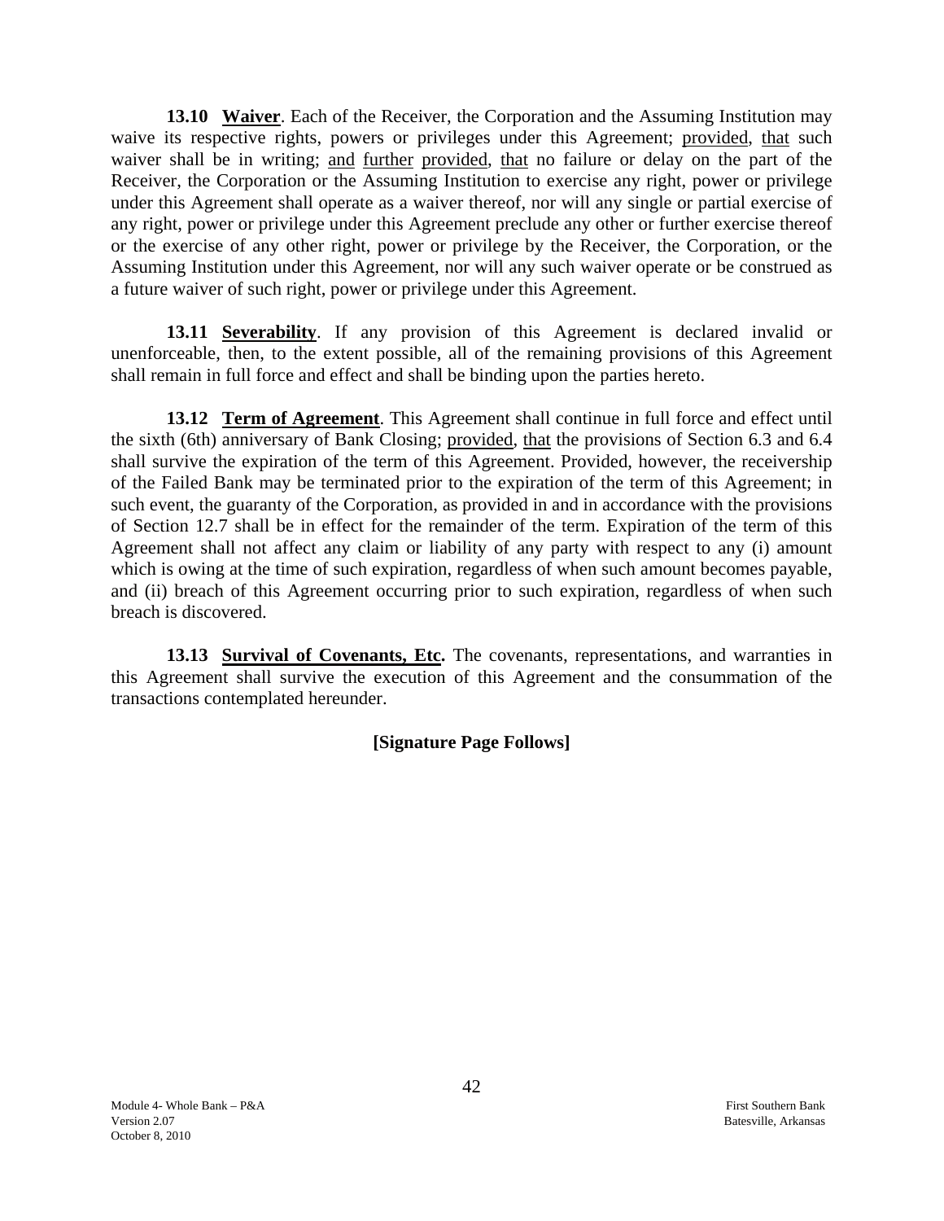**13.10 Waiver**. Each of the Receiver, the Corporation and the Assuming Institution may waive its respective rights, powers or privileges under this Agreement; provided, that such waiver shall be in writing; and further provided, that no failure or delay on the part of the Receiver, the Corporation or the Assuming Institution to exercise any right, power or privilege under this Agreement shall operate as a waiver thereof, nor will any single or partial exercise of any right, power or privilege under this Agreement preclude any other or further exercise thereof or the exercise of any other right, power or privilege by the Receiver, the Corporation, or the Assuming Institution under this Agreement, nor will any such waiver operate or be construed as a future waiver of such right, power or privilege under this Agreement.

**13.11 Severability**. If any provision of this Agreement is declared invalid or unenforceable, then, to the extent possible, all of the remaining provisions of this Agreement shall remain in full force and effect and shall be binding upon the parties hereto.

**13.12 Term of Agreement**. This Agreement shall continue in full force and effect until the sixth (6th) anniversary of Bank Closing; provided, that the provisions of Section 6.3 and 6.4 shall survive the expiration of the term of this Agreement. Provided, however, the receivership of the Failed Bank may be terminated prior to the expiration of the term of this Agreement; in such event, the guaranty of the Corporation, as provided in and in accordance with the provisions of Section 12.7 shall be in effect for the remainder of the term. Expiration of the term of this Agreement shall not affect any claim or liability of any party with respect to any (i) amount which is owing at the time of such expiration, regardless of when such amount becomes payable, and (ii) breach of this Agreement occurring prior to such expiration, regardless of when such breach is discovered.

**13.13 Survival of Covenants, Etc.** The covenants, representations, and warranties in this Agreement shall survive the execution of this Agreement and the consummation of the transactions contemplated hereunder.

**[Signature Page Follows]**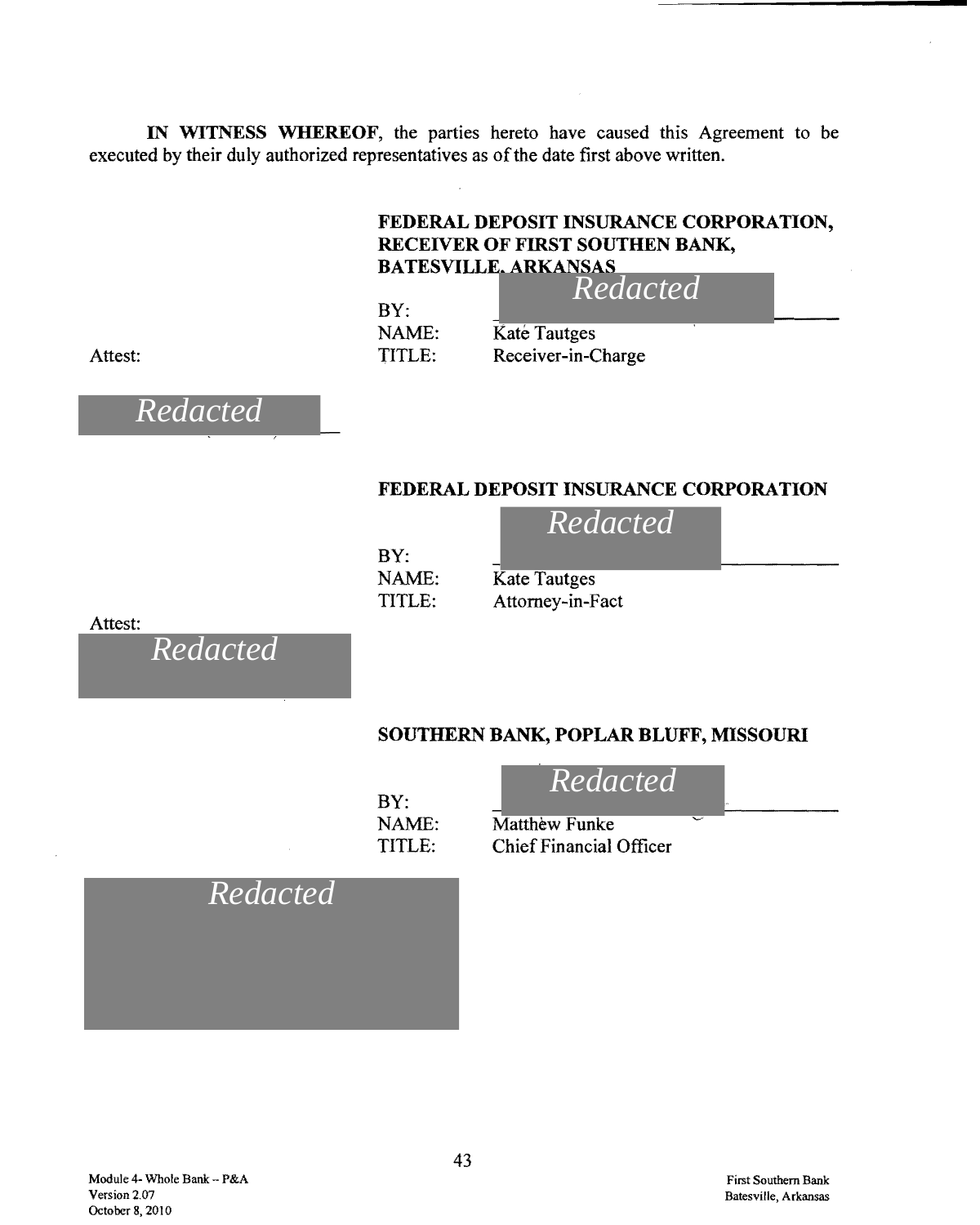**IN WITNESS WHEREOF**, the parties hereto have caused this Agreement to be executed by their duly authorized representatives as of the date first above written.

**FEDERAL DEPOSIT INSURANCE CORPORATION, RECEIVER OF FIRST SOUTHEN BANK, BATESVILLE, ARKANSAS**

BY: *Redacted*
NAME: Kate Tautges
TITLE: Receiver-in-Charge

Attest:

*Redacted*

**FEDERAL DEPOSIT INSURANCE CORPORATION**

BY: *Redacted*
NAME: Kate Tautges
TITLE: Attorney-in-Fact

Attest:

*Redacted*

**SOUTHERN BANK, POPLAR BLUFF, MISSOURI**

BY: *Redacted*
NAME: Matthew Funke
TITLE: Chief Financial Officer

*Redacted*

Module 4- Whole Bank -- P&A
Version 2.07
October 8, 2010

First Southern Bank
Batesville, Arkansas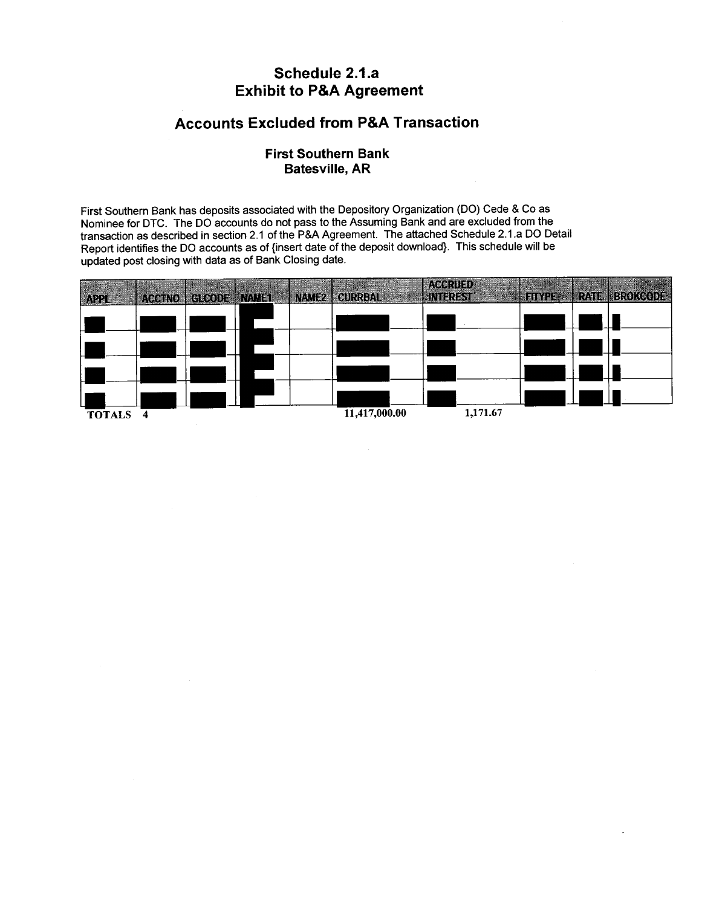## Schedule 2.1.a
## Exhibit to P&A Agreement

# Accounts Excluded from P&A Transaction

### First Southern Bank
### Batesville, AR

First Southern Bank has deposits associated with the Depository Organization (DO) Cede & Co as Nominee for DTC. The DO accounts do not pass to the Assuming Bank and are excluded from the transaction as described in section 2.1 of the P&A Agreement. The attached Schedule 2.1.a DO Detail Report identifies the DO accounts as of {insert date of the deposit download}. This schedule will be updated post closing with data as of Bank Closing date.

| APPL | ACCTNO | GLCODE | NAME1 | NAME2 | CURRBAL | ACCRUED INTEREST | FITYPE | RATE | BROKCODE |
|---|---|---|---|---|---|---|---|---|---|
| | | | | | | | | | |
| | | | | | | | | | |
| | | | | | | | | | |
| | | | | | | | | | |
| TOTALS 4 | | | | | 11,417,000.00 | 1,171.67 | | | |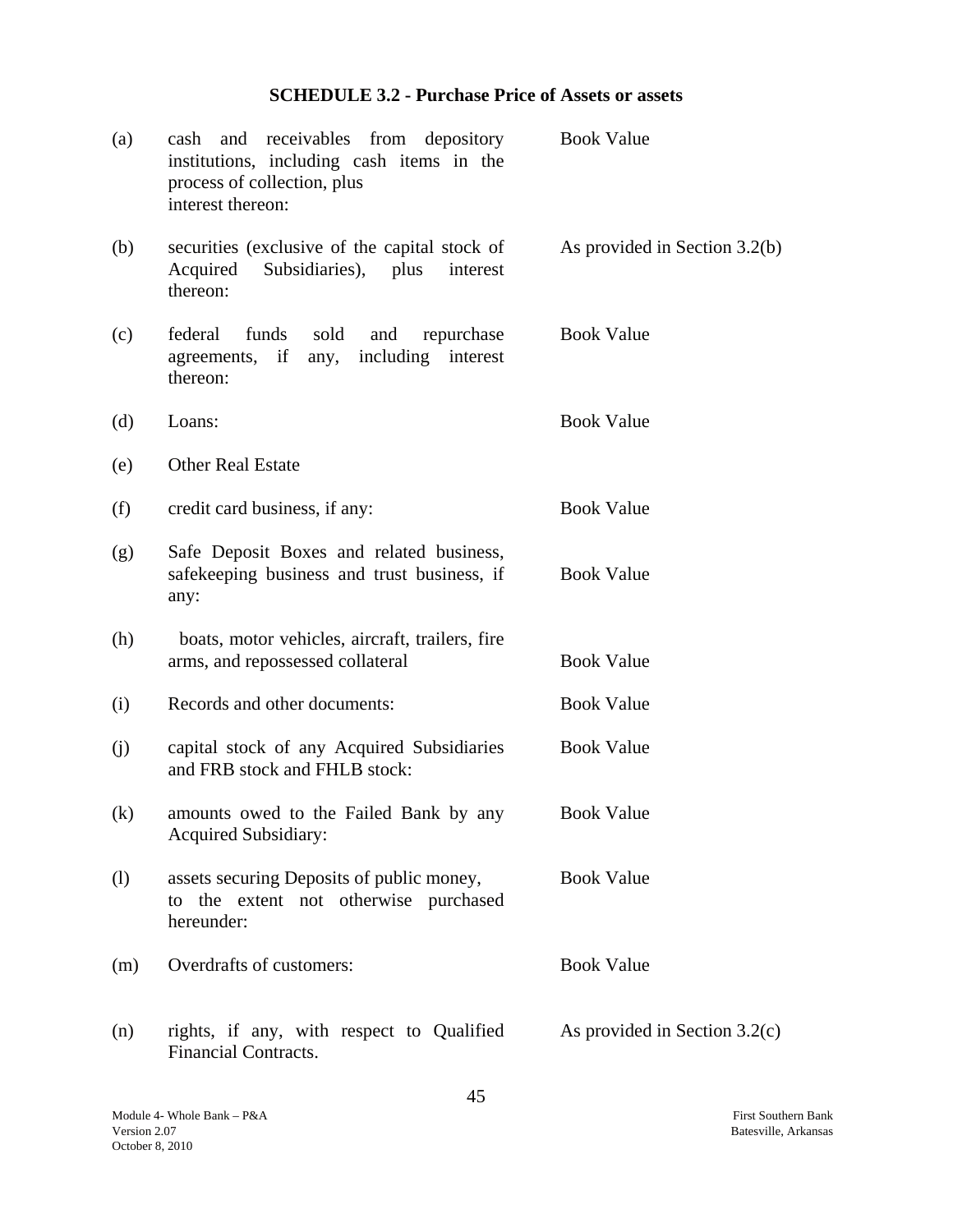## SCHEDULE 3.2 - Purchase Price of Assets or assets

| | | |
|---|---|---|
| (a) | cash and receivables from depository institutions, including cash items in the process of collection, plus interest thereon: | Book Value |
| (b) | securities (exclusive of the capital stock of Acquired Subsidiaries), plus interest thereon: | As provided in Section 3.2(b) |
| (c) | federal funds sold and repurchase agreements, if any, including interest thereon: | Book Value |
| (d) | Loans: | Book Value |
| (e) | Other Real Estate | |
| (f) | credit card business, if any: | Book Value |
| (g) | Safe Deposit Boxes and related business, safekeeping business and trust business, if any: | Book Value |
| (h) | boats, motor vehicles, aircraft, trailers, fire arms, and repossessed collateral | Book Value |
| (i) | Records and other documents: | Book Value |
| (j) | capital stock of any Acquired Subsidiaries and FRB stock and FHLB stock: | Book Value |
| (k) | amounts owed to the Failed Bank by any Acquired Subsidiary: | Book Value |
| (l) | assets securing Deposits of public money, to the extent not otherwise purchased hereunder: | Book Value |
| (m) | Overdrafts of customers: | Book Value |
| (n) | rights, if any, with respect to Qualified Financial Contracts. | As provided in Section 3.2(c) |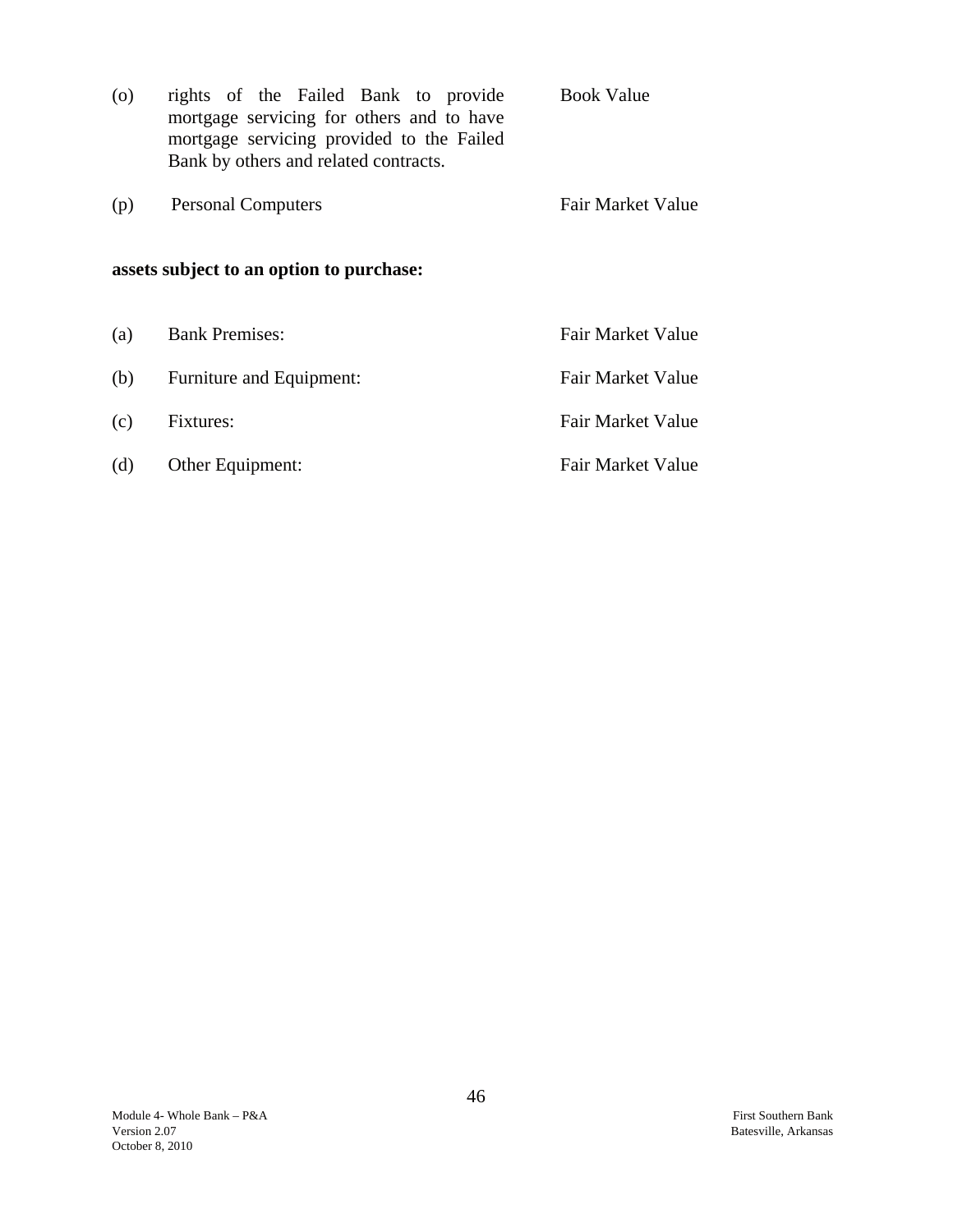| | | |
|---|---|---|
| (o) | rights of the Failed Bank to provide mortgage servicing for others and to have mortgage servicing provided to the Failed Bank by others and related contracts. | Book Value |
| (p) | Personal Computers | Fair Market Value |

**assets subject to an option to purchase:**

| | | |
|---|---|---|
| (a) | Bank Premises: | Fair Market Value |
| (b) | Furniture and Equipment: | Fair Market Value |
| (c) | Fixtures: | Fair Market Value |
| (d) | Other Equipment: | Fair Market Value |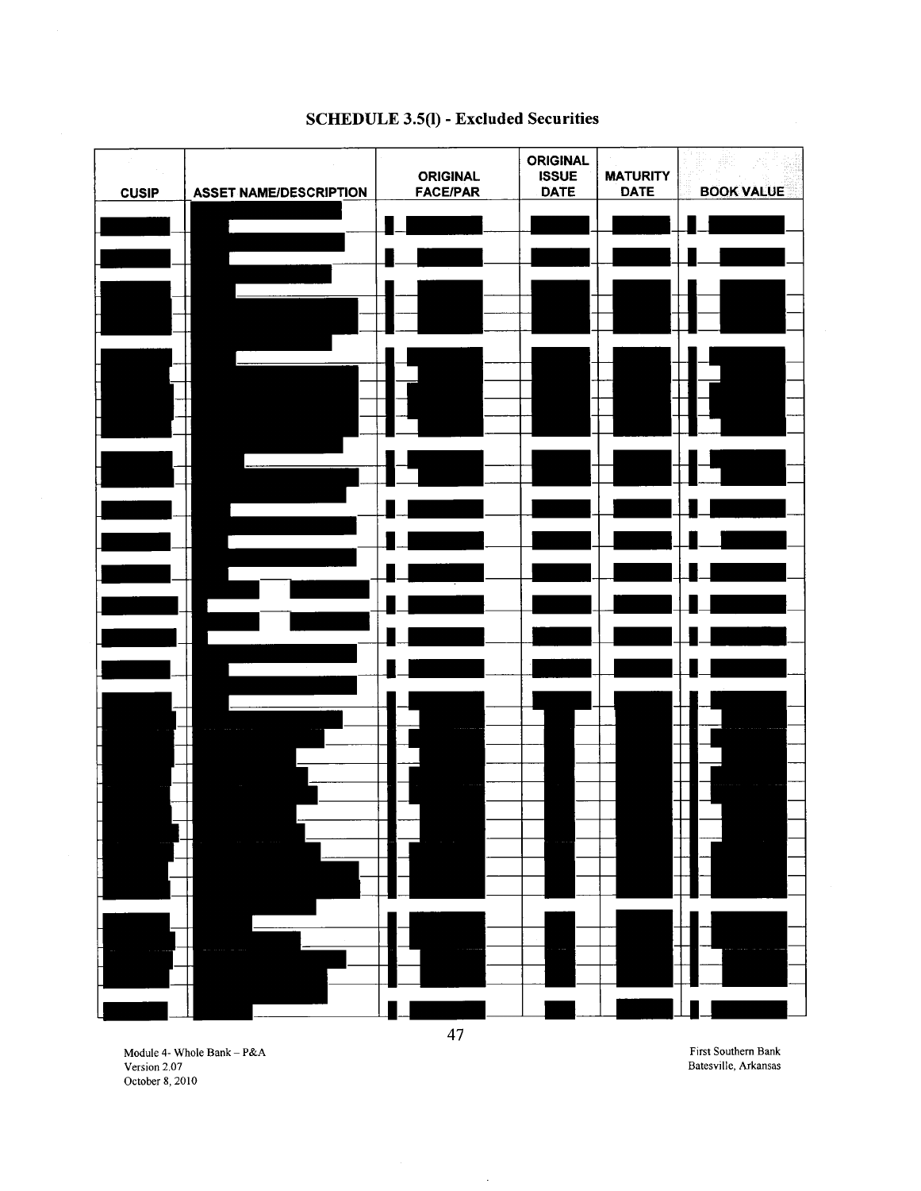## SCHEDULE 3.5(l) - Excluded Securities

| CUSIP | ASSET NAME/DESCRIPTION | ORIGINAL FACE/PAR | ORIGINAL ISSUE DATE | MATURITY DATE | BOOK VALUE |
|---|---|---|---|---|---|
| | | | | | |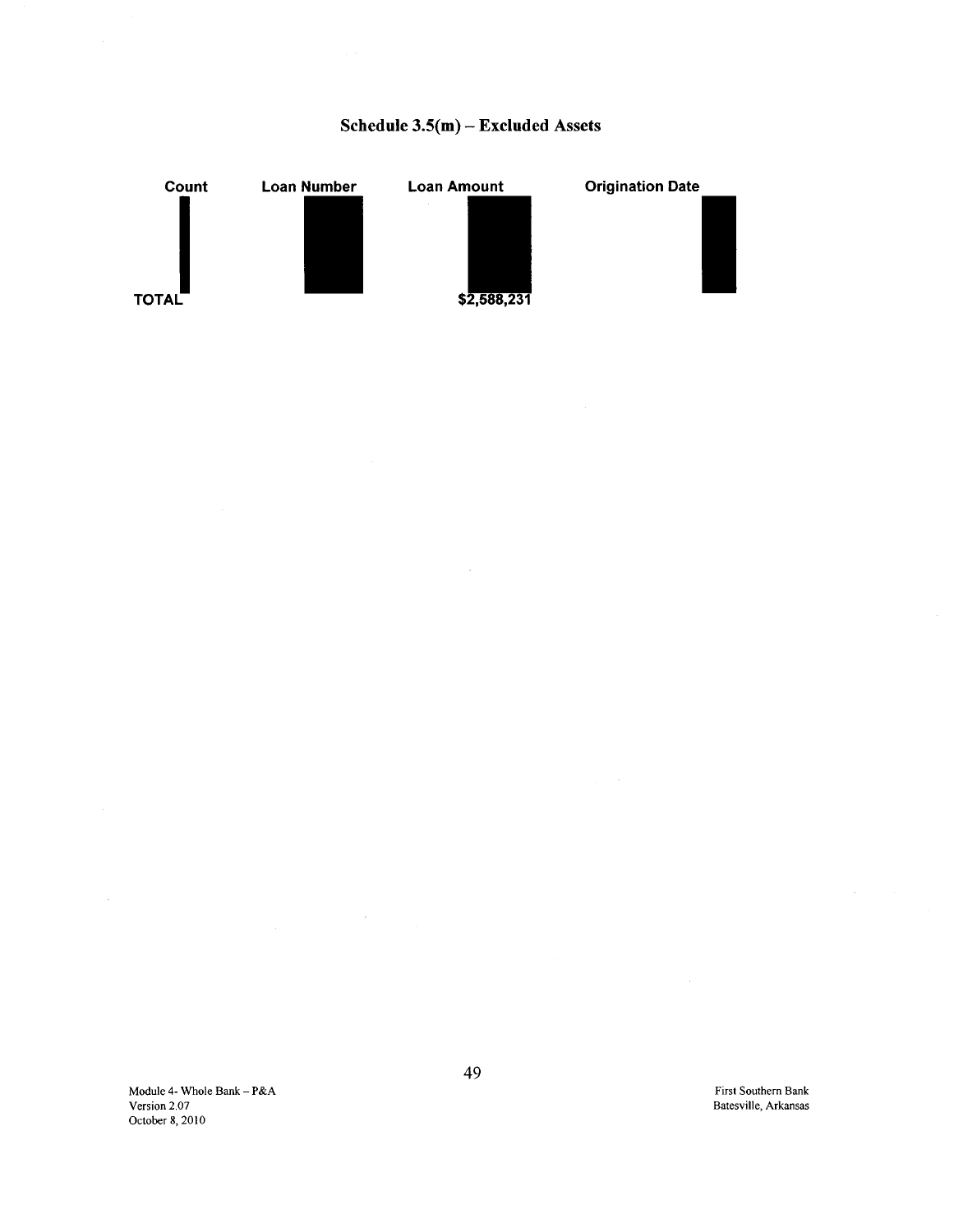## Schedule 3.5(m) – Excluded Assets

| Count | Loan Number | Loan Amount | Origination Date |
|---|---|---|---|
| | | | |
| TOTAL | | $2,588,231 | |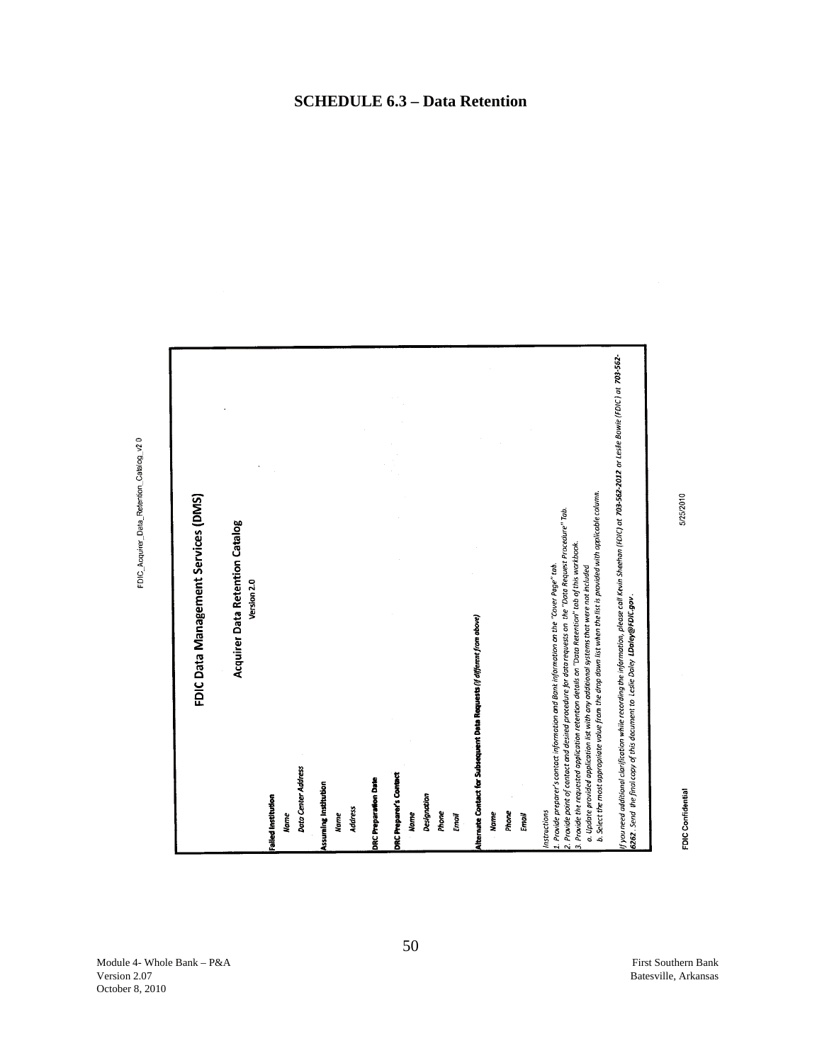# SCHEDULE 6.3 – Data Retention

FDIC_Acquirer_Data_Retention_Catalog_v2.0

## FDIC Data Management Services (DMS)

### Acquirer Data Retention Catalog

Version 2.0

**Failed Institution**

*Name*

*Data Center Address*

**Assuming Institution**

*Name*

*Address*

**DRC Preparation Date**

**DRC Preparer's Contact**

*Name*

*Designation*

*Phone*

*Email*

**Alternate Contact for Subsequent Data Requests (if different from above)**

*Name*

*Phone*

*Email*

*Instructions*

*1. Provide preparer's contact information and Bank information on the "Cover Page" tab.*

*2. Provide point of contact and desired procedure for data requests on the "Data Request Procedure" Tab.*

*3. Provide the requested application retention details on "Data Retention" tab of this workbook.*

*a. Update provided application list with any additional systems that were not included*

*b. Select the most appropriate value from the drop down list when the list is provided with applicable column.*

*If you need additional clarification while recording the information, please call Kevin Sheehan (FDIC) at **703-562-2012** or Leslie Bowie (FDIC) at **703-562-6262**. Send the final copy of this document to Leslie Daley **LDaley@FDIC.gov**.*

FDIC Confidential

5/25/2010

Module 4- Whole Bank – P&A
Version 2.07
October 8, 2010

First Southern Bank
Batesville, Arkansas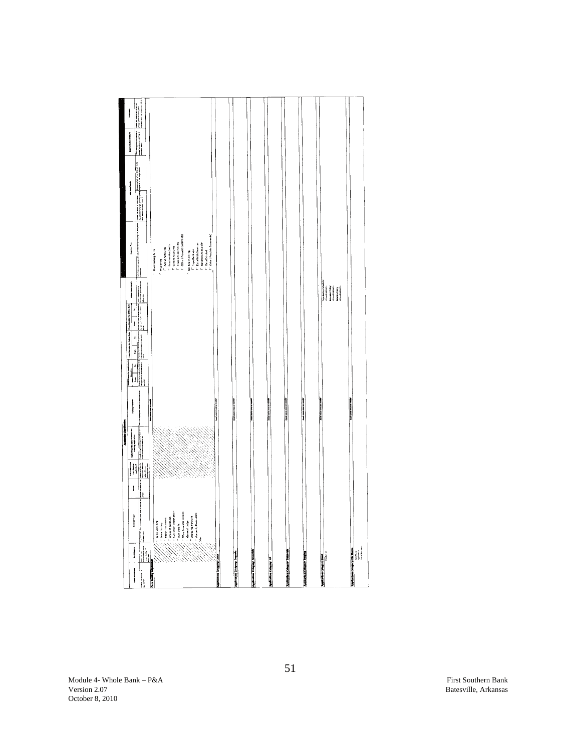## Application Classification

| Application Name | Sub-Category | Business Usage | Vendor | Data resides in the Core Banking application? | Support Lending and/or Core Banking application | Lending Software | Data Location Origination: From | To | Data Location Online: From | To | Online Department | Data Retention | Migration Details | Documentation Details | Comments |
|---|---|---|---|---|---|---|---|---|---|---|---|---|---|---|---|
| **Core Banking Application** | | ☐ Loan Servicing<br>☐ Loan History<br>☐ Deposit Accounts<br>☐ Account Balances<br>☐ Customer Information<br>☐ ACH Details<br>☐ Wire Transfer Details<br>☐ General Ledger<br>☐ Accounts Payable<br>☐ Accounts Receivable<br>Other | | | | | | | | | | ☐ Maintaining As Is<br>☐ Migrating<br>☐ Active Accounts<br>☐ Inactive Accounts<br>☐ Closed Accounts<br>☐ Transaction History<br>☐ Other (Provide Comments)<br>☐ Not Maintaining<br>☐ Tape/Archive<br>☐ Data With Servicer<br>☐ Data Not Available<br>☐ Data Deleted<br>☐ Other (Provide Comments) | | | |
| **Application Category: Loans** | | | | | | | | | | | | | | | |
| **Application Category: Deposits** | | | | | | | | | | | | | | | |
| **Application Category: Financials** | | | | | | | | | | | | | | | |
| **Application Category: HR** | | | | | | | | | | | | | | | |
| **Application Category: Corporate** | | | | | | | | | | | | | | | |
| **Application Category: Imaging** | | | | | | | | | | | | | | | |
| **Application Category: Email** | | | | | | | | | | | | | | | |
| **Application Category: File Shares** | | | | | | | | | | | | | | | |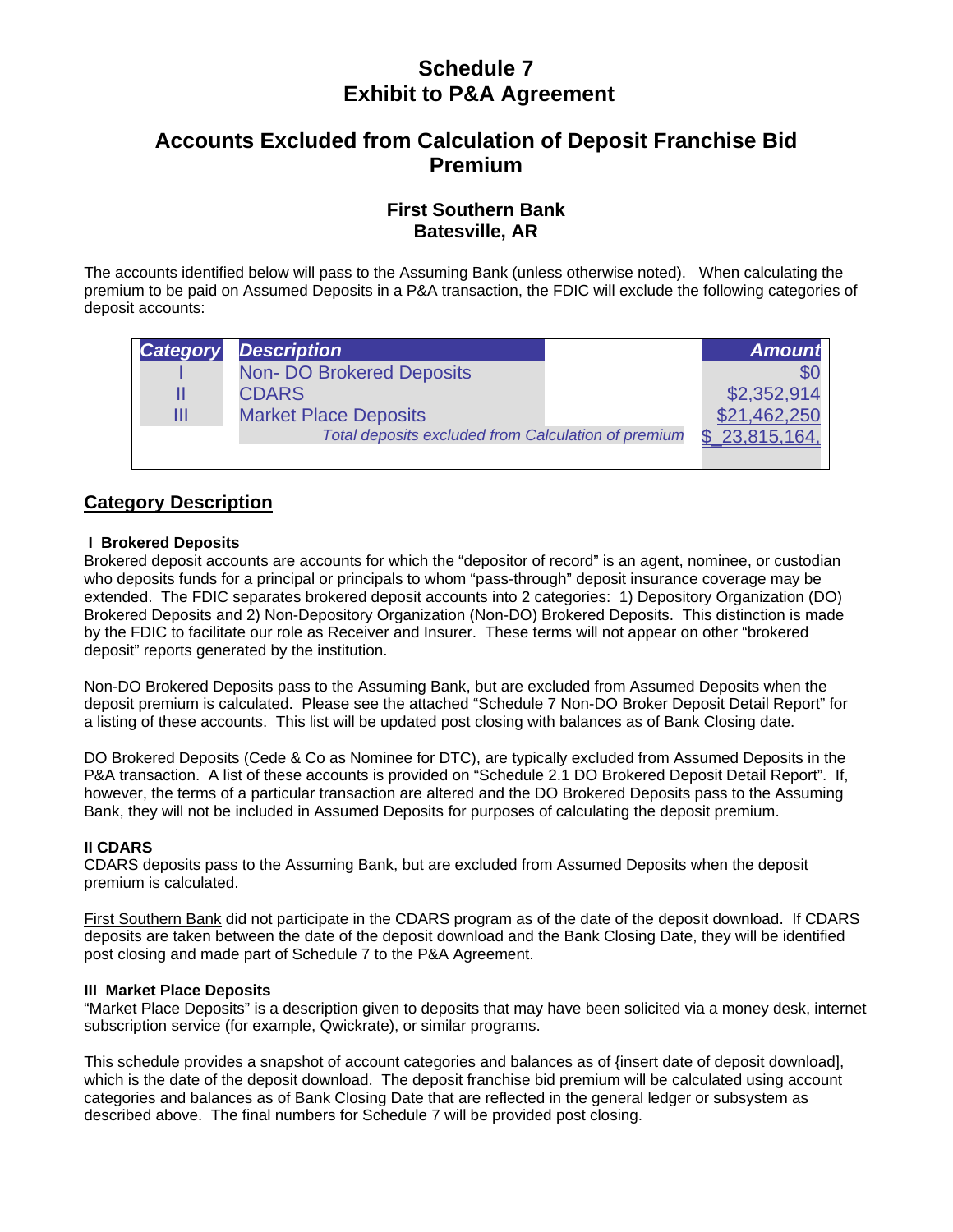# Schedule 7
# Exhibit to P&A Agreement

## Accounts Excluded from Calculation of Deposit Franchise Bid Premium

### First Southern Bank
### Batesville, AR

The accounts identified below will pass to the Assuming Bank (unless otherwise noted). When calculating the premium to be paid on Assumed Deposits in a P&A transaction, the FDIC will exclude the following categories of deposit accounts:

| Category | Description | Amount |
|---|---|---|
| I | Non- DO Brokered Deposits | $0 |
| II | CDARS | $2,352,914 |
| III | Market Place Deposits | $21,462,250 |
| | *Total deposits excluded from Calculation of premium* | $ 23,815,164, |

## Category Description

**I Brokered Deposits**
Brokered deposit accounts are accounts for which the "depositor of record" is an agent, nominee, or custodian who deposits funds for a principal or principals to whom "pass-through" deposit insurance coverage may be extended. The FDIC separates brokered deposit accounts into 2 categories: 1) Depository Organization (DO) Brokered Deposits and 2) Non-Depository Organization (Non-DO) Brokered Deposits. This distinction is made by the FDIC to facilitate our role as Receiver and Insurer. These terms will not appear on other "brokered deposit" reports generated by the institution.

Non-DO Brokered Deposits pass to the Assuming Bank, but are excluded from Assumed Deposits when the deposit premium is calculated. Please see the attached "Schedule 7 Non-DO Broker Deposit Detail Report" for a listing of these accounts. This list will be updated post closing with balances as of Bank Closing date.

DO Brokered Deposits (Cede & Co as Nominee for DTC), are typically excluded from Assumed Deposits in the P&A transaction. A list of these accounts is provided on "Schedule 2.1 DO Brokered Deposit Detail Report". If, however, the terms of a particular transaction are altered and the DO Brokered Deposits pass to the Assuming Bank, they will not be included in Assumed Deposits for purposes of calculating the deposit premium.

**II CDARS**
CDARS deposits pass to the Assuming Bank, but are excluded from Assumed Deposits when the deposit premium is calculated.

First Southern Bank did not participate in the CDARS program as of the date of the deposit download. If CDARS deposits are taken between the date of the deposit download and the Bank Closing Date, they will be identified post closing and made part of Schedule 7 to the P&A Agreement.

**III Market Place Deposits**
"Market Place Deposits" is a description given to deposits that may have been solicited via a money desk, internet subscription service (for example, Qwickrate), or similar programs.

This schedule provides a snapshot of account categories and balances as of {insert date of deposit download], which is the date of the deposit download. The deposit franchise bid premium will be calculated using account categories and balances as of Bank Closing Date that are reflected in the general ledger or subsystem as described above. The final numbers for Schedule 7 will be provided post closing.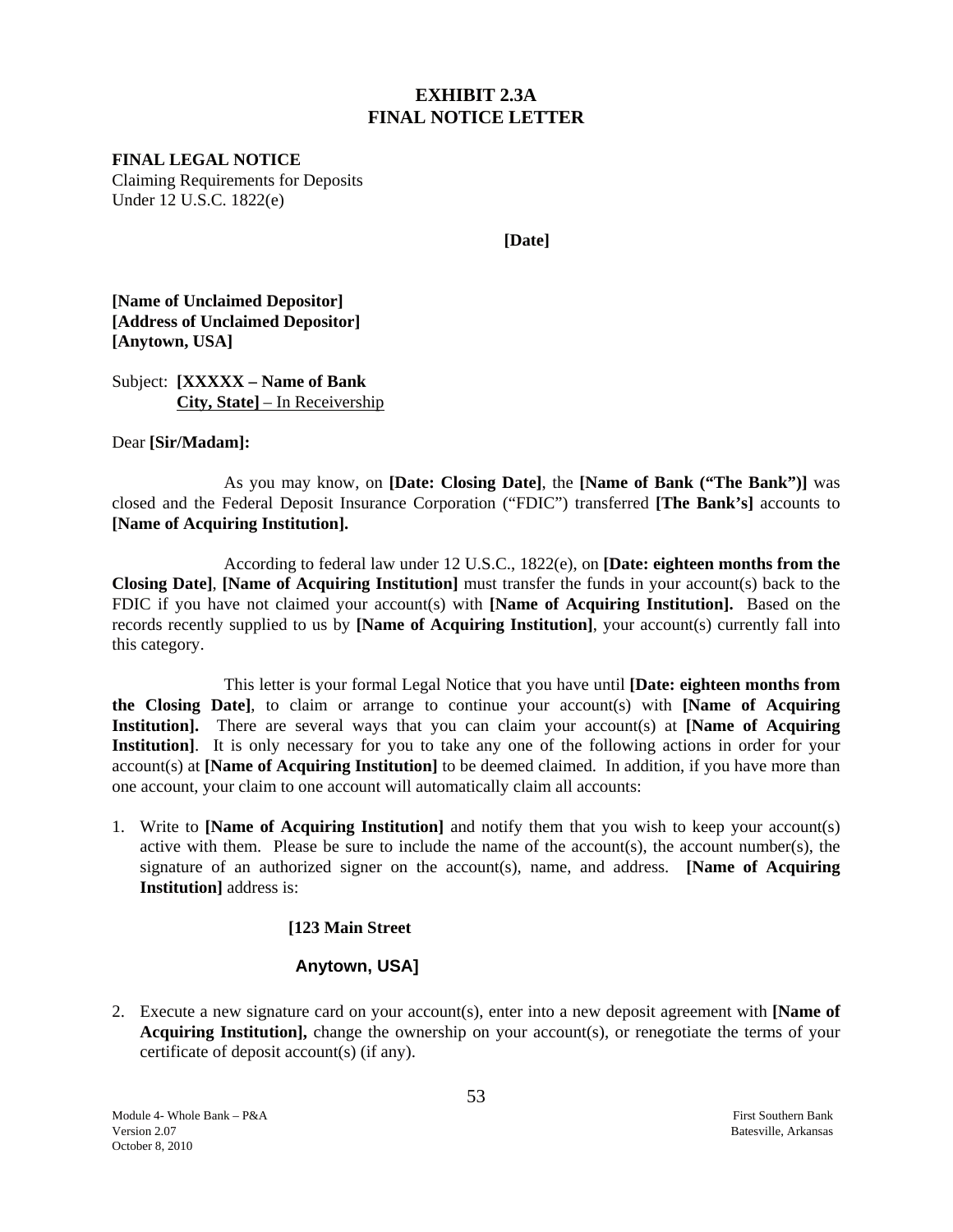# EXHIBIT 2.3A
# FINAL NOTICE LETTER

**FINAL LEGAL NOTICE**
Claiming Requirements for Deposits
Under 12 U.S.C. 1822(e)

**[Date]**

**[Name of Unclaimed Depositor]**
**[Address of Unclaimed Depositor]**
**[Anytown, USA]**

Subject: **[XXXXX – Name of Bank**
**City, State]** – In Receivership

Dear **[Sir/Madam]:**

As you may know, on **[Date: Closing Date]**, the **[Name of Bank ("The Bank")]** was closed and the Federal Deposit Insurance Corporation ("FDIC") transferred **[The Bank's]** accounts to **[Name of Acquiring Institution].**

According to federal law under 12 U.S.C., 1822(e), on **[Date: eighteen months from the Closing Date]**, **[Name of Acquiring Institution]** must transfer the funds in your account(s) back to the FDIC if you have not claimed your account(s) with **[Name of Acquiring Institution].** Based on the records recently supplied to us by **[Name of Acquiring Institution]**, your account(s) currently fall into this category.

This letter is your formal Legal Notice that you have until **[Date: eighteen months from the Closing Date]**, to claim or arrange to continue your account(s) with **[Name of Acquiring Institution].** There are several ways that you can claim your account(s) at **[Name of Acquiring Institution]**. It is only necessary for you to take any one of the following actions in order for your account(s) at **[Name of Acquiring Institution]** to be deemed claimed. In addition, if you have more than one account, your claim to one account will automatically claim all accounts:

1. Write to **[Name of Acquiring Institution]** and notify them that you wish to keep your account(s) active with them. Please be sure to include the name of the account(s), the account number(s), the signature of an authorized signer on the account(s), name, and address. **[Name of Acquiring Institution]** address is:

   **[123 Main Street**

   **Anytown, USA]**

2. Execute a new signature card on your account(s), enter into a new deposit agreement with **[Name of Acquiring Institution],** change the ownership on your account(s), or renegotiate the terms of your certificate of deposit account(s) (if any).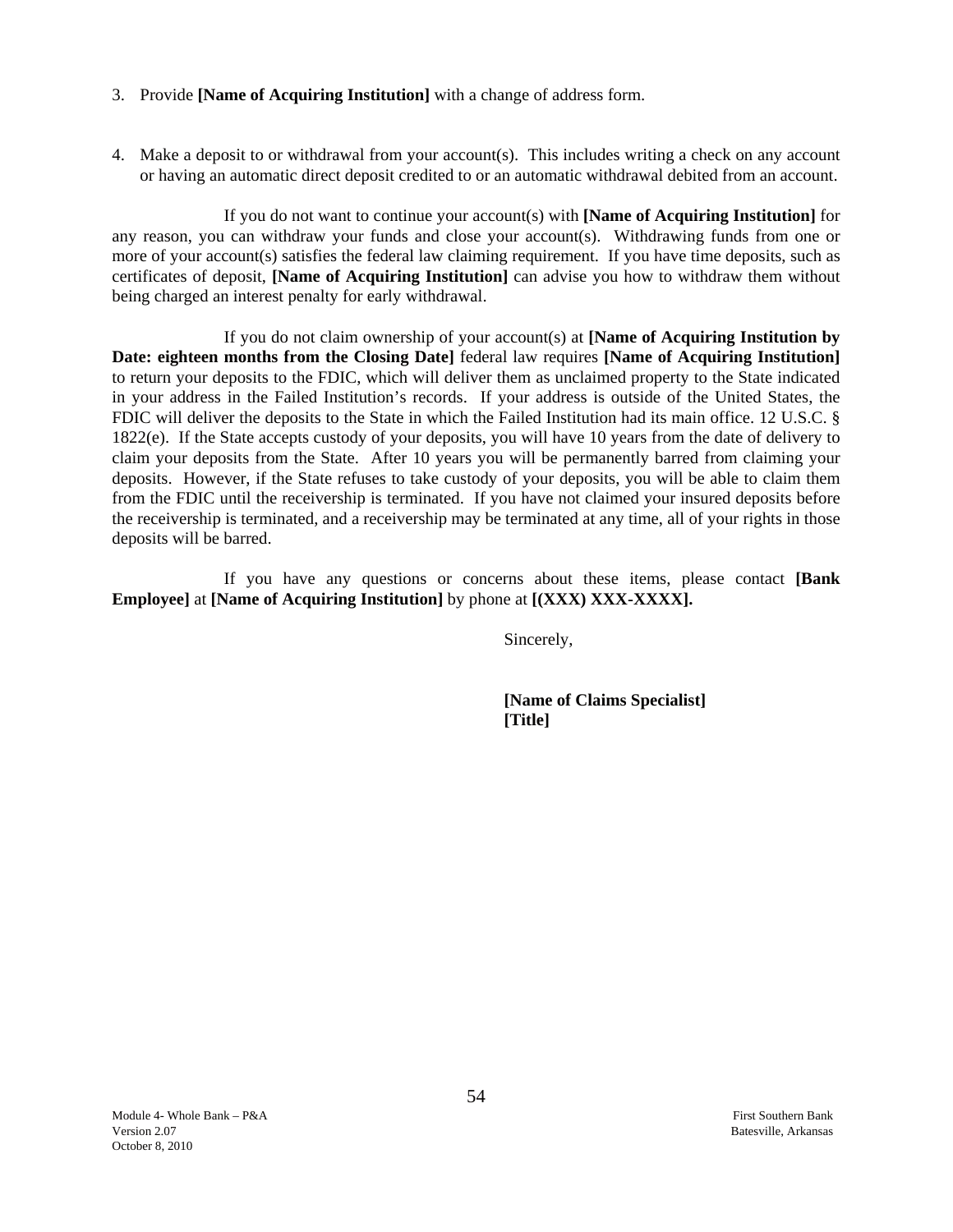3. Provide **[Name of Acquiring Institution]** with a change of address form.

4. Make a deposit to or withdrawal from your account(s). This includes writing a check on any account or having an automatic direct deposit credited to or an automatic withdrawal debited from an account.

If you do not want to continue your account(s) with **[Name of Acquiring Institution]** for any reason, you can withdraw your funds and close your account(s). Withdrawing funds from one or more of your account(s) satisfies the federal law claiming requirement. If you have time deposits, such as certificates of deposit, **[Name of Acquiring Institution]** can advise you how to withdraw them without being charged an interest penalty for early withdrawal.

If you do not claim ownership of your account(s) at **[Name of Acquiring Institution by Date: eighteen months from the Closing Date]** federal law requires **[Name of Acquiring Institution]** to return your deposits to the FDIC, which will deliver them as unclaimed property to the State indicated in your address in the Failed Institution's records. If your address is outside of the United States, the FDIC will deliver the deposits to the State in which the Failed Institution had its main office. 12 U.S.C. § 1822(e). If the State accepts custody of your deposits, you will have 10 years from the date of delivery to claim your deposits from the State. After 10 years you will be permanently barred from claiming your deposits. However, if the State refuses to take custody of your deposits, you will be able to claim them from the FDIC until the receivership is terminated. If you have not claimed your insured deposits before the receivership is terminated, and a receivership may be terminated at any time, all of your rights in those deposits will be barred.

If you have any questions or concerns about these items, please contact **[Bank Employee]** at **[Name of Acquiring Institution]** by phone at **[(XXX) XXX-XXXX].**

Sincerely,

**[Name of Claims Specialist]**
**[Title]**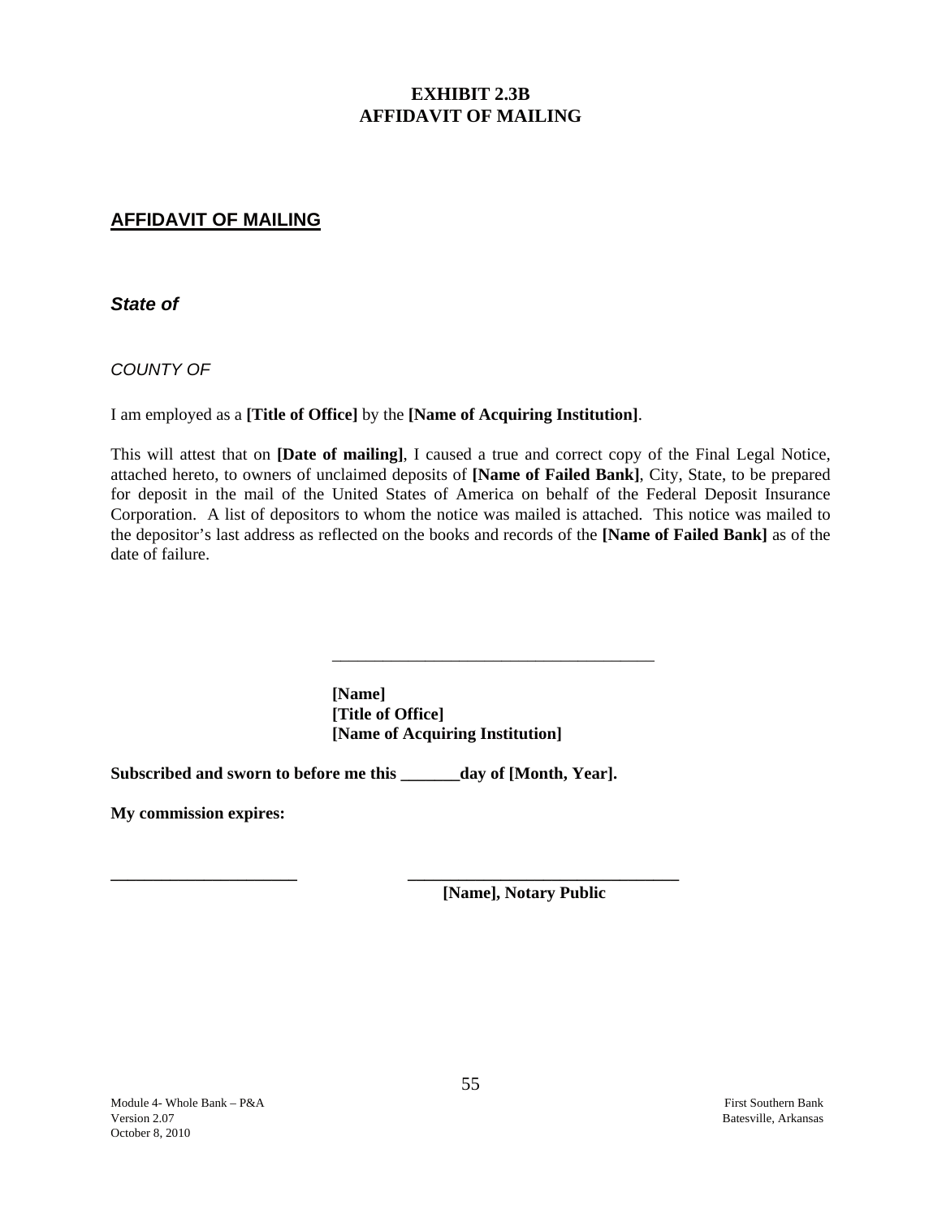# EXHIBIT 2.3B
# AFFIDAVIT OF MAILING

## AFFIDAVIT OF MAILING

***State of***

*COUNTY OF*

I am employed as a **[Title of Office]** by the **[Name of Acquiring Institution]**.

This will attest that on **[Date of mailing]**, I caused a true and correct copy of the Final Legal Notice, attached hereto, to owners of unclaimed deposits of **[Name of Failed Bank]**, City, State, to be prepared for deposit in the mail of the United States of America on behalf of the Federal Deposit Insurance Corporation. A list of depositors to whom the notice was mailed is attached. This notice was mailed to the depositor's last address as reflected on the books and records of the **[Name of Failed Bank]** as of the date of failure.

\_\_\_\_\_\_\_\_\_\_\_\_\_\_\_\_\_\_\_\_\_\_\_\_\_\_\_\_\_\_\_\_\_\_\_\_\_\_\_

**[Name]**
**[Title of Office]**
**[Name of Acquiring Institution]**

**Subscribed and sworn to before me this \_\_\_\_\_\_\_day of [Month, Year].**

**My commission expires:**

\_\_\_\_\_\_\_\_\_\_\_\_\_\_\_\_\_\_\_\_\_\_ \_\_\_\_\_\_\_\_\_\_\_\_\_\_\_\_\_\_\_\_\_\_\_\_\_\_\_\_\_\_\_\_\_\_
**[Name], Notary Public**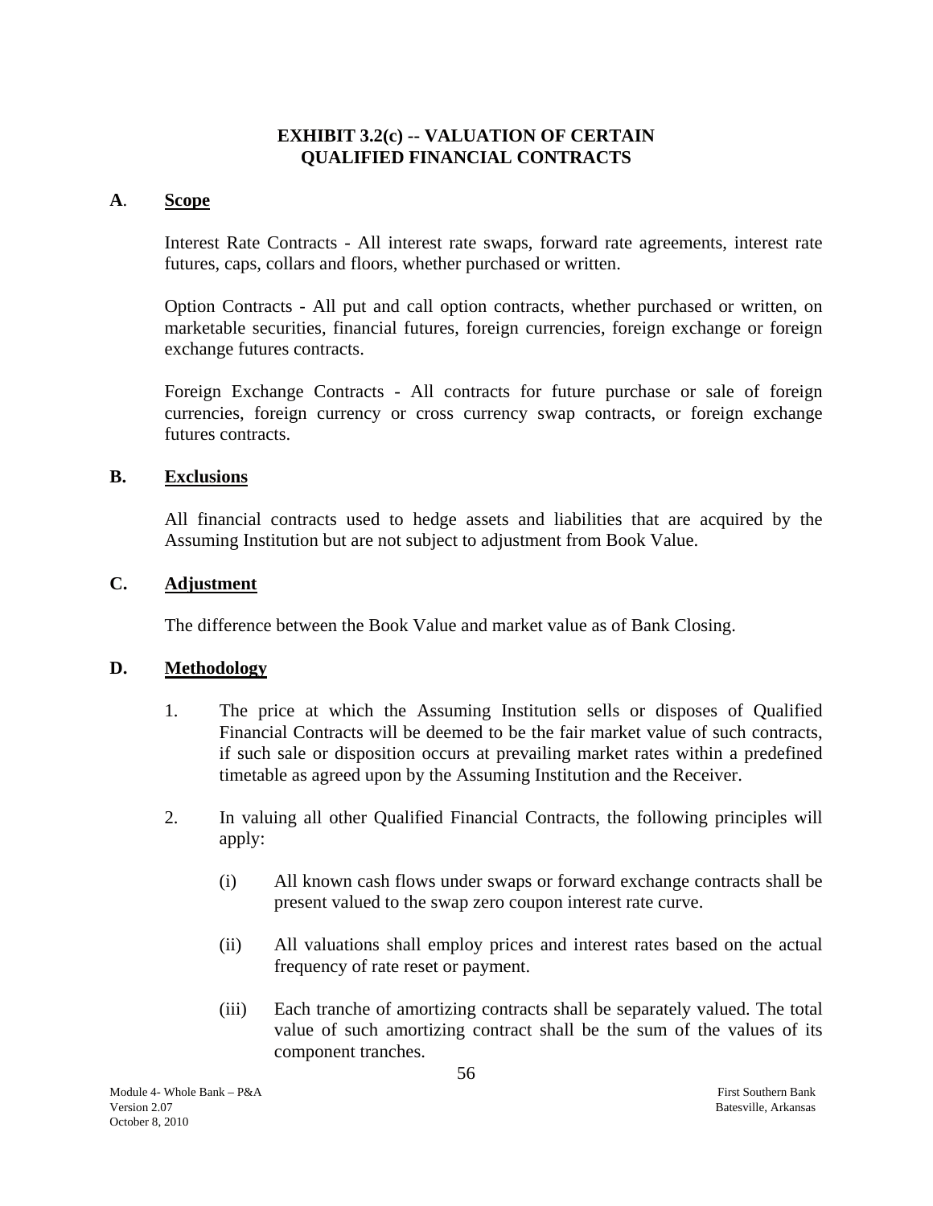# EXHIBIT 3.2(c) -- VALUATION OF CERTAIN QUALIFIED FINANCIAL CONTRACTS

## A. Scope

Interest Rate Contracts - All interest rate swaps, forward rate agreements, interest rate futures, caps, collars and floors, whether purchased or written.

Option Contracts - All put and call option contracts, whether purchased or written, on marketable securities, financial futures, foreign currencies, foreign exchange or foreign exchange futures contracts.

Foreign Exchange Contracts - All contracts for future purchase or sale of foreign currencies, foreign currency or cross currency swap contracts, or foreign exchange futures contracts.

## B. Exclusions

All financial contracts used to hedge assets and liabilities that are acquired by the Assuming Institution but are not subject to adjustment from Book Value.

## C. Adjustment

The difference between the Book Value and market value as of Bank Closing.

## D. Methodology

1. The price at which the Assuming Institution sells or disposes of Qualified Financial Contracts will be deemed to be the fair market value of such contracts, if such sale or disposition occurs at prevailing market rates within a predefined timetable as agreed upon by the Assuming Institution and the Receiver.

2. In valuing all other Qualified Financial Contracts, the following principles will apply:

   (i) All known cash flows under swaps or forward exchange contracts shall be present valued to the swap zero coupon interest rate curve.

   (ii) All valuations shall employ prices and interest rates based on the actual frequency of rate reset or payment.

   (iii) Each tranche of amortizing contracts shall be separately valued. The total value of such amortizing contract shall be the sum of the values of its component tranches.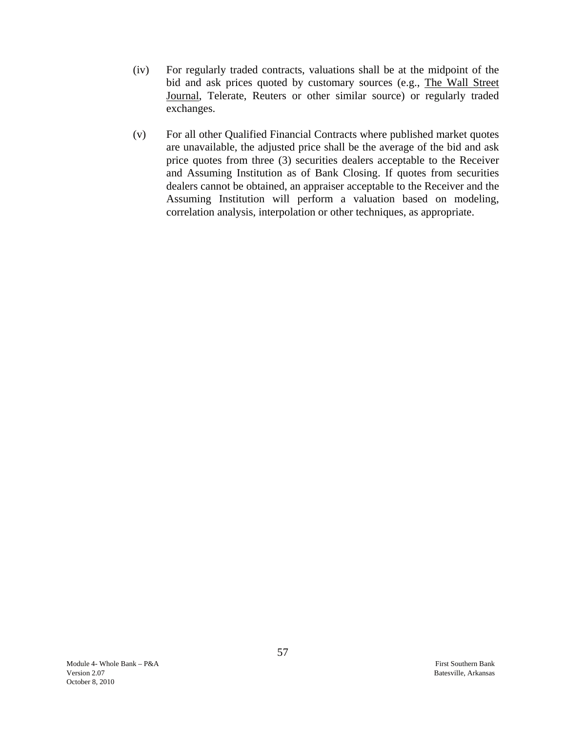(iv) For regularly traded contracts, valuations shall be at the midpoint of the bid and ask prices quoted by customary sources (e.g., The Wall Street Journal, Telerate, Reuters or other similar source) or regularly traded exchanges.

(v) For all other Qualified Financial Contracts where published market quotes are unavailable, the adjusted price shall be the average of the bid and ask price quotes from three (3) securities dealers acceptable to the Receiver and Assuming Institution as of Bank Closing. If quotes from securities dealers cannot be obtained, an appraiser acceptable to the Receiver and the Assuming Institution will perform a valuation based on modeling, correlation analysis, interpolation or other techniques, as appropriate.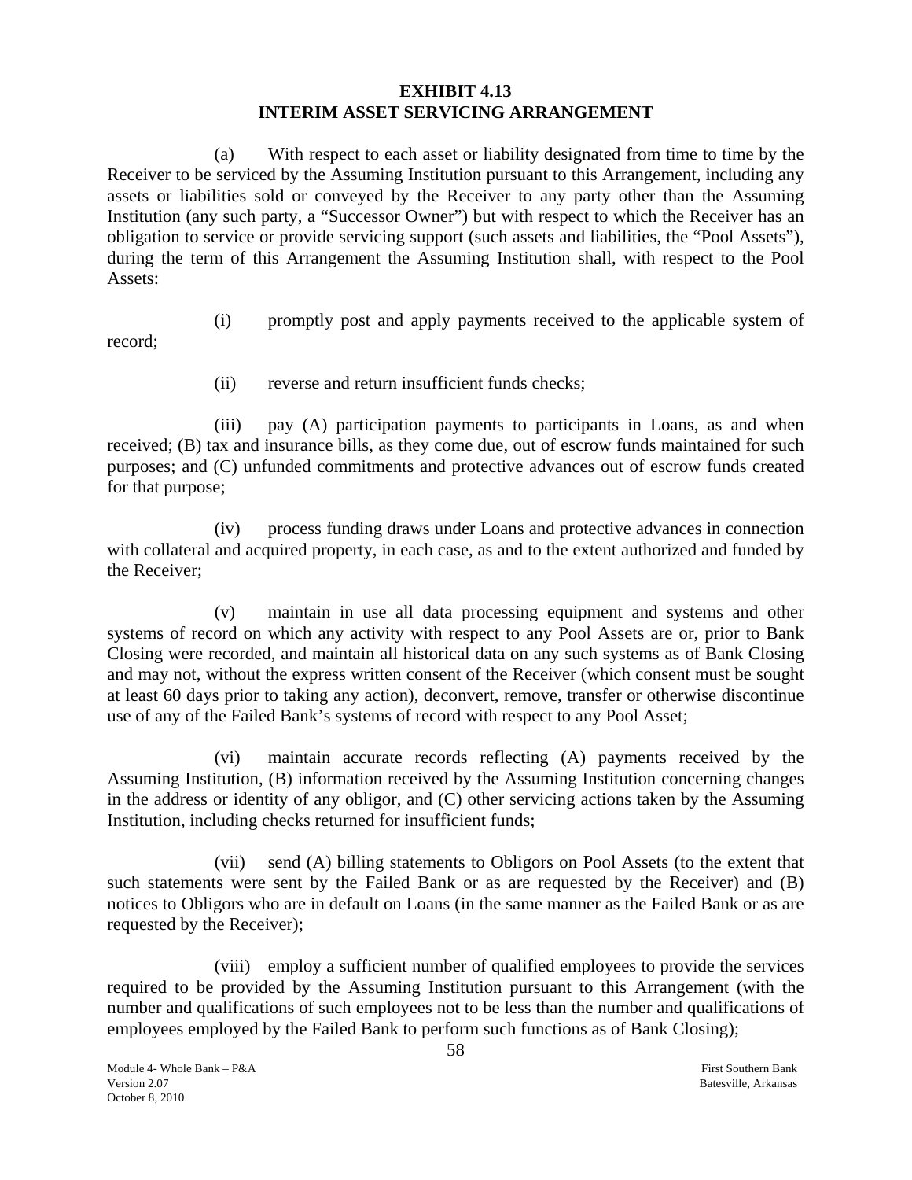# EXHIBIT 4.13
# INTERIM ASSET SERVICING ARRANGEMENT

(a) With respect to each asset or liability designated from time to time by the Receiver to be serviced by the Assuming Institution pursuant to this Arrangement, including any assets or liabilities sold or conveyed by the Receiver to any party other than the Assuming Institution (any such party, a "Successor Owner") but with respect to which the Receiver has an obligation to service or provide servicing support (such assets and liabilities, the "Pool Assets"), during the term of this Arrangement the Assuming Institution shall, with respect to the Pool Assets:

(i) promptly post and apply payments received to the applicable system of record;

(ii) reverse and return insufficient funds checks;

(iii) pay (A) participation payments to participants in Loans, as and when received; (B) tax and insurance bills, as they come due, out of escrow funds maintained for such purposes; and (C) unfunded commitments and protective advances out of escrow funds created for that purpose;

(iv) process funding draws under Loans and protective advances in connection with collateral and acquired property, in each case, as and to the extent authorized and funded by the Receiver;

(v) maintain in use all data processing equipment and systems and other systems of record on which any activity with respect to any Pool Assets are or, prior to Bank Closing were recorded, and maintain all historical data on any such systems as of Bank Closing and may not, without the express written consent of the Receiver (which consent must be sought at least 60 days prior to taking any action), deconvert, remove, transfer or otherwise discontinue use of any of the Failed Bank's systems of record with respect to any Pool Asset;

(vi) maintain accurate records reflecting (A) payments received by the Assuming Institution, (B) information received by the Assuming Institution concerning changes in the address or identity of any obligor, and (C) other servicing actions taken by the Assuming Institution, including checks returned for insufficient funds;

(vii) send (A) billing statements to Obligors on Pool Assets (to the extent that such statements were sent by the Failed Bank or as are requested by the Receiver) and (B) notices to Obligors who are in default on Loans (in the same manner as the Failed Bank or as are requested by the Receiver);

(viii) employ a sufficient number of qualified employees to provide the services required to be provided by the Assuming Institution pursuant to this Arrangement (with the number and qualifications of such employees not to be less than the number and qualifications of employees employed by the Failed Bank to perform such functions as of Bank Closing);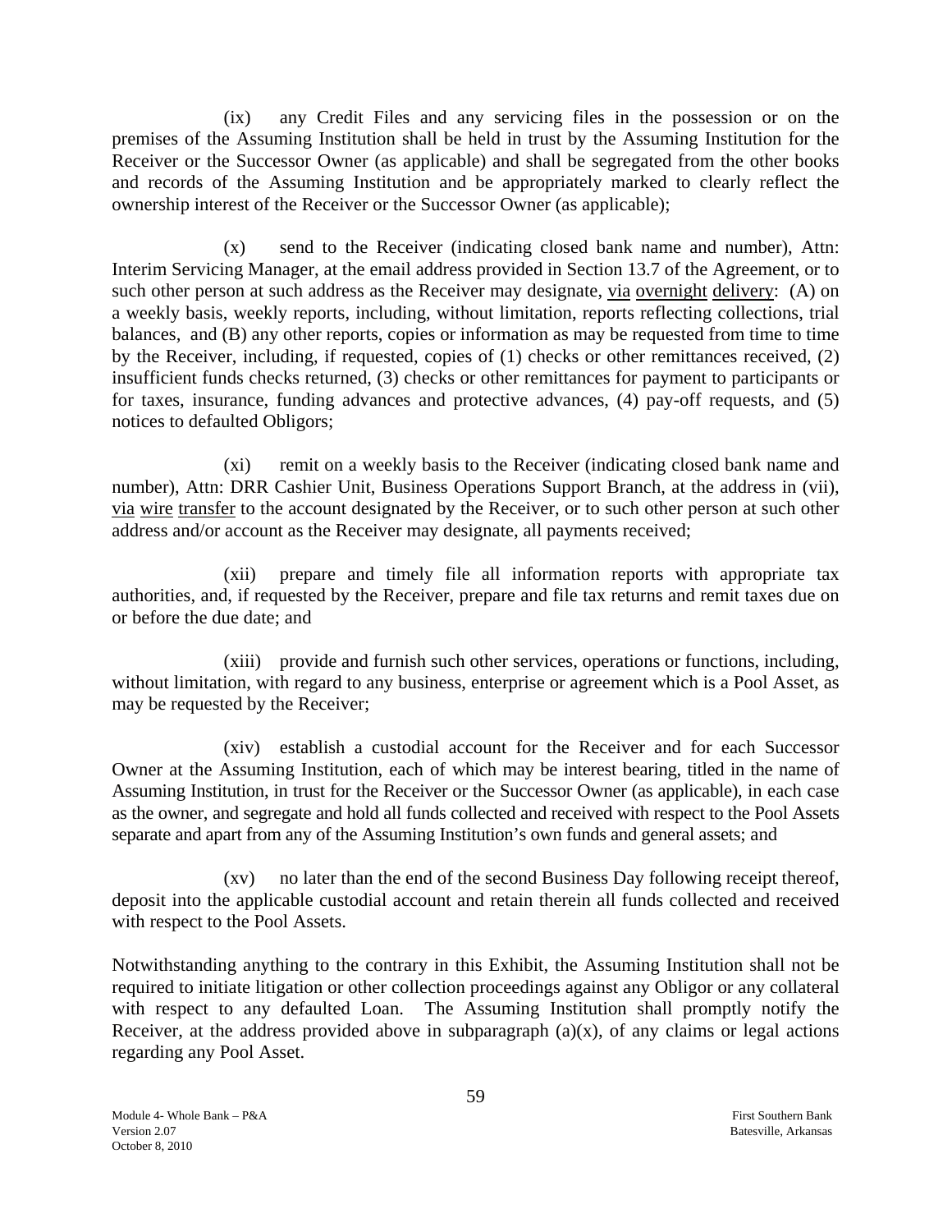(ix) any Credit Files and any servicing files in the possession or on the premises of the Assuming Institution shall be held in trust by the Assuming Institution for the Receiver or the Successor Owner (as applicable) and shall be segregated from the other books and records of the Assuming Institution and be appropriately marked to clearly reflect the ownership interest of the Receiver or the Successor Owner (as applicable);

(x) send to the Receiver (indicating closed bank name and number), Attn: Interim Servicing Manager, at the email address provided in Section 13.7 of the Agreement, or to such other person at such address as the Receiver may designate, via overnight delivery: (A) on a weekly basis, weekly reports, including, without limitation, reports reflecting collections, trial balances, and (B) any other reports, copies or information as may be requested from time to time by the Receiver, including, if requested, copies of (1) checks or other remittances received, (2) insufficient funds checks returned, (3) checks or other remittances for payment to participants or for taxes, insurance, funding advances and protective advances, (4) pay-off requests, and (5) notices to defaulted Obligors;

(xi) remit on a weekly basis to the Receiver (indicating closed bank name and number), Attn: DRR Cashier Unit, Business Operations Support Branch, at the address in (vii), via wire transfer to the account designated by the Receiver, or to such other person at such other address and/or account as the Receiver may designate, all payments received;

(xii) prepare and timely file all information reports with appropriate tax authorities, and, if requested by the Receiver, prepare and file tax returns and remit taxes due on or before the due date; and

(xiii) provide and furnish such other services, operations or functions, including, without limitation, with regard to any business, enterprise or agreement which is a Pool Asset, as may be requested by the Receiver;

(xiv) establish a custodial account for the Receiver and for each Successor Owner at the Assuming Institution, each of which may be interest bearing, titled in the name of Assuming Institution, in trust for the Receiver or the Successor Owner (as applicable), in each case as the owner, and segregate and hold all funds collected and received with respect to the Pool Assets separate and apart from any of the Assuming Institution's own funds and general assets; and

(xv) no later than the end of the second Business Day following receipt thereof, deposit into the applicable custodial account and retain therein all funds collected and received with respect to the Pool Assets.

Notwithstanding anything to the contrary in this Exhibit, the Assuming Institution shall not be required to initiate litigation or other collection proceedings against any Obligor or any collateral with respect to any defaulted Loan. The Assuming Institution shall promptly notify the Receiver, at the address provided above in subparagraph (a)(x), of any claims or legal actions regarding any Pool Asset.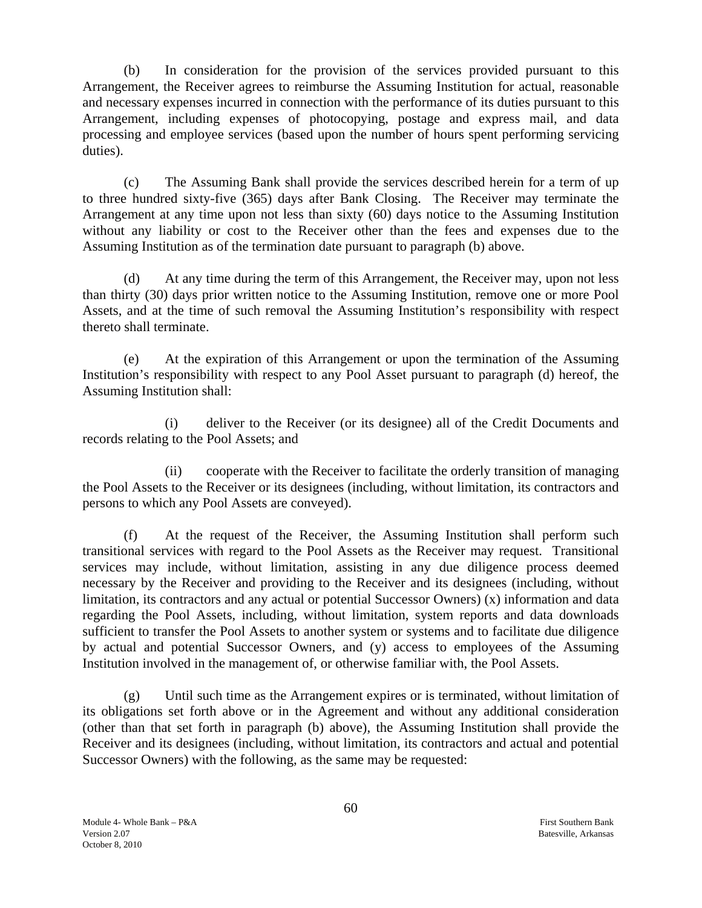(b) In consideration for the provision of the services provided pursuant to this Arrangement, the Receiver agrees to reimburse the Assuming Institution for actual, reasonable and necessary expenses incurred in connection with the performance of its duties pursuant to this Arrangement, including expenses of photocopying, postage and express mail, and data processing and employee services (based upon the number of hours spent performing servicing duties).

(c) The Assuming Bank shall provide the services described herein for a term of up to three hundred sixty-five (365) days after Bank Closing. The Receiver may terminate the Arrangement at any time upon not less than sixty (60) days notice to the Assuming Institution without any liability or cost to the Receiver other than the fees and expenses due to the Assuming Institution as of the termination date pursuant to paragraph (b) above.

(d) At any time during the term of this Arrangement, the Receiver may, upon not less than thirty (30) days prior written notice to the Assuming Institution, remove one or more Pool Assets, and at the time of such removal the Assuming Institution's responsibility with respect thereto shall terminate.

(e) At the expiration of this Arrangement or upon the termination of the Assuming Institution's responsibility with respect to any Pool Asset pursuant to paragraph (d) hereof, the Assuming Institution shall:

(i) deliver to the Receiver (or its designee) all of the Credit Documents and records relating to the Pool Assets; and

(ii) cooperate with the Receiver to facilitate the orderly transition of managing the Pool Assets to the Receiver or its designees (including, without limitation, its contractors and persons to which any Pool Assets are conveyed).

(f) At the request of the Receiver, the Assuming Institution shall perform such transitional services with regard to the Pool Assets as the Receiver may request. Transitional services may include, without limitation, assisting in any due diligence process deemed necessary by the Receiver and providing to the Receiver and its designees (including, without limitation, its contractors and any actual or potential Successor Owners) (x) information and data regarding the Pool Assets, including, without limitation, system reports and data downloads sufficient to transfer the Pool Assets to another system or systems and to facilitate due diligence by actual and potential Successor Owners, and (y) access to employees of the Assuming Institution involved in the management of, or otherwise familiar with, the Pool Assets.

(g) Until such time as the Arrangement expires or is terminated, without limitation of its obligations set forth above or in the Agreement and without any additional consideration (other than that set forth in paragraph (b) above), the Assuming Institution shall provide the Receiver and its designees (including, without limitation, its contractors and actual and potential Successor Owners) with the following, as the same may be requested: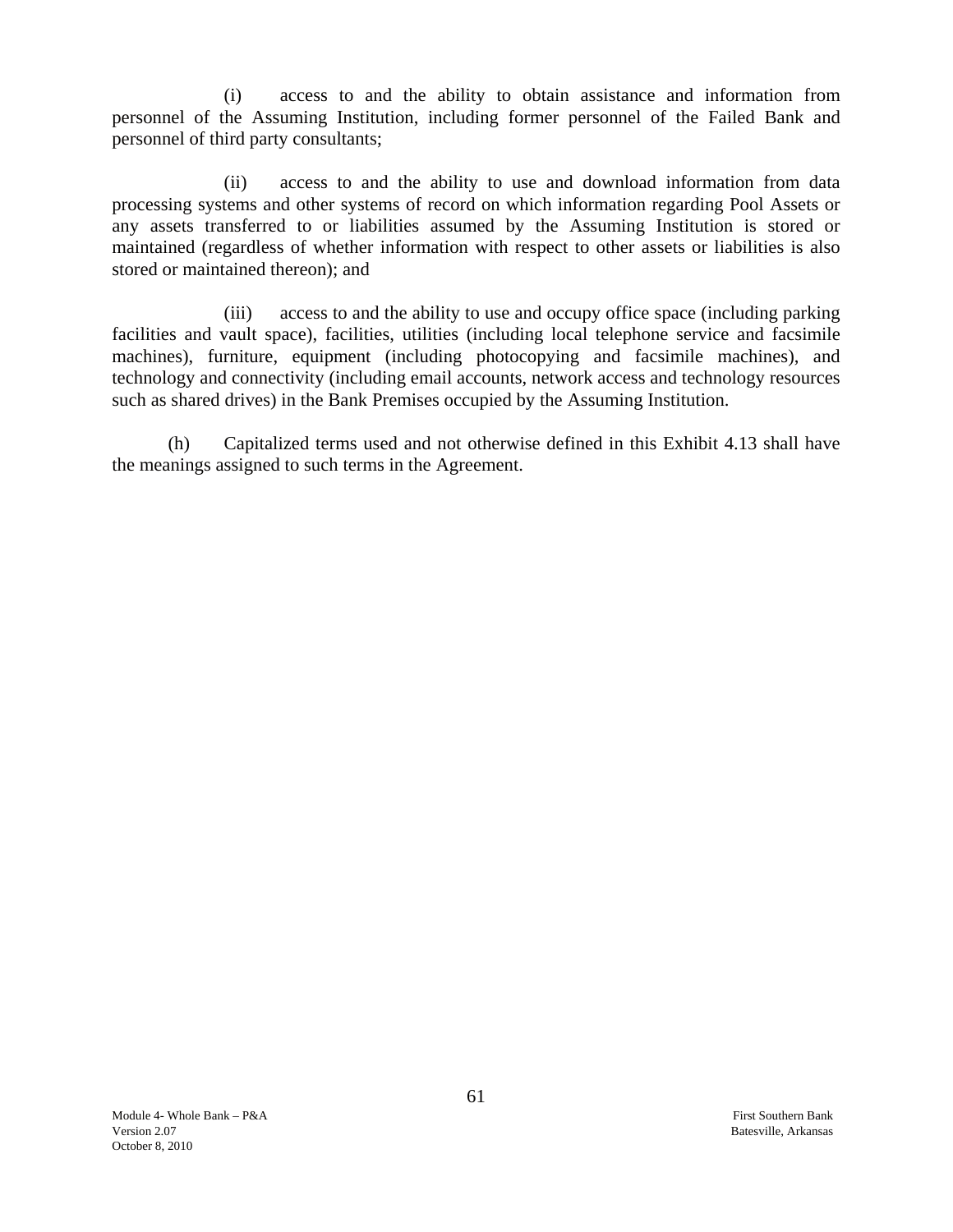(i) access to and the ability to obtain assistance and information from personnel of the Assuming Institution, including former personnel of the Failed Bank and personnel of third party consultants;

(ii) access to and the ability to use and download information from data processing systems and other systems of record on which information regarding Pool Assets or any assets transferred to or liabilities assumed by the Assuming Institution is stored or maintained (regardless of whether information with respect to other assets or liabilities is also stored or maintained thereon); and

(iii) access to and the ability to use and occupy office space (including parking facilities and vault space), facilities, utilities (including local telephone service and facsimile machines), furniture, equipment (including photocopying and facsimile machines), and technology and connectivity (including email accounts, network access and technology resources such as shared drives) in the Bank Premises occupied by the Assuming Institution.

(h) Capitalized terms used and not otherwise defined in this Exhibit 4.13 shall have the meanings assigned to such terms in the Agreement.